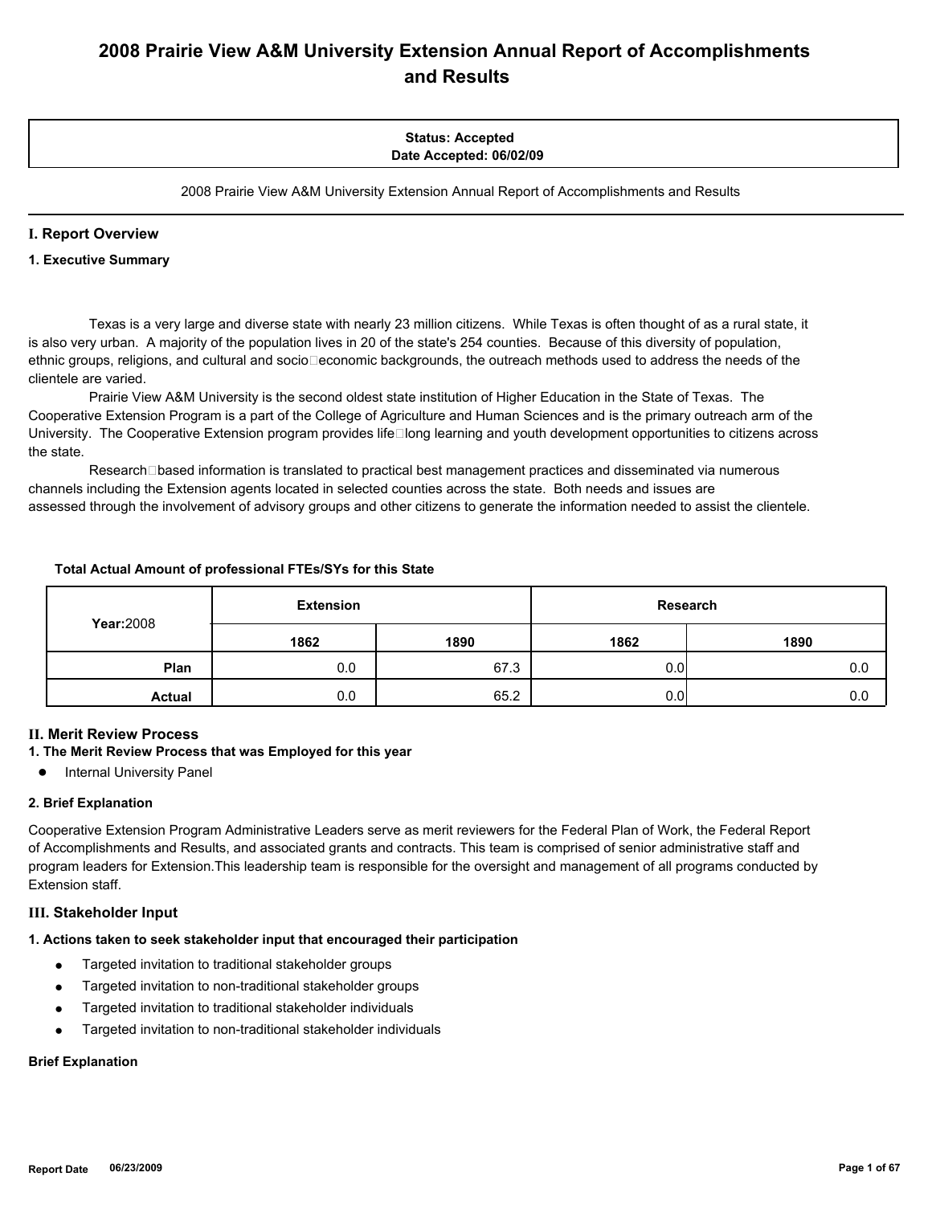# 2008 Prairie View A&M University Extension Annual Report of Accomplishments and Results

**Status: Accepted**
**Date Accepted: 06/02/09**

2008 Prairie View A&M University Extension Annual Report of Accomplishments and Results

## I. Report Overview

### 1. Executive Summary

Texas is a very large and diverse state with nearly 23 million citizens. While Texas is often thought of as a rural state, it is also very urban. A majority of the population lives in 20 of the state's 254 counties. Because of this diversity of population, ethnic groups, religions, and cultural and socio-economic backgrounds, the outreach methods used to address the needs of the clientele are varied.

Prairie View A&M University is the second oldest state institution of Higher Education in the State of Texas. The Cooperative Extension Program is a part of the College of Agriculture and Human Sciences and is the primary outreach arm of the University. The Cooperative Extension program provides life-long learning and youth development opportunities to citizens across the state.

Research-based information is translated to practical best management practices and disseminated via numerous channels including the Extension agents located in selected counties across the state. Both needs and issues are assessed through the involvement of advisory groups and other citizens to generate the information needed to assist the clientele.

**Total Actual Amount of professional FTEs/SYs for this State**

| Year:2008 | Extension | | Research | |
|---|---|---|---|---|
| | 1862 | 1890 | 1862 | 1890 |
| **Plan** | 0.0 | 67.3 | 0.0 | 0.0 |
| **Actual** | 0.0 | 65.2 | 0.0 | 0.0 |

## II. Merit Review Process

### 1. The Merit Review Process that was Employed for this year

- Internal University Panel

### 2. Brief Explanation

Cooperative Extension Program Administrative Leaders serve as merit reviewers for the Federal Plan of Work, the Federal Report of Accomplishments and Results, and associated grants and contracts. This team is comprised of senior administrative staff and program leaders for Extension.This leadership team is responsible for the oversight and management of all programs conducted by Extension staff.

## III. Stakeholder Input

### 1. Actions taken to seek stakeholder input that encouraged their participation

- Targeted invitation to traditional stakeholder groups
- Targeted invitation to non-traditional stakeholder groups
- Targeted invitation to traditional stakeholder individuals
- Targeted invitation to non-traditional stakeholder individuals

**Brief Explanation**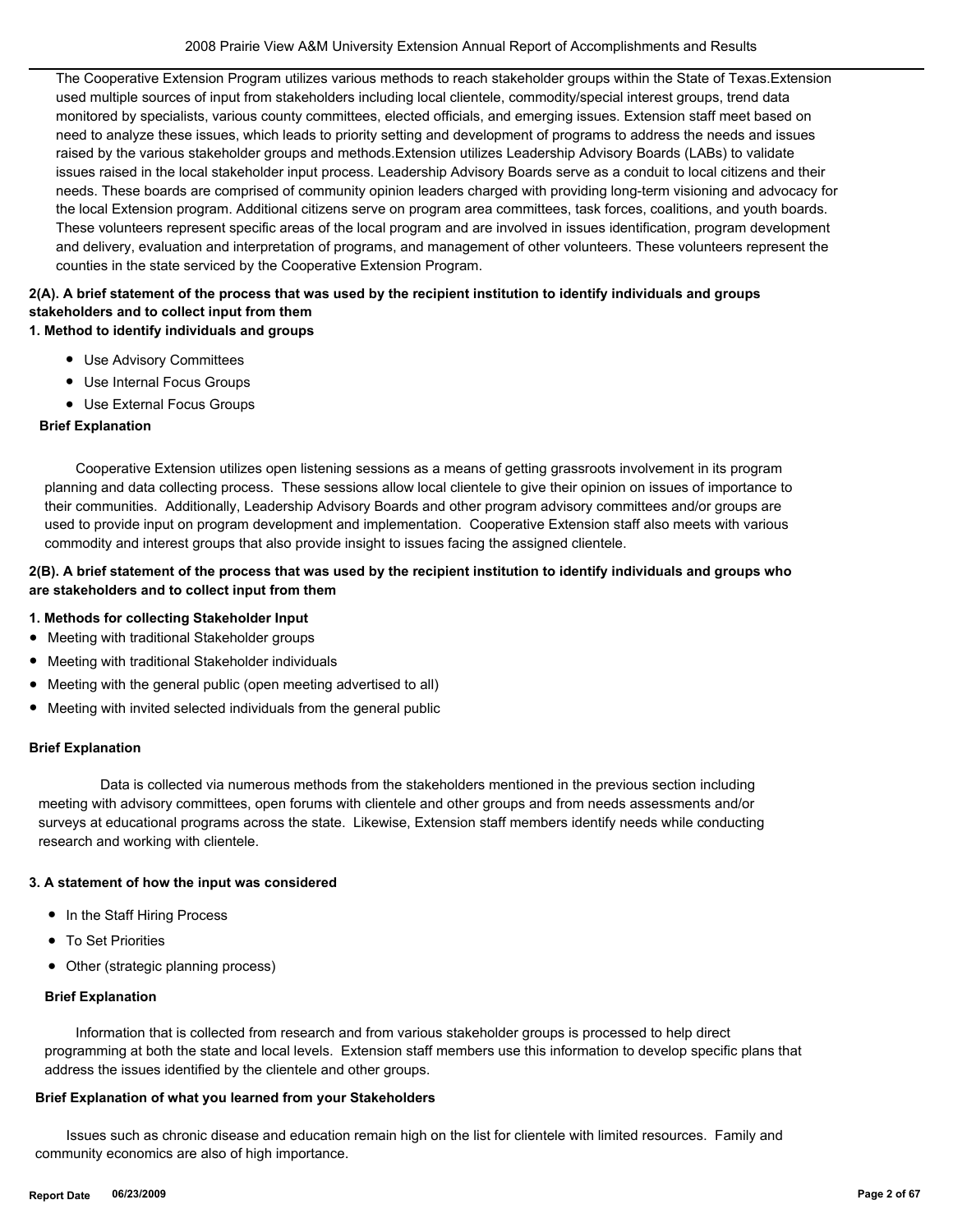The Cooperative Extension Program utilizes various methods to reach stakeholder groups within the State of Texas.Extension used multiple sources of input from stakeholders including local clientele, commodity/special interest groups, trend data monitored by specialists, various county committees, elected officials, and emerging issues. Extension staff meet based on need to analyze these issues, which leads to priority setting and development of programs to address the needs and issues raised by the various stakeholder groups and methods.Extension utilizes Leadership Advisory Boards (LABs) to validate issues raised in the local stakeholder input process. Leadership Advisory Boards serve as a conduit to local citizens and their needs. These boards are comprised of community opinion leaders charged with providing long-term visioning and advocacy for the local Extension program. Additional citizens serve on program area committees, task forces, coalitions, and youth boards. These volunteers represent specific areas of the local program and are involved in issues identification, program development and delivery, evaluation and interpretation of programs, and management of other volunteers. These volunteers represent the counties in the state serviced by the Cooperative Extension Program.

**2(A). A brief statement of the process that was used by the recipient institution to identify individuals and groups stakeholders and to collect input from them**

**1. Method to identify individuals and groups**

- Use Advisory Committees
- Use Internal Focus Groups
- Use External Focus Groups

**Brief Explanation**

Cooperative Extension utilizes open listening sessions as a means of getting grassroots involvement in its program planning and data collecting process. These sessions allow local clientele to give their opinion on issues of importance to their communities. Additionally, Leadership Advisory Boards and other program advisory committees and/or groups are used to provide input on program development and implementation. Cooperative Extension staff also meets with various commodity and interest groups that also provide insight to issues facing the assigned clientele.

**2(B). A brief statement of the process that was used by the recipient institution to identify individuals and groups who are stakeholders and to collect input from them**

**1. Methods for collecting Stakeholder Input**

- Meeting with traditional Stakeholder groups
- Meeting with traditional Stakeholder individuals
- Meeting with the general public (open meeting advertised to all)
- Meeting with invited selected individuals from the general public

**Brief Explanation**

Data is collected via numerous methods from the stakeholders mentioned in the previous section including meeting with advisory committees, open forums with clientele and other groups and from needs assessments and/or surveys at educational programs across the state. Likewise, Extension staff members identify needs while conducting research and working with clientele.

**3. A statement of how the input was considered**

- In the Staff Hiring Process
- To Set Priorities
- Other (strategic planning process)

**Brief Explanation**

Information that is collected from research and from various stakeholder groups is processed to help direct programming at both the state and local levels. Extension staff members use this information to develop specific plans that address the issues identified by the clientele and other groups.

**Brief Explanation of what you learned from your Stakeholders**

Issues such as chronic disease and education remain high on the list for clientele with limited resources. Family and community economics are also of high importance.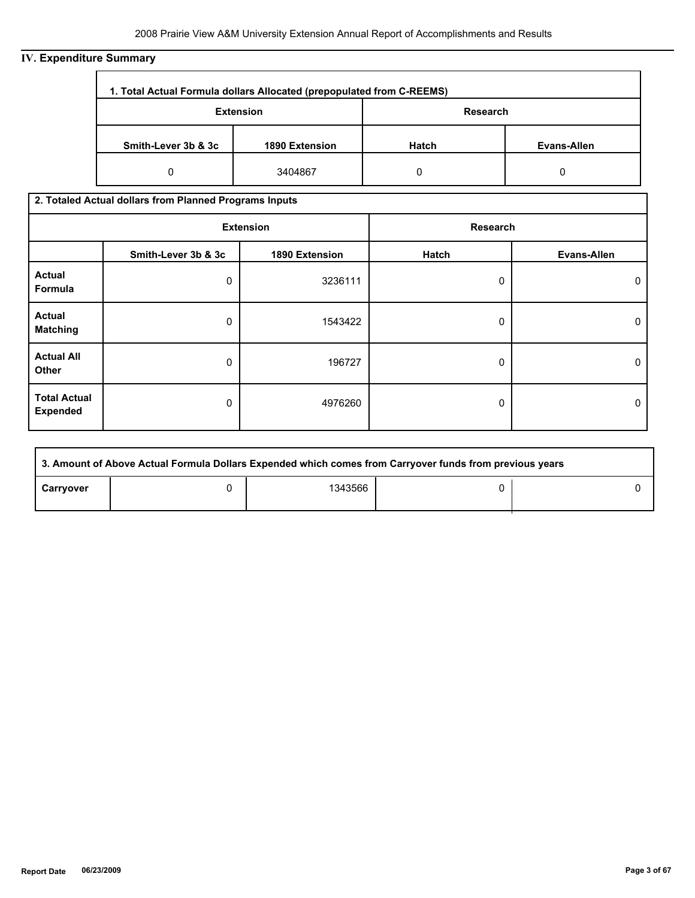## IV. Expenditure Summary

| 1. Total Actual Formula dollars Allocated (prepopulated from C-REEMS) | | | |
|---|---|---|---|
| Extension | | Research | |
| Smith-Lever 3b & 3c | 1890 Extension | Hatch | Evans-Allen |
| 0 | 3404867 | 0 | 0 |

| 2. Totaled Actual dollars from Planned Programs Inputs | | | | |
|---|---|---|---|---|
| | Extension | | Research | |
| | Smith-Lever 3b & 3c | 1890 Extension | Hatch | Evans-Allen |
| Actual Formula | 0 | 3236111 | 0 | 0 |
| Actual Matching | 0 | 1543422 | 0 | 0 |
| Actual All Other | 0 | 196727 | 0 | 0 |
| Total Actual Expended | 0 | 4976260 | 0 | 0 |

| 3. Amount of Above Actual Formula Dollars Expended which comes from Carryover funds from previous years | | | | |
|---|---|---|---|---|
| Carryover | 0 | 1343566 | 0 | 0 |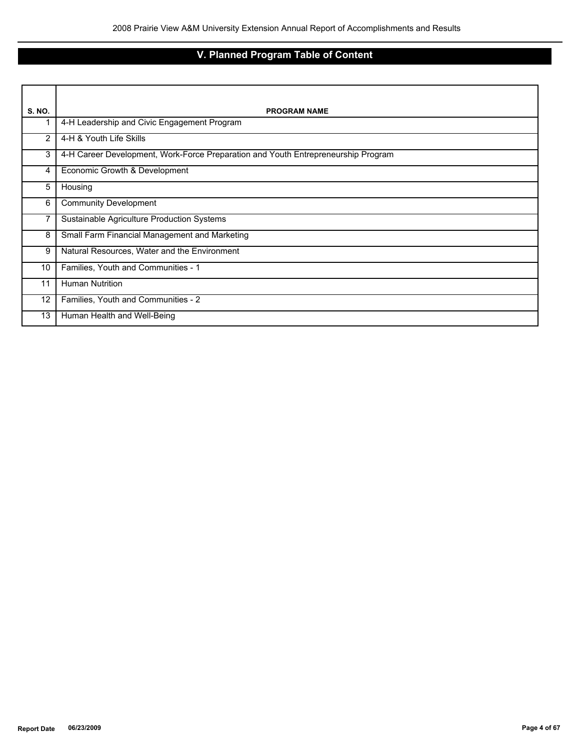## V. Planned Program Table of Content

| S. NO. | PROGRAM NAME |
|---|---|
| 1 | 4-H Leadership and Civic Engagement Program |
| 2 | 4-H & Youth Life Skills |
| 3 | 4-H Career Development, Work-Force Preparation and Youth Entrepreneurship Program |
| 4 | Economic Growth & Development |
| 5 | Housing |
| 6 | Community Development |
| 7 | Sustainable Agriculture Production Systems |
| 8 | Small Farm Financial Management and Marketing |
| 9 | Natural Resources, Water and the Environment |
| 10 | Families, Youth and Communities - 1 |
| 11 | Human Nutrition |
| 12 | Families, Youth and Communities - 2 |
| 13 | Human Health and Well-Being |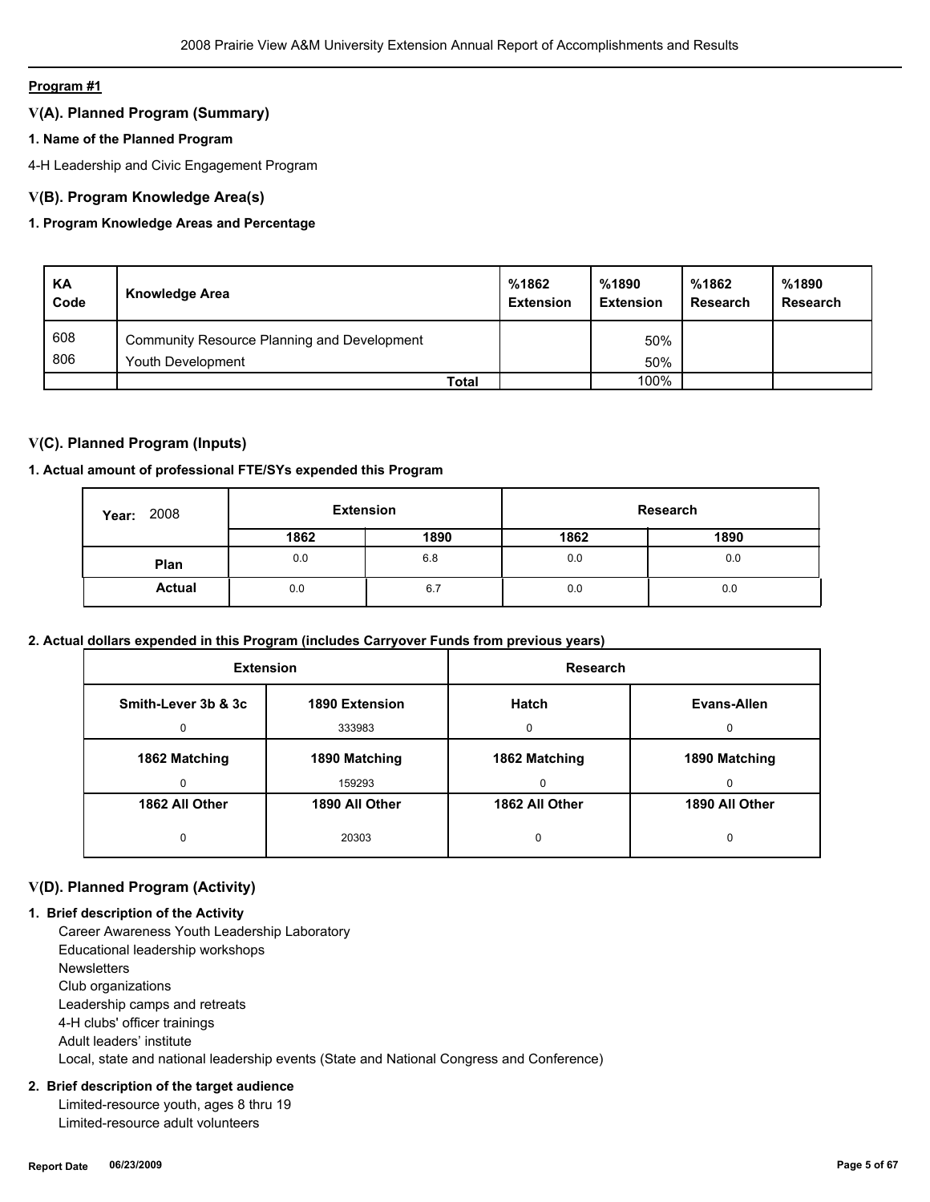**Program #1**

## V(A). Planned Program (Summary)

### 1. Name of the Planned Program

4-H Leadership and Civic Engagement Program

## V(B). Program Knowledge Area(s)

### 1. Program Knowledge Areas and Percentage

| KA Code | Knowledge Area | %1862 Extension | %1890 Extension | %1862 Research | %1890 Research |
|---|---|---|---|---|---|
| 608 | Community Resource Planning and Development | | 50% | | |
| 806 | Youth Development | | 50% | | |
| | **Total** | | 100% | | |

## V(C). Planned Program (Inputs)

### 1. Actual amount of professional FTE/SYs expended this Program

| Year: 2008 | Extension | | Research | |
|---|---|---|---|---|
| | **1862** | **1890** | **1862** | **1890** |
| **Plan** | 0.0 | 6.8 | 0.0 | 0.0 |
| **Actual** | 0.0 | 6.7 | 0.0 | 0.0 |

### 2. Actual dollars expended in this Program (includes Carryover Funds from previous years)

| Extension | | Research | |
|---|---|---|---|
| **Smith-Lever 3b & 3c** | **1890 Extension** | **Hatch** | **Evans-Allen** |
| 0 | 333983 | 0 | 0 |
| **1862 Matching** | **1890 Matching** | **1862 Matching** | **1890 Matching** |
| 0 | 159293 | 0 | 0 |
| **1862 All Other** | **1890 All Other** | **1862 All Other** | **1890 All Other** |
| 0 | 20303 | 0 | 0 |

## V(D). Planned Program (Activity)

### 1. Brief description of the Activity

Career Awareness Youth Leadership Laboratory
Educational leadership workshops
Newsletters
Club organizations
Leadership camps and retreats
4-H clubs' officer trainings
Adult leaders' institute
Local, state and national leadership events (State and National Congress and Conference)

### 2. Brief description of the target audience

Limited-resource youth, ages 8 thru 19
Limited-resource adult volunteers

**Report Date** 06/23/2009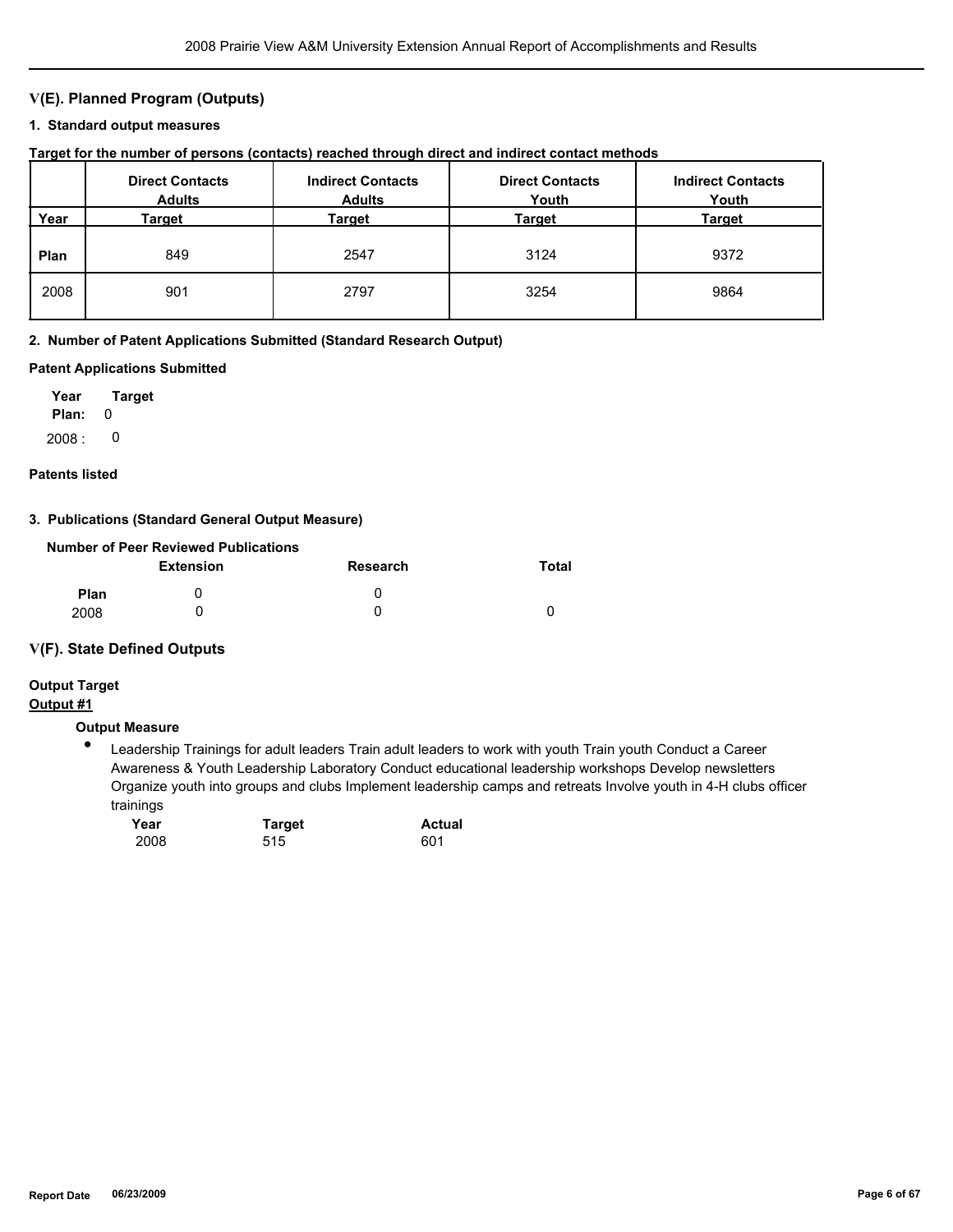## V(E). Planned Program (Outputs)

### 1. Standard output measures

**Target for the number of persons (contacts) reached through direct and indirect contact methods**

| Year | Direct Contacts Adults Target | Indirect Contacts Adults Target | Direct Contacts Youth Target | Indirect Contacts Youth Target |
|---|---|---|---|---|
| Plan | 849 | 2547 | 3124 | 9372 |
| 2008 | 901 | 2797 | 3254 | 9864 |

### 2. Number of Patent Applications Submitted (Standard Research Output)

**Patent Applications Submitted**

| Year | Target |
|---|---|
| Plan: | 0 |
| 2008 : | 0 |

**Patents listed**

### 3. Publications (Standard General Output Measure)

**Number of Peer Reviewed Publications**

| | Extension | Research | Total |
|---|---|---|---|
| Plan | 0 | 0 | |
| 2008 | 0 | 0 | 0 |

## V(F). State Defined Outputs

**Output Target**

**Output #1**

**Output Measure**

- Leadership Trainings for adult leaders Train adult leaders to work with youth Train youth Conduct a Career Awareness & Youth Leadership Laboratory Conduct educational leadership workshops Develop newsletters Organize youth into groups and clubs Implement leadership camps and retreats Involve youth in 4-H clubs officer trainings

| Year | Target | Actual |
|---|---|---|
| 2008 | 515 | 601 |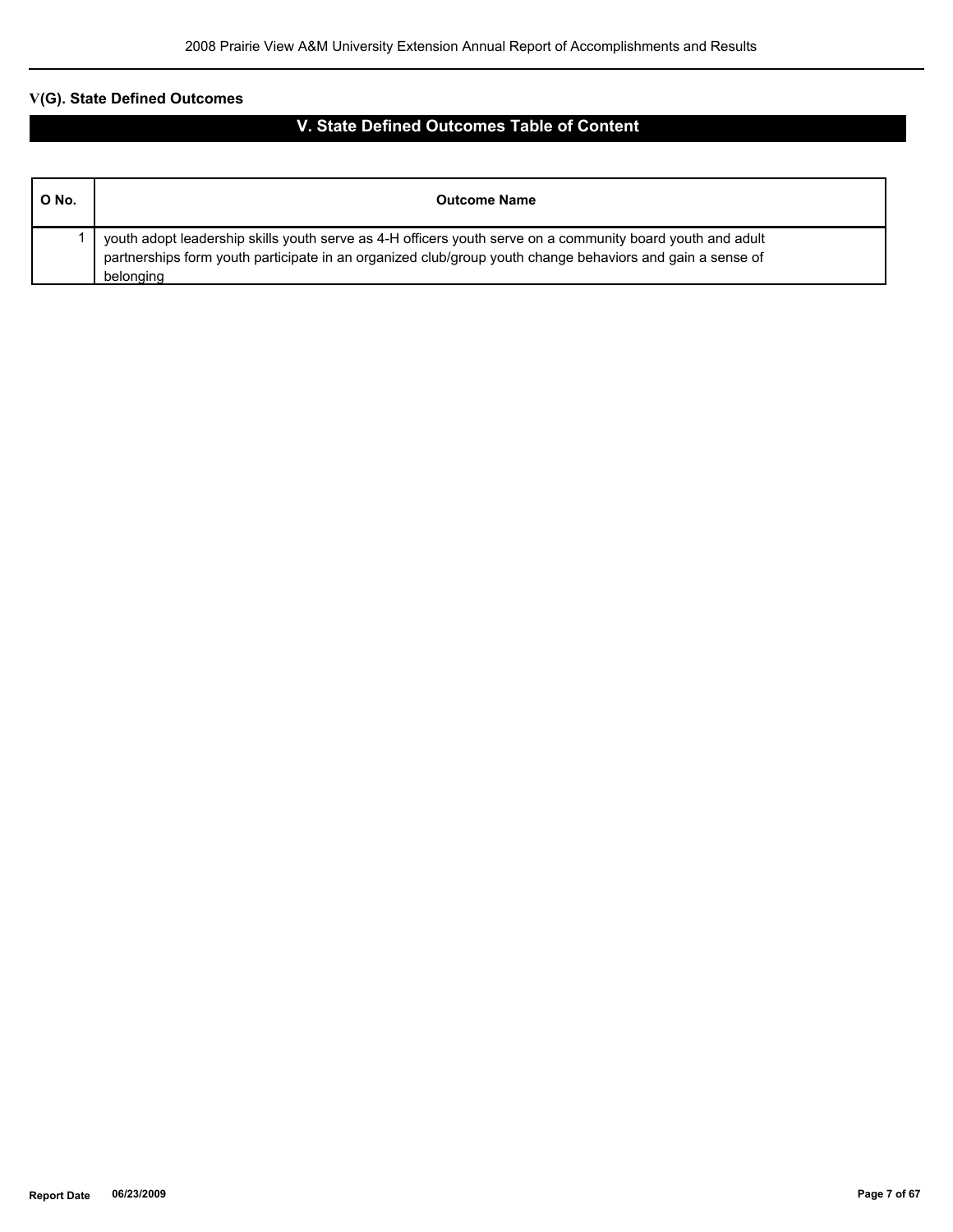## V(G). State Defined Outcomes

# V. State Defined Outcomes Table of Content

| O No. | Outcome Name |
|---|---|
| 1 | youth adopt leadership skills youth serve as 4-H officers youth serve on a community board youth and adult partnerships form youth participate in an organized club/group youth change behaviors and gain a sense of belonging |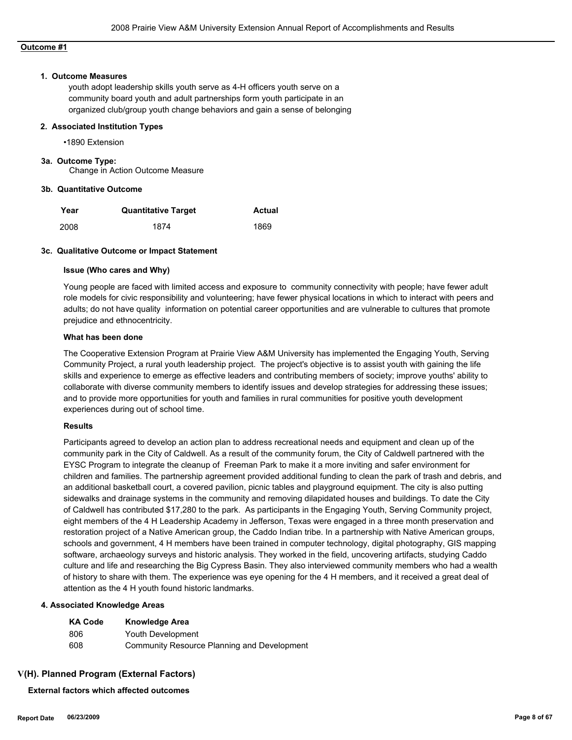**Outcome #1**

**1. Outcome Measures**

youth adopt leadership skills youth serve as 4-H officers youth serve on a community board youth and adult partnerships form youth participate in an organized club/group youth change behaviors and gain a sense of belonging

**2. Associated Institution Types**

•1890 Extension

**3a. Outcome Type:**

Change in Action Outcome Measure

**3b. Quantitative Outcome**

| Year | Quantitative Target | Actual |
|---|---|---|
| 2008 | 1874 | 1869 |

**3c. Qualitative Outcome or Impact Statement**

**Issue (Who cares and Why)**

Young people are faced with limited access and exposure to community connectivity with people; have fewer adult role models for civic responsibility and volunteering; have fewer physical locations in which to interact with peers and adults; do not have quality information on potential career opportunities and are vulnerable to cultures that promote prejudice and ethnocentricity.

**What has been done**

The Cooperative Extension Program at Prairie View A&M University has implemented the Engaging Youth, Serving Community Project, a rural youth leadership project. The project's objective is to assist youth with gaining the life skills and experience to emerge as effective leaders and contributing members of society; improve youths' ability to collaborate with diverse community members to identify issues and develop strategies for addressing these issues; and to provide more opportunities for youth and families in rural communities for positive youth development experiences during out of school time.

**Results**

Participants agreed to develop an action plan to address recreational needs and equipment and clean up of the community park in the City of Caldwell. As a result of the community forum, the City of Caldwell partnered with the EYSC Program to integrate the cleanup of Freeman Park to make it a more inviting and safer environment for children and families. The partnership agreement provided additional funding to clean the park of trash and debris, and an additional basketball court, a covered pavilion, picnic tables and playground equipment. The city is also putting sidewalks and drainage systems in the community and removing dilapidated houses and buildings. To date the City of Caldwell has contributed $17,280 to the park. As participants in the Engaging Youth, Serving Community project, eight members of the 4 H Leadership Academy in Jefferson, Texas were engaged in a three month preservation and restoration project of a Native American group, the Caddo Indian tribe. In a partnership with Native American groups, schools and government, 4 H members have been trained in computer technology, digital photography, GIS mapping software, archaeology surveys and historic analysis. They worked in the field, uncovering artifacts, studying Caddo culture and life and researching the Big Cypress Basin. They also interviewed community members who had a wealth of history to share with them. The experience was eye opening for the 4 H members, and it received a great deal of attention as the 4 H youth found historic landmarks.

**4. Associated Knowledge Areas**

| KA Code | Knowledge Area |
|---|---|
| 806 | Youth Development |
| 608 | Community Resource Planning and Development |

## V(H). Planned Program (External Factors)

**External factors which affected outcomes**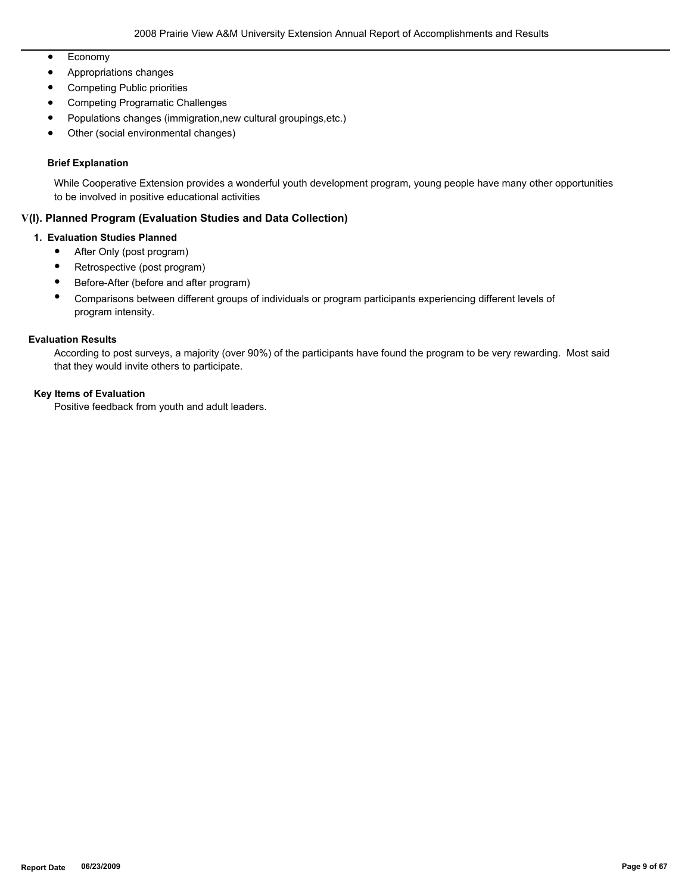- Economy
- Appropriations changes
- Competing Public priorities
- Competing Programatic Challenges
- Populations changes (immigration,new cultural groupings,etc.)
- Other (social environmental changes)

**Brief Explanation**

While Cooperative Extension provides a wonderful youth development program, young people have many other opportunities to be involved in positive educational activities

## V(I). Planned Program (Evaluation Studies and Data Collection)

### 1. Evaluation Studies Planned

- After Only (post program)
- Retrospective (post program)
- Before-After (before and after program)
- Comparisons between different groups of individuals or program participants experiencing different levels of program intensity.

**Evaluation Results**

According to post surveys, a majority (over 90%) of the participants have found the program to be very rewarding. Most said that they would invite others to participate.

**Key Items of Evaluation**

Positive feedback from youth and adult leaders.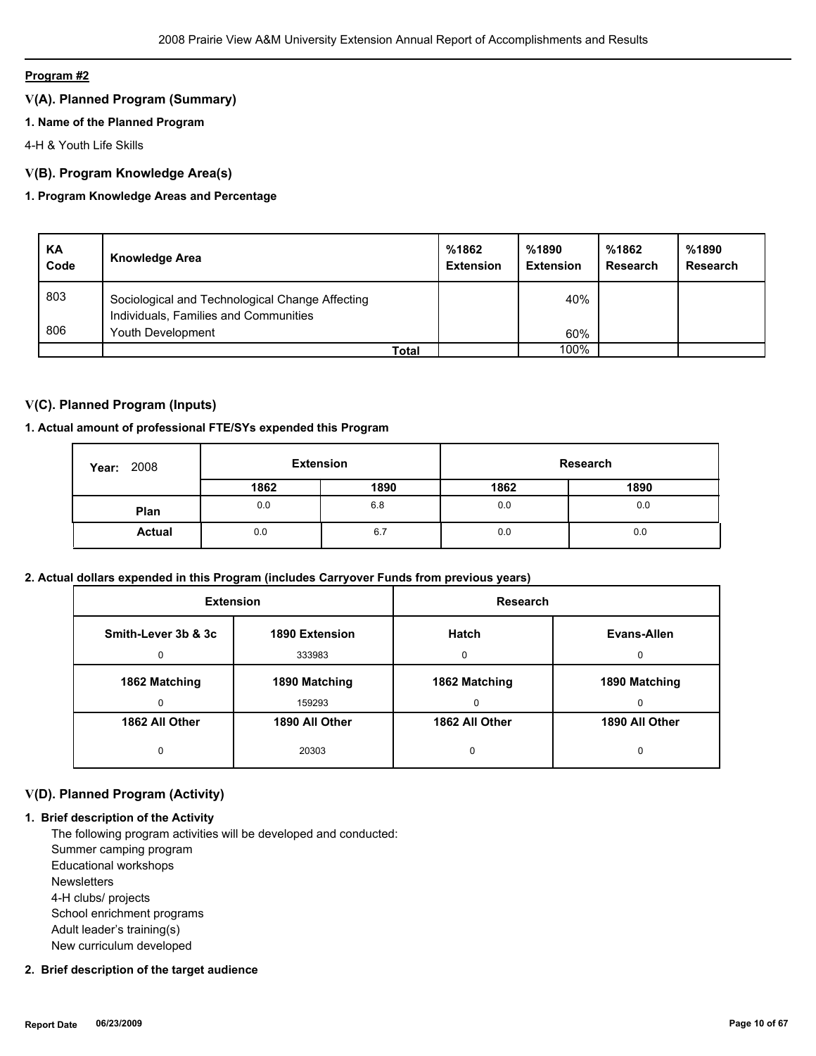**Program #2**

## V(A). Planned Program (Summary)

### 1. Name of the Planned Program

4-H & Youth Life Skills

## V(B). Program Knowledge Area(s)

### 1. Program Knowledge Areas and Percentage

| KA Code | Knowledge Area | %1862 Extension | %1890 Extension | %1862 Research | %1890 Research |
|---|---|---|---|---|---|
| 803 | Sociological and Technological Change Affecting Individuals, Families and Communities | | 40% | | |
| 806 | Youth Development | | 60% | | |
| | **Total** | | 100% | | |

## V(C). Planned Program (Inputs)

### 1. Actual amount of professional FTE/SYs expended this Program

| Year: 2008 | Extension | | Research | |
|---|---|---|---|---|
| | **1862** | **1890** | **1862** | **1890** |
| **Plan** | 0.0 | 6.8 | 0.0 | 0.0 |
| **Actual** | 0.0 | 6.7 | 0.0 | 0.0 |

### 2. Actual dollars expended in this Program (includes Carryover Funds from previous years)

| Extension | | Research | |
|---|---|---|---|
| **Smith-Lever 3b & 3c** | **1890 Extension** | **Hatch** | **Evans-Allen** |
| 0 | 333983 | 0 | 0 |
| **1862 Matching** | **1890 Matching** | **1862 Matching** | **1890 Matching** |
| 0 | 159293 | 0 | 0 |
| **1862 All Other** | **1890 All Other** | **1862 All Other** | **1890 All Other** |
| 0 | 20303 | 0 | 0 |

## V(D). Planned Program (Activity)

### 1. Brief description of the Activity

The following program activities will be developed and conducted:
Summer camping program
Educational workshops
Newsletters
4-H clubs/ projects
School enrichment programs
Adult leader's training(s)
New curriculum developed

### 2. Brief description of the target audience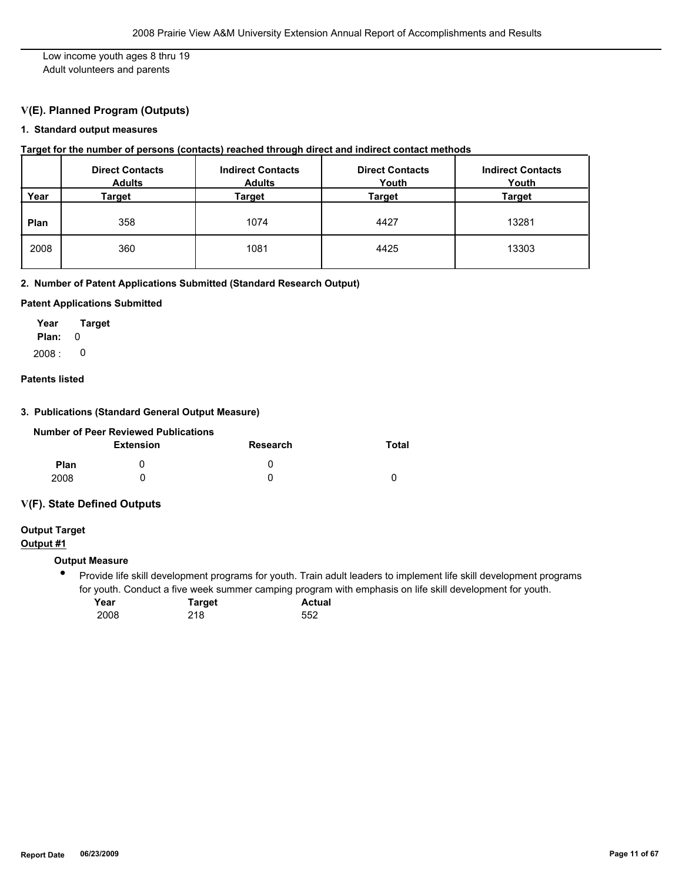Low income youth ages 8 thru 19
Adult volunteers and parents

## V(E). Planned Program (Outputs)

### 1. Standard output measures

**Target for the number of persons (contacts) reached through direct and indirect contact methods**

| Year | Direct Contacts Adults Target | Indirect Contacts Adults Target | Direct Contacts Youth Target | Indirect Contacts Youth Target |
|---|---|---|---|---|
| **Plan** | 358 | 1074 | 4427 | 13281 |
| 2008 | 360 | 1081 | 4425 | 13303 |

### 2. Number of Patent Applications Submitted (Standard Research Output)

**Patent Applications Submitted**

| Year | Target |
|---|---|
| **Plan:** | 0 |
| 2008 : | 0 |

**Patents listed**

### 3. Publications (Standard General Output Measure)

**Number of Peer Reviewed Publications**

| | Extension | Research | Total |
|---|---|---|---|
| **Plan** | 0 | 0 | |
| 2008 | 0 | 0 | 0 |

## V(F). State Defined Outputs

**Output Target**

**Output #1**

**Output Measure**

- Provide life skill development programs for youth. Train adult leaders to implement life skill development programs for youth. Conduct a five week summer camping program with emphasis on life skill development for youth.

| Year | Target | Actual |
|---|---|---|
| 2008 | 218 | 552 |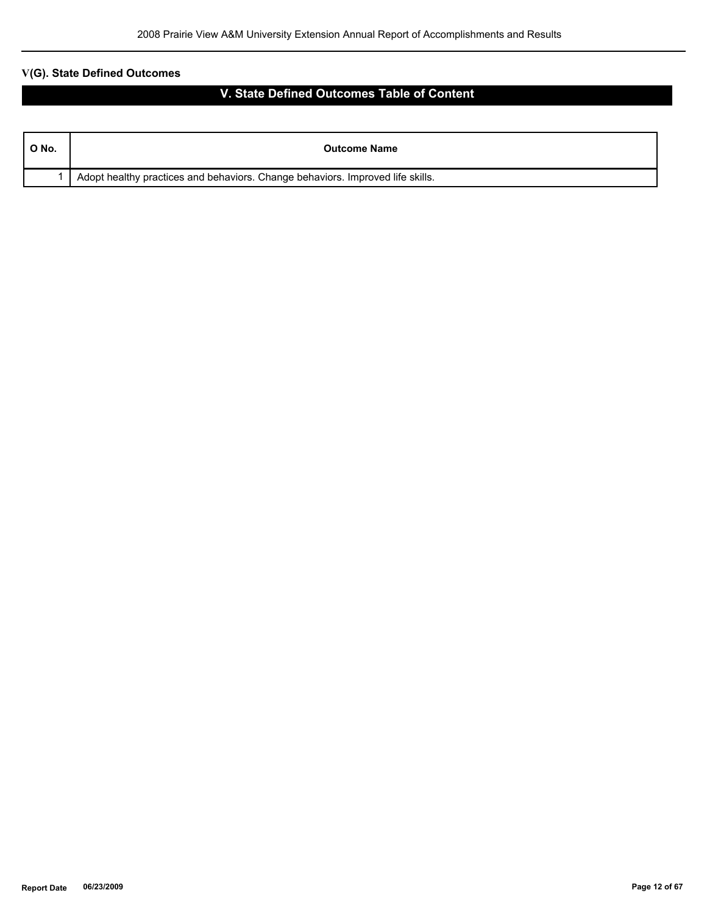## V(G). State Defined Outcomes

# V. State Defined Outcomes Table of Content

| O No. | Outcome Name |
|---|---|
| 1 | Adopt healthy practices and behaviors. Change behaviors. Improved life skills. |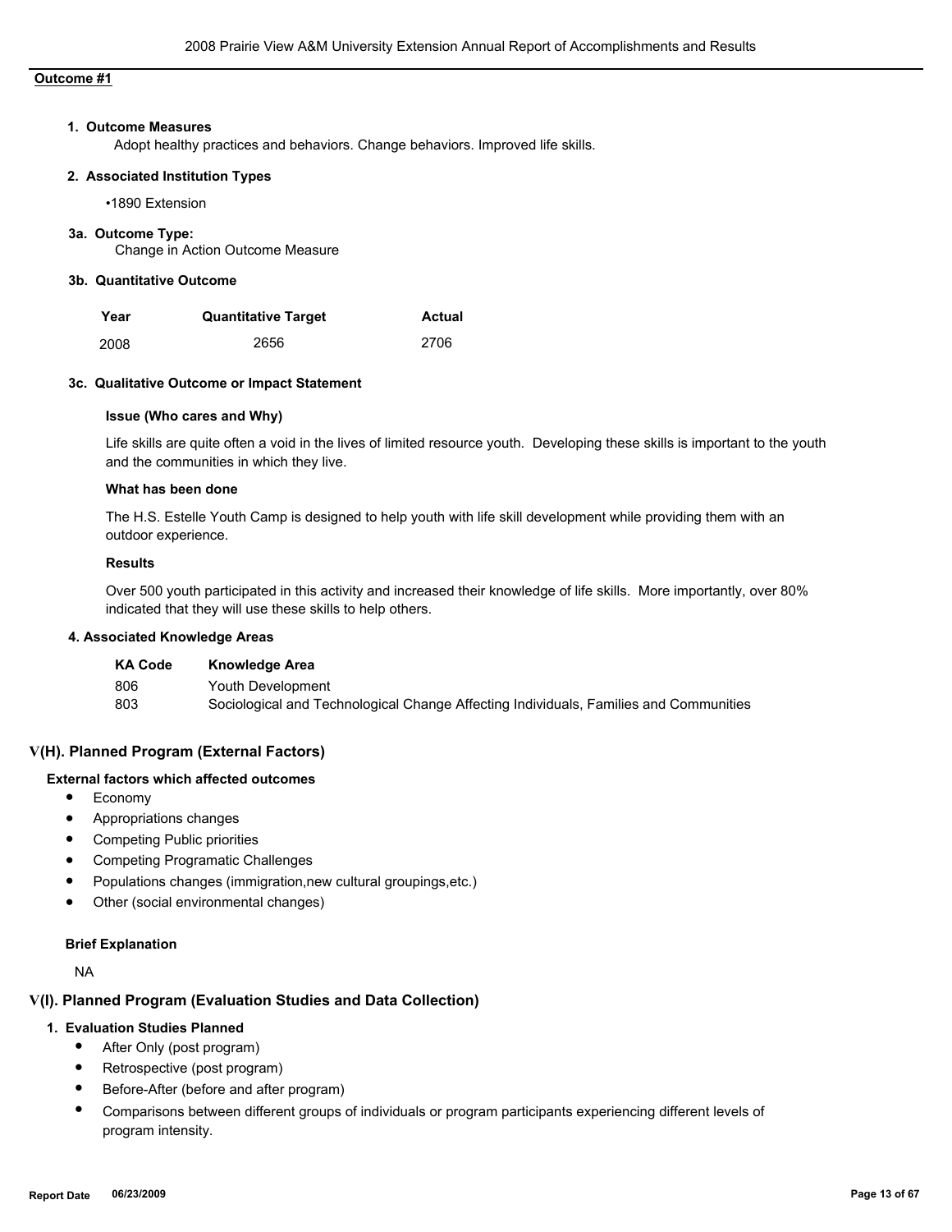**Outcome #1**

**1. Outcome Measures**

Adopt healthy practices and behaviors. Change behaviors. Improved life skills.

**2. Associated Institution Types**

•1890 Extension

**3a. Outcome Type:**

Change in Action Outcome Measure

**3b. Quantitative Outcome**

| Year | Quantitative Target | Actual |
|---|---|---|
| 2008 | 2656 | 2706 |

**3c. Qualitative Outcome or Impact Statement**

**Issue (Who cares and Why)**

Life skills are quite often a void in the lives of limited resource youth. Developing these skills is important to the youth and the communities in which they live.

**What has been done**

The H.S. Estelle Youth Camp is designed to help youth with life skill development while providing them with an outdoor experience.

**Results**

Over 500 youth participated in this activity and increased their knowledge of life skills. More importantly, over 80% indicated that they will use these skills to help others.

**4. Associated Knowledge Areas**

| KA Code | Knowledge Area |
|---|---|
| 806 | Youth Development |
| 803 | Sociological and Technological Change Affecting Individuals, Families and Communities |

## V(H). Planned Program (External Factors)

**External factors which affected outcomes**

- Economy
- Appropriations changes
- Competing Public priorities
- Competing Programatic Challenges
- Populations changes (immigration,new cultural groupings,etc.)
- Other (social environmental changes)

**Brief Explanation**

NA

## V(I). Planned Program (Evaluation Studies and Data Collection)

**1. Evaluation Studies Planned**

- After Only (post program)
- Retrospective (post program)
- Before-After (before and after program)
- Comparisons between different groups of individuals or program participants experiencing different levels of program intensity.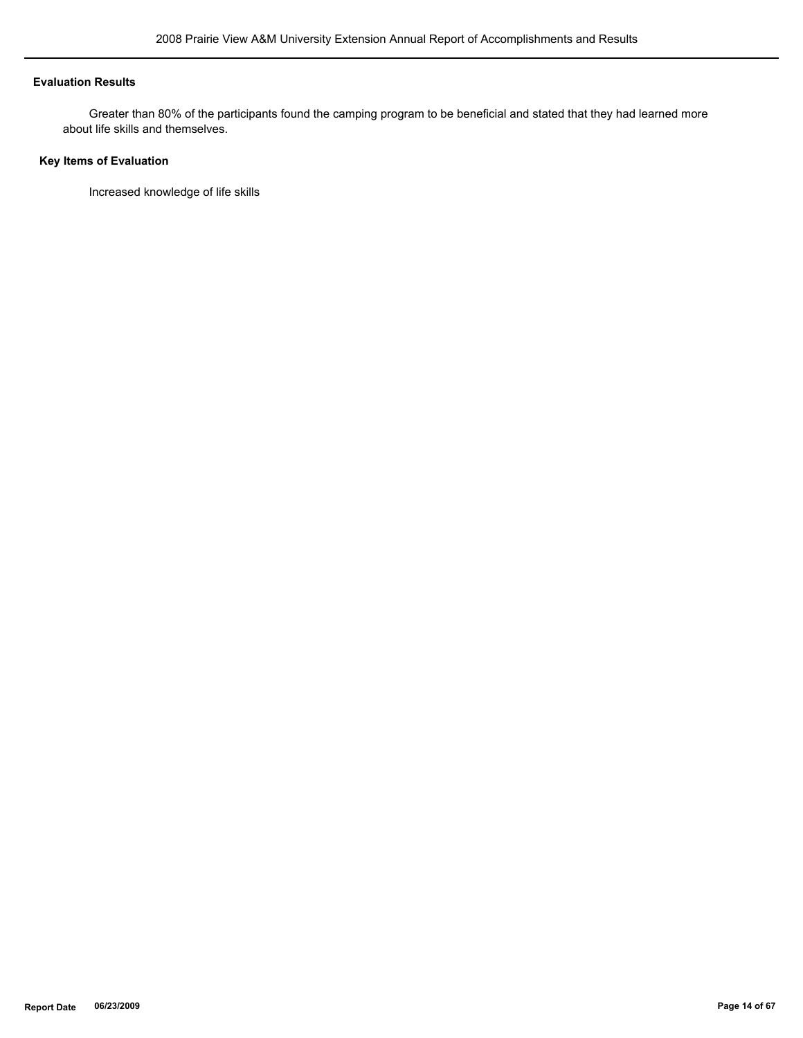**Evaluation Results**

Greater than 80% of the participants found the camping program to be beneficial and stated that they had learned more about life skills and themselves.

**Key Items of Evaluation**

Increased knowledge of life skills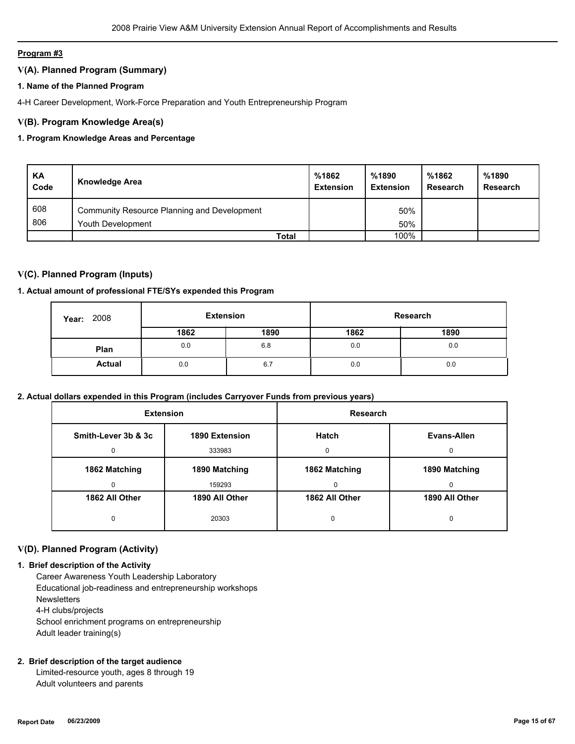**Program #3**

## V(A). Planned Program (Summary)

### 1. Name of the Planned Program

4-H Career Development, Work-Force Preparation and Youth Entrepreneurship Program

## V(B). Program Knowledge Area(s)

### 1. Program Knowledge Areas and Percentage

| KA Code | Knowledge Area | %1862 Extension | %1890 Extension | %1862 Research | %1890 Research |
|---|---|---|---|---|---|
| 608 | Community Resource Planning and Development | | 50% | | |
| 806 | Youth Development | | 50% | | |
| | **Total** | | 100% | | |

## V(C). Planned Program (Inputs)

### 1. Actual amount of professional FTE/SYs expended this Program

| Year: 2008 | Extension | | Research | |
|---|---|---|---|---|
| | **1862** | **1890** | **1862** | **1890** |
| **Plan** | 0.0 | 6.8 | 0.0 | 0.0 |
| **Actual** | 0.0 | 6.7 | 0.0 | 0.0 |

### 2. Actual dollars expended in this Program (includes Carryover Funds from previous years)

| Extension | | Research | |
|---|---|---|---|
| **Smith-Lever 3b & 3c** | **1890 Extension** | **Hatch** | **Evans-Allen** |
| 0 | 333983 | 0 | 0 |
| **1862 Matching** | **1890 Matching** | **1862 Matching** | **1890 Matching** |
| 0 | 159293 | 0 | 0 |
| **1862 All Other** | **1890 All Other** | **1862 All Other** | **1890 All Other** |
| 0 | 20303 | 0 | 0 |

## V(D). Planned Program (Activity)

### 1. Brief description of the Activity

Career Awareness Youth Leadership Laboratory
Educational job-readiness and entrepreneurship workshops
Newsletters
4-H clubs/projects
School enrichment programs on entrepreneurship
Adult leader training(s)

### 2. Brief description of the target audience

Limited-resource youth, ages 8 through 19
Adult volunteers and parents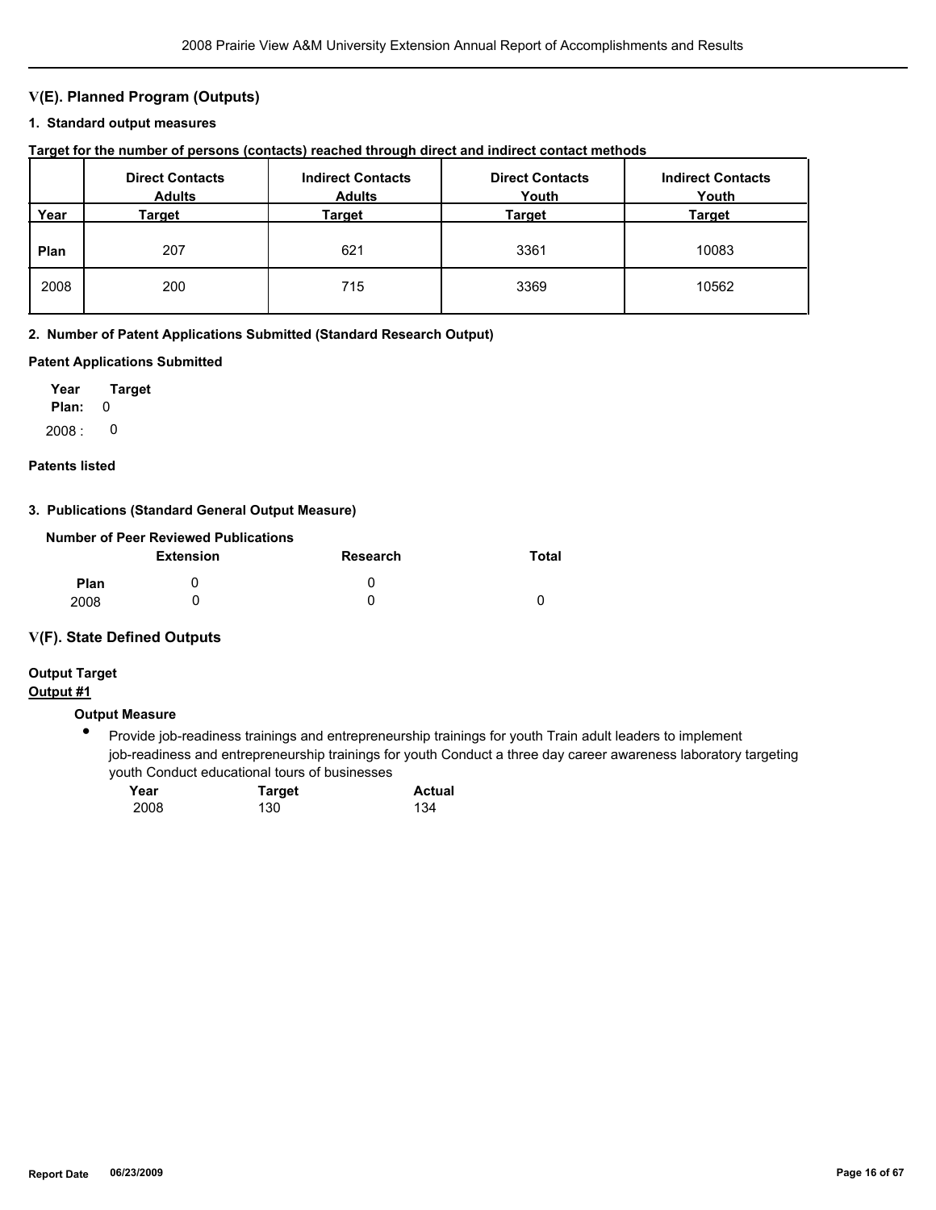## V(E). Planned Program (Outputs)

### 1. Standard output measures

**Target for the number of persons (contacts) reached through direct and indirect contact methods**

| Year | Direct Contacts Adults Target | Indirect Contacts Adults Target | Direct Contacts Youth Target | Indirect Contacts Youth Target |
|---|---|---|---|---|
| **Plan** | 207 | 621 | 3361 | 10083 |
| 2008 | 200 | 715 | 3369 | 10562 |

### 2. Number of Patent Applications Submitted (Standard Research Output)

**Patent Applications Submitted**

| Year | Target |
|---|---|
| **Plan:** | 0 |
| 2008 : | 0 |

**Patents listed**

### 3. Publications (Standard General Output Measure)

**Number of Peer Reviewed Publications**

| | Extension | Research | Total |
|---|---|---|---|
| **Plan** | 0 | 0 | |
| 2008 | 0 | 0 | 0 |

## V(F). State Defined Outputs

**Output Target**

**Output #1**

**Output Measure**

- Provide job-readiness trainings and entrepreneurship trainings for youth Train adult leaders to implement job-readiness and entrepreneurship trainings for youth Conduct a three day career awareness laboratory targeting youth Conduct educational tours of businesses

| Year | Target | Actual |
|---|---|---|
| 2008 | 130 | 134 |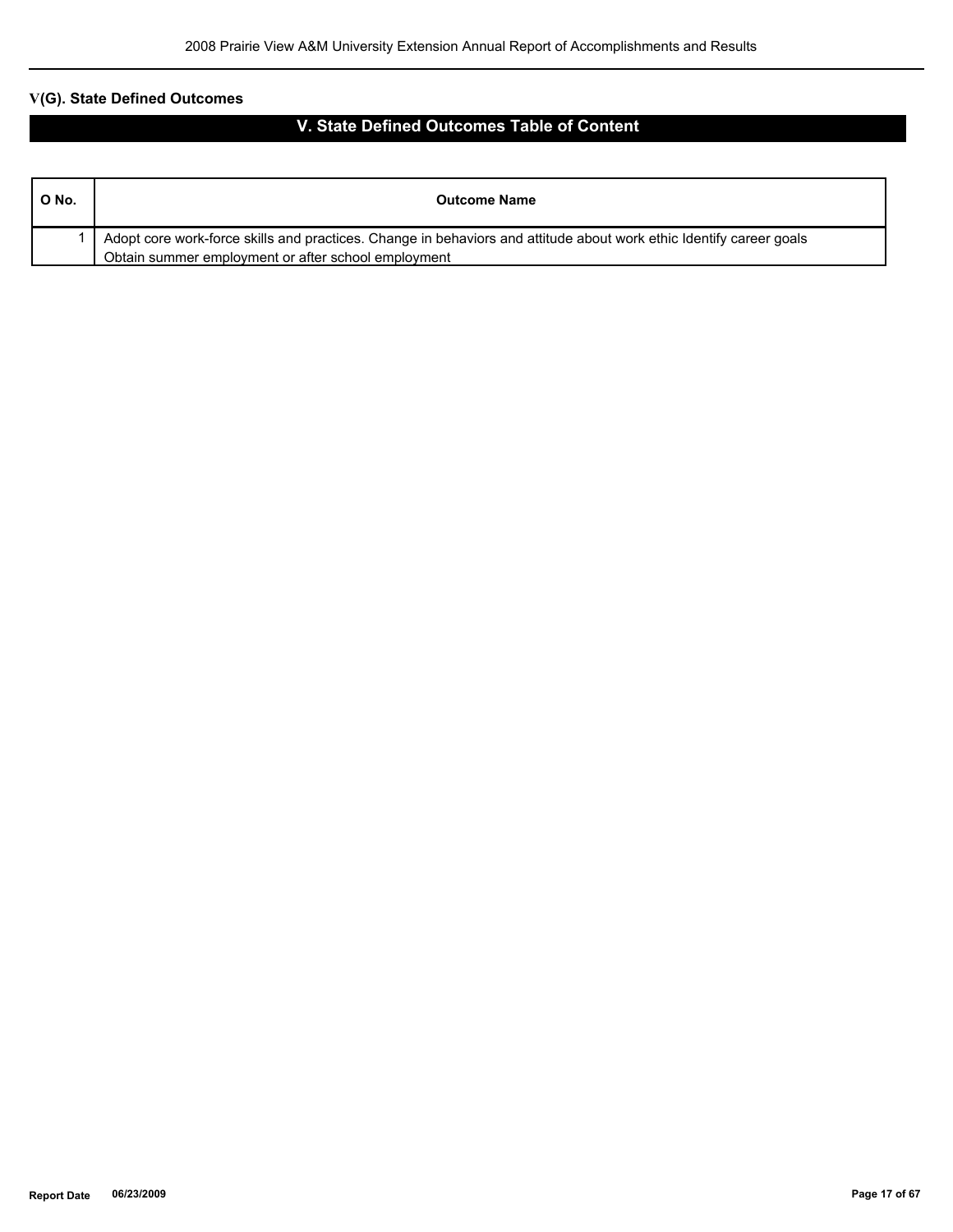## V(G). State Defined Outcomes

# V. State Defined Outcomes Table of Content

| O No. | Outcome Name |
|---|---|
| 1 | Adopt core work-force skills and practices. Change in behaviors and attitude about work ethic Identify career goals Obtain summer employment or after school employment |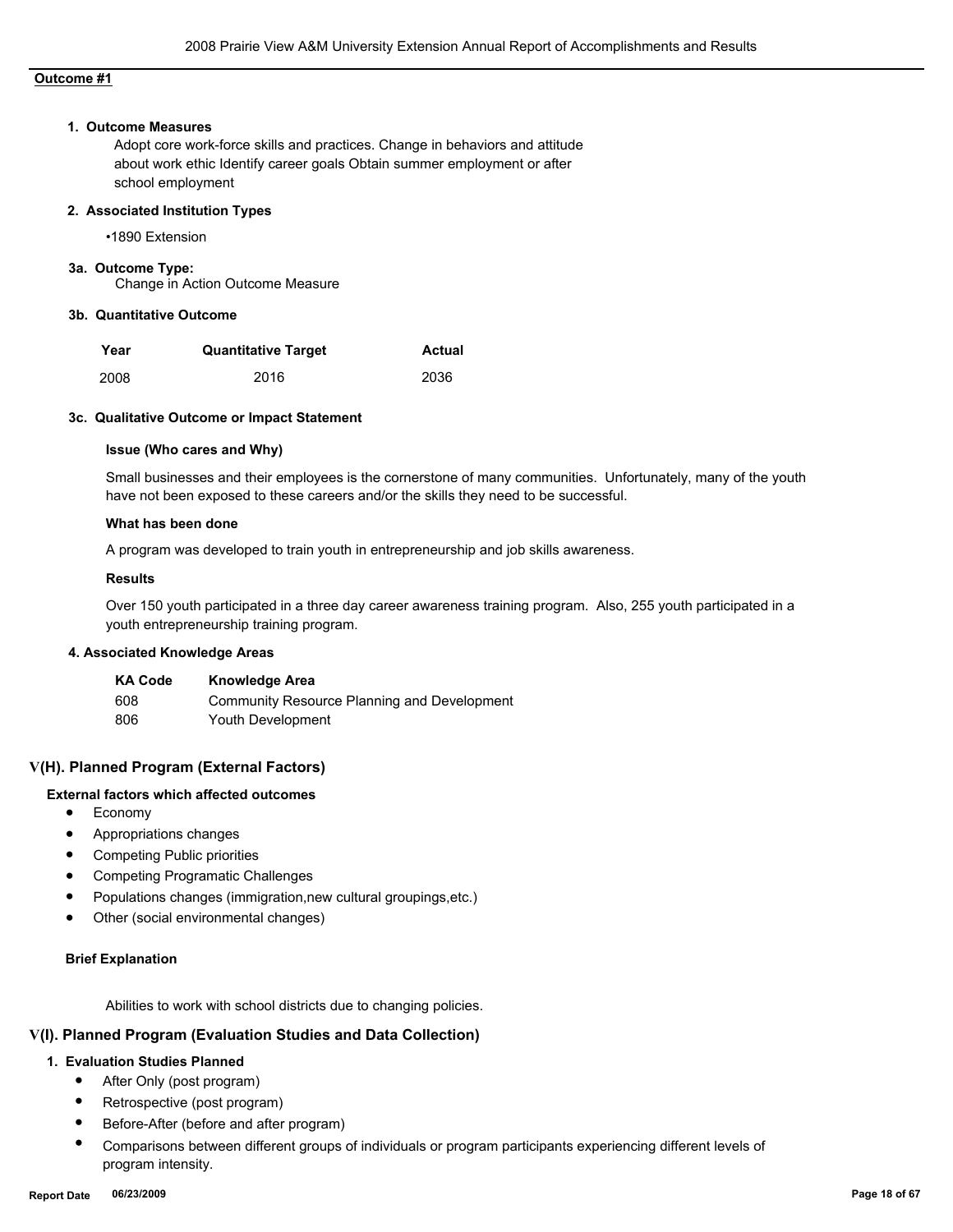**Outcome #1**

**1. Outcome Measures**

Adopt core work-force skills and practices. Change in behaviors and attitude about work ethic Identify career goals Obtain summer employment or after school employment

**2. Associated Institution Types**

- 1890 Extension

**3a. Outcome Type:**

Change in Action Outcome Measure

**3b. Quantitative Outcome**

| Year | Quantitative Target | Actual |
|---|---|---|
| 2008 | 2016 | 2036 |

**3c. Qualitative Outcome or Impact Statement**

**Issue (Who cares and Why)**

Small businesses and their employees is the cornerstone of many communities. Unfortunately, many of the youth have not been exposed to these careers and/or the skills they need to be successful.

**What has been done**

A program was developed to train youth in entrepreneurship and job skills awareness.

**Results**

Over 150 youth participated in a three day career awareness training program. Also, 255 youth participated in a youth entrepreneurship training program.

**4. Associated Knowledge Areas**

| KA Code | Knowledge Area |
|---|---|
| 608 | Community Resource Planning and Development |
| 806 | Youth Development |

## V(H). Planned Program (External Factors)

**External factors which affected outcomes**

- Economy
- Appropriations changes
- Competing Public priorities
- Competing Programatic Challenges
- Populations changes (immigration,new cultural groupings,etc.)
- Other (social environmental changes)

**Brief Explanation**

Abilities to work with school districts due to changing policies.

## V(I). Planned Program (Evaluation Studies and Data Collection)

**1. Evaluation Studies Planned**

- After Only (post program)
- Retrospective (post program)
- Before-After (before and after program)
- Comparisons between different groups of individuals or program participants experiencing different levels of program intensity.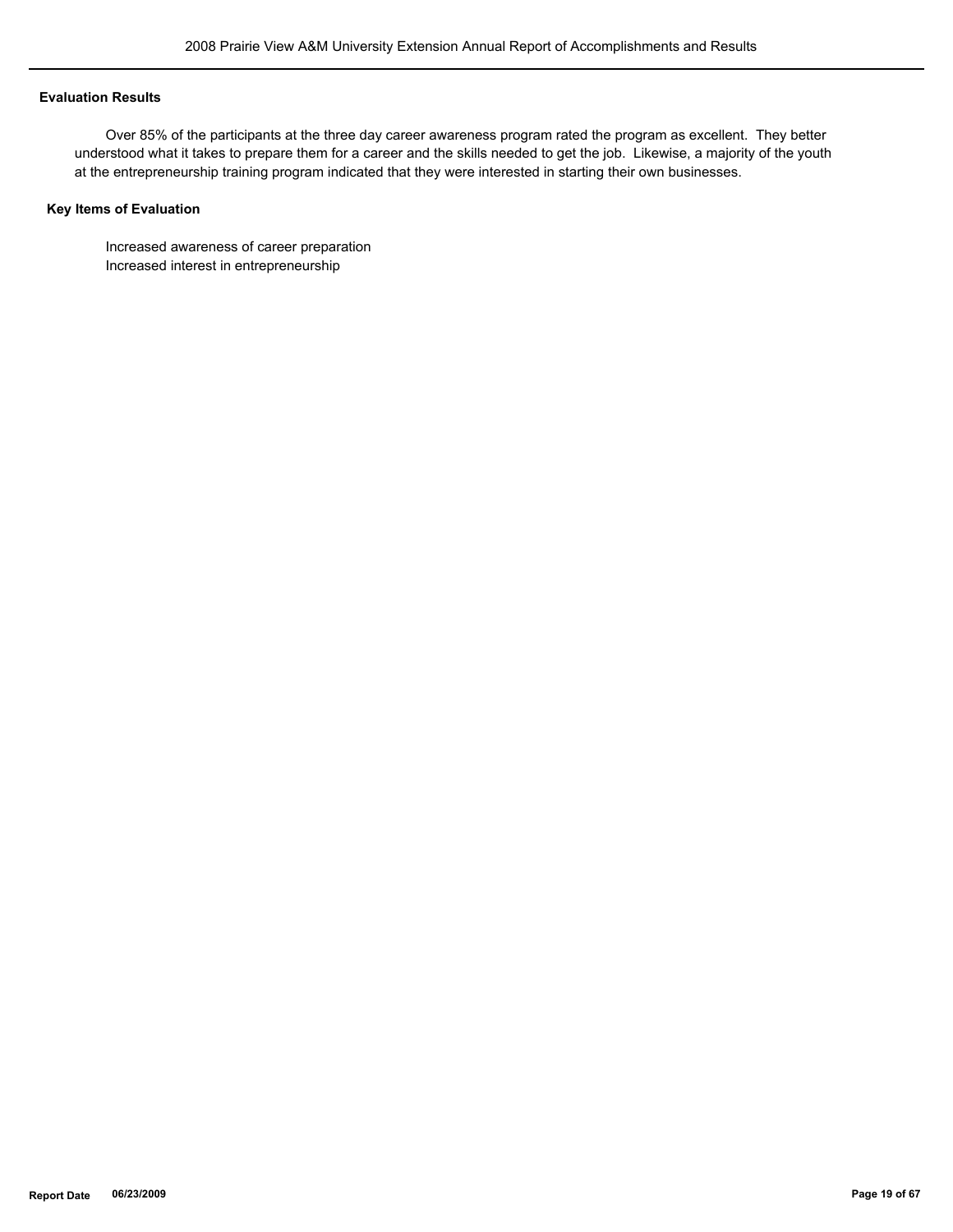**Evaluation Results**

Over 85% of the participants at the three day career awareness program rated the program as excellent. They better understood what it takes to prepare them for a career and the skills needed to get the job. Likewise, a majority of the youth at the entrepreneurship training program indicated that they were interested in starting their own businesses.

**Key Items of Evaluation**

Increased awareness of career preparation
Increased interest in entrepreneurship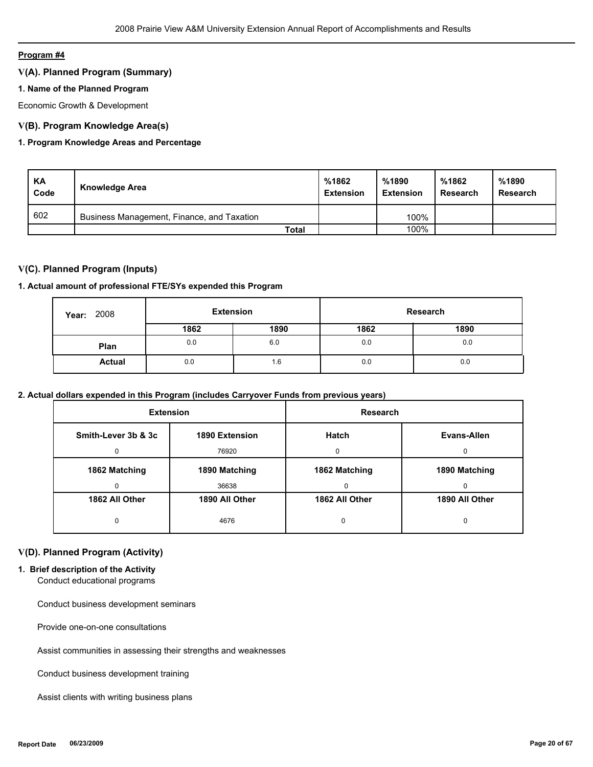**Program #4**

## V(A). Planned Program (Summary)

### 1. Name of the Planned Program

Economic Growth & Development

## V(B). Program Knowledge Area(s)

### 1. Program Knowledge Areas and Percentage

| KA Code | Knowledge Area | %1862 Extension | %1890 Extension | %1862 Research | %1890 Research |
|---|---|---|---|---|---|
| 602 | Business Management, Finance, and Taxation | | 100% | | |
| | Total | | 100% | | |

## V(C). Planned Program (Inputs)

### 1. Actual amount of professional FTE/SYs expended this Program

| Year: 2008 | Extension | | Research | |
|---|---|---|---|---|
| | 1862 | 1890 | 1862 | 1890 |
| Plan | 0.0 | 6.0 | 0.0 | 0.0 |
| Actual | 0.0 | 1.6 | 0.0 | 0.0 |

### 2. Actual dollars expended in this Program (includes Carryover Funds from previous years)

| Extension | | Research | |
|---|---|---|---|
| Smith-Lever 3b & 3c | 1890 Extension | Hatch | Evans-Allen |
| 0 | 76920 | 0 | 0 |
| 1862 Matching | 1890 Matching | 1862 Matching | 1890 Matching |
| 0 | 36638 | 0 | 0 |
| 1862 All Other | 1890 All Other | 1862 All Other | 1890 All Other |
| 0 | 4676 | 0 | 0 |

## V(D). Planned Program (Activity)

### 1. Brief description of the Activity

Conduct educational programs

Conduct business development seminars

Provide one-on-one consultations

Assist communities in assessing their strengths and weaknesses

Conduct business development training

Assist clients with writing business plans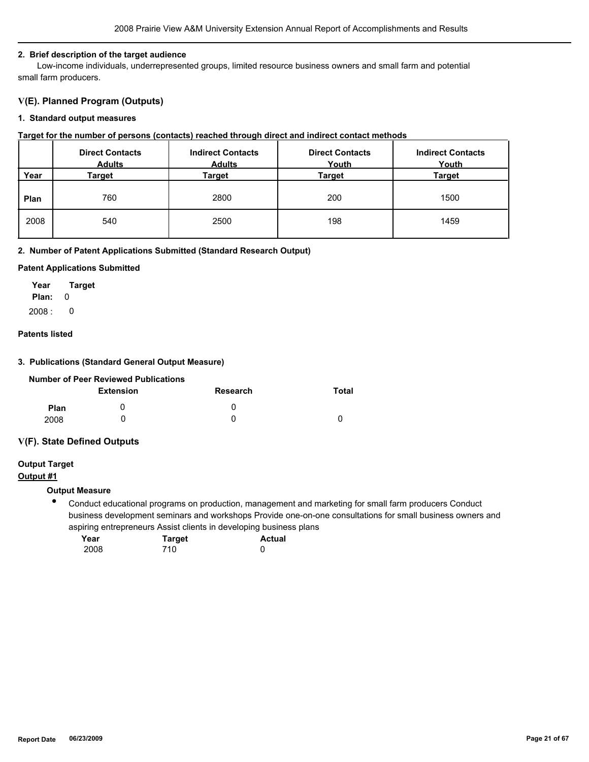#### 2. Brief description of the target audience

Low-income individuals, underrepresented groups, limited resource business owners and small farm and potential small farm producers.

## V(E). Planned Program (Outputs)

#### 1. Standard output measures

**Target for the number of persons (contacts) reached through direct and indirect contact methods**

| Year | Direct Contacts Adults Target | Indirect Contacts Adults Target | Direct Contacts Youth Target | Indirect Contacts Youth Target |
|---|---|---|---|---|
| Plan | 760 | 2800 | 200 | 1500 |
| 2008 | 540 | 2500 | 198 | 1459 |

#### 2. Number of Patent Applications Submitted (Standard Research Output)

**Patent Applications Submitted**

| Year | Target |
|---|---|
| Plan: | 0 |
| 2008 : | 0 |

**Patents listed**

#### 3. Publications (Standard General Output Measure)

**Number of Peer Reviewed Publications**

| | Extension | Research | Total |
|---|---|---|---|
| Plan | 0 | 0 | |
| 2008 | 0 | 0 | 0 |

## V(F). State Defined Outputs

**Output Target**

**Output #1**

**Output Measure**

- Conduct educational programs on production, management and marketing for small farm producers Conduct business development seminars and workshops Provide one-on-one consultations for small business owners and aspiring entrepreneurs Assist clients in developing business plans

| Year | Target | Actual |
|---|---|---|
| 2008 | 710 | 0 |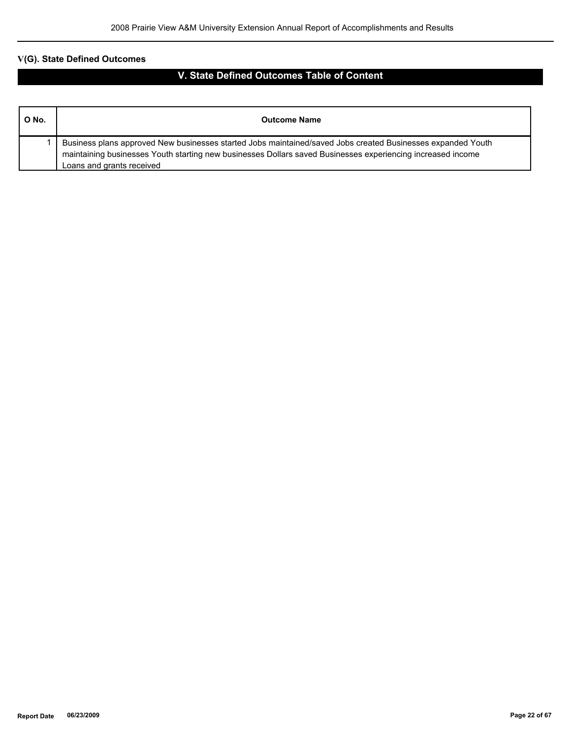## V(G). State Defined Outcomes

### V. State Defined Outcomes Table of Content

| O No. | Outcome Name |
|---|---|
| 1 | Business plans approved New businesses started Jobs maintained/saved Jobs created Businesses expanded Youth maintaining businesses Youth starting new businesses Dollars saved Businesses experiencing increased income Loans and grants received |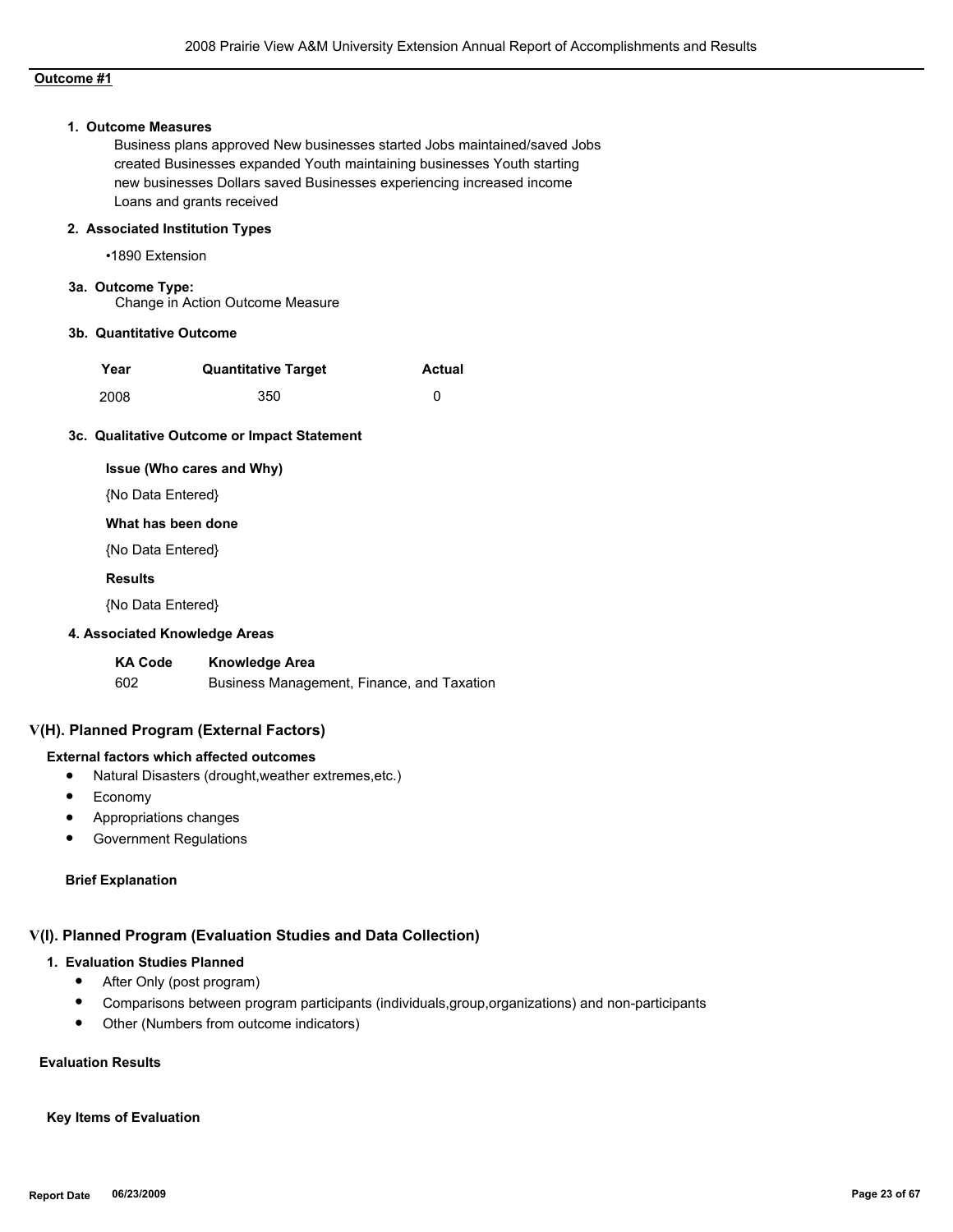**Outcome #1**

**1. Outcome Measures**

Business plans approved New businesses started Jobs maintained/saved Jobs created Businesses expanded Youth maintaining businesses Youth starting new businesses Dollars saved Businesses experiencing increased income Loans and grants received

**2. Associated Institution Types**

- 1890 Extension

**3a. Outcome Type:**

Change in Action Outcome Measure

**3b. Quantitative Outcome**

| Year | Quantitative Target | Actual |
|---|---|---|
| 2008 | 350 | 0 |

**3c. Qualitative Outcome or Impact Statement**

**Issue (Who cares and Why)**

{No Data Entered}

**What has been done**

{No Data Entered}

**Results**

{No Data Entered}

**4. Associated Knowledge Areas**

| KA Code | Knowledge Area |
|---|---|
| 602 | Business Management, Finance, and Taxation |

## V(H). Planned Program (External Factors)

**External factors which affected outcomes**

- Natural Disasters (drought,weather extremes,etc.)
- Economy
- Appropriations changes
- Government Regulations

**Brief Explanation**

## V(I). Planned Program (Evaluation Studies and Data Collection)

**1. Evaluation Studies Planned**

- After Only (post program)
- Comparisons between program participants (individuals,group,organizations) and non-participants
- Other (Numbers from outcome indicators)

**Evaluation Results**

**Key Items of Evaluation**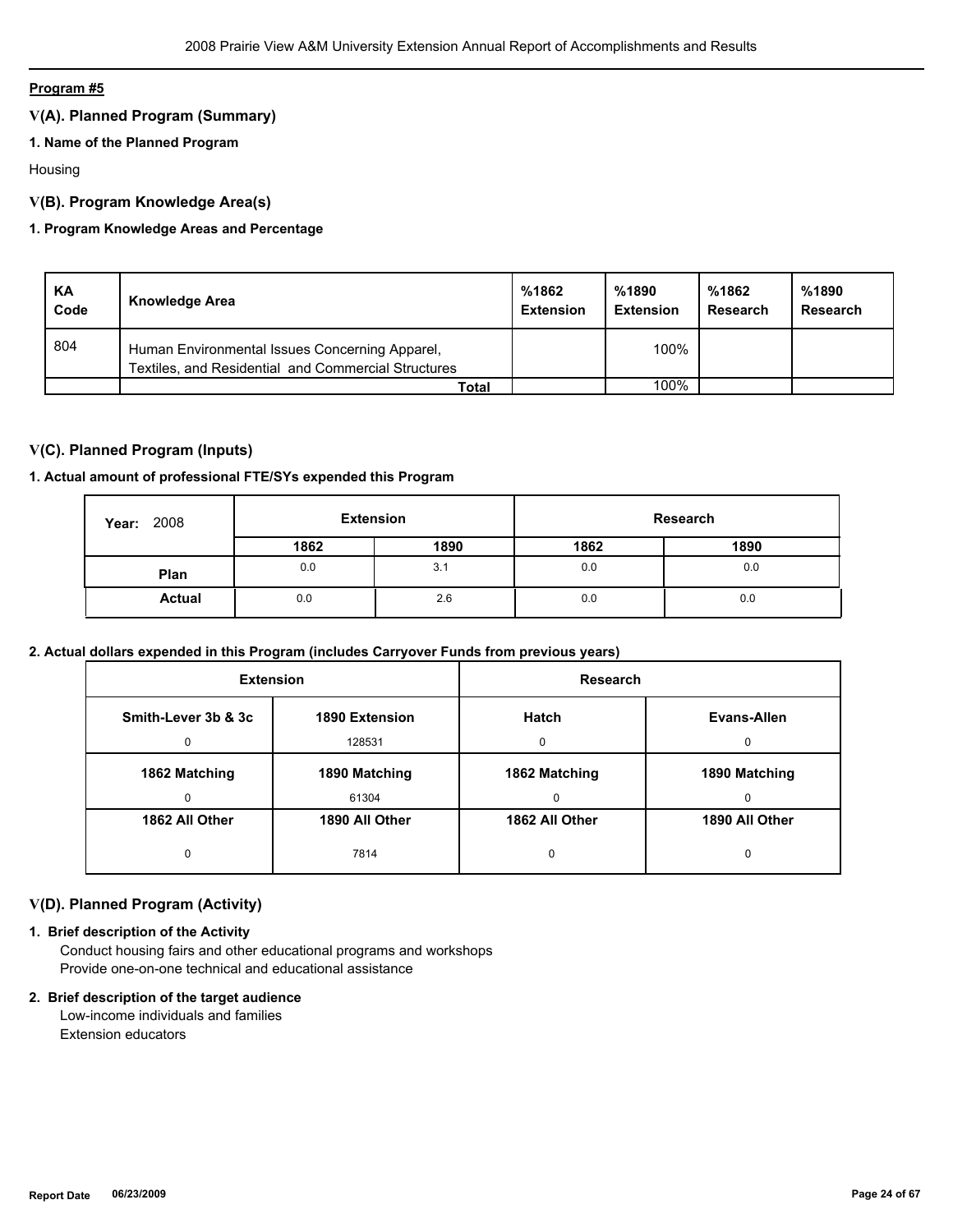**Program #5**

## V(A). Planned Program (Summary)

### 1. Name of the Planned Program

Housing

## V(B). Program Knowledge Area(s)

### 1. Program Knowledge Areas and Percentage

| KA Code | Knowledge Area | %1862 Extension | %1890 Extension | %1862 Research | %1890 Research |
|---|---|---|---|---|---|
| 804 | Human Environmental Issues Concerning Apparel, Textiles, and Residential and Commercial Structures | | 100% | | |
| | **Total** | | 100% | | |

## V(C). Planned Program (Inputs)

### 1. Actual amount of professional FTE/SYs expended this Program

| Year: 2008 | Extension | | Research | |
|---|---|---|---|---|
| | 1862 | 1890 | 1862 | 1890 |
| **Plan** | 0.0 | 3.1 | 0.0 | 0.0 |
| **Actual** | 0.0 | 2.6 | 0.0 | 0.0 |

### 2. Actual dollars expended in this Program (includes Carryover Funds from previous years)

| Extension | | Research | |
|---|---|---|---|
| **Smith-Lever 3b & 3c** | **1890 Extension** | **Hatch** | **Evans-Allen** |
| 0 | 128531 | 0 | 0 |
| **1862 Matching** | **1890 Matching** | **1862 Matching** | **1890 Matching** |
| 0 | 61304 | 0 | 0 |
| **1862 All Other** | **1890 All Other** | **1862 All Other** | **1890 All Other** |
| 0 | 7814 | 0 | 0 |

## V(D). Planned Program (Activity)

### 1. Brief description of the Activity

Conduct housing fairs and other educational programs and workshops
Provide one-on-one technical and educational assistance

### 2. Brief description of the target audience

Low-income individuals and families
Extension educators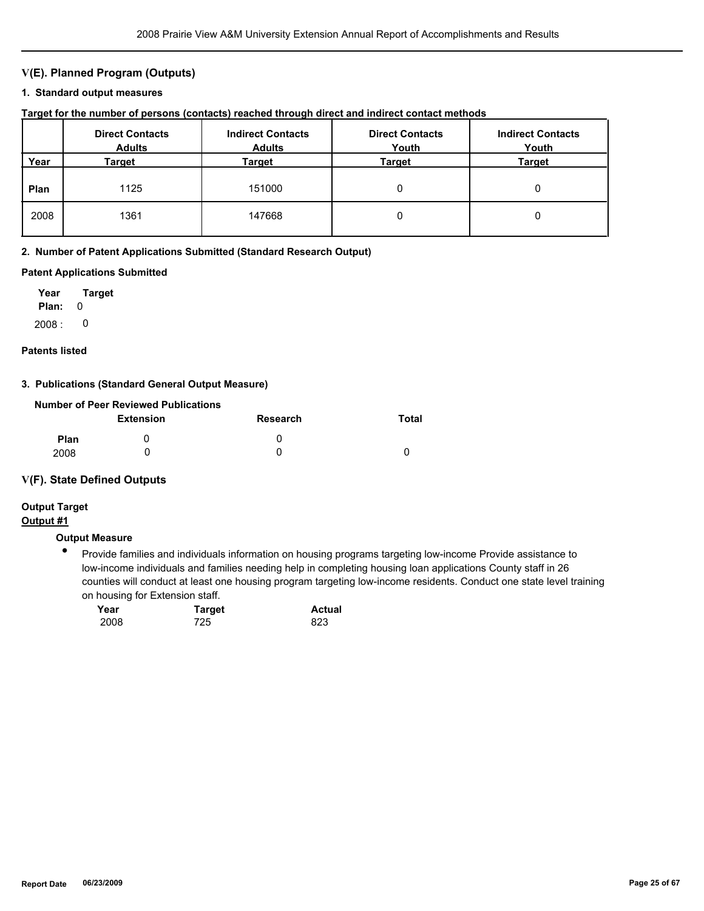## V(E). Planned Program (Outputs)

### 1. Standard output measures

**Target for the number of persons (contacts) reached through direct and indirect contact methods**

| Year | Direct Contacts Adults Target | Indirect Contacts Adults Target | Direct Contacts Youth Target | Indirect Contacts Youth Target |
|---|---|---|---|---|
| **Plan** | 1125 | 151000 | 0 | 0 |
| 2008 | 1361 | 147668 | 0 | 0 |

### 2. Number of Patent Applications Submitted (Standard Research Output)

**Patent Applications Submitted**

| Year | Target |
|---|---|
| **Plan:** | 0 |
| 2008 : | 0 |

**Patents listed**

### 3. Publications (Standard General Output Measure)

**Number of Peer Reviewed Publications**

| | Extension | Research | Total |
|---|---|---|---|
| **Plan** | 0 | 0 | |
| 2008 | 0 | 0 | 0 |

## V(F). State Defined Outputs

**Output Target**

**Output #1**

**Output Measure**

- Provide families and individuals information on housing programs targeting low-income Provide assistance to low-income individuals and families needing help in completing housing loan applications County staff in 26 counties will conduct at least one housing program targeting low-income residents. Conduct one state level training on housing for Extension staff.

| Year | Target | Actual |
|---|---|---|
| 2008 | 725 | 823 |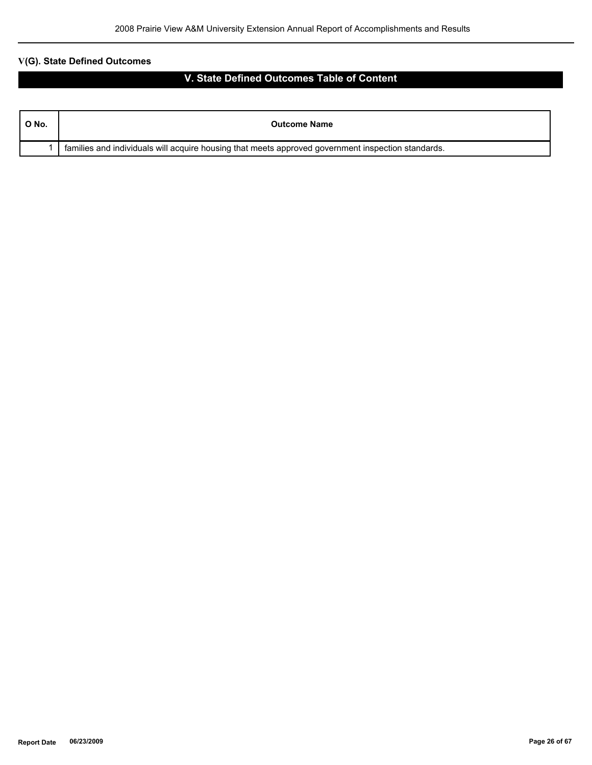**V(G). State Defined Outcomes**

## V. State Defined Outcomes Table of Content

| O No. | Outcome Name |
|---|---|
| 1 | families and individuals will acquire housing that meets approved government inspection standards. |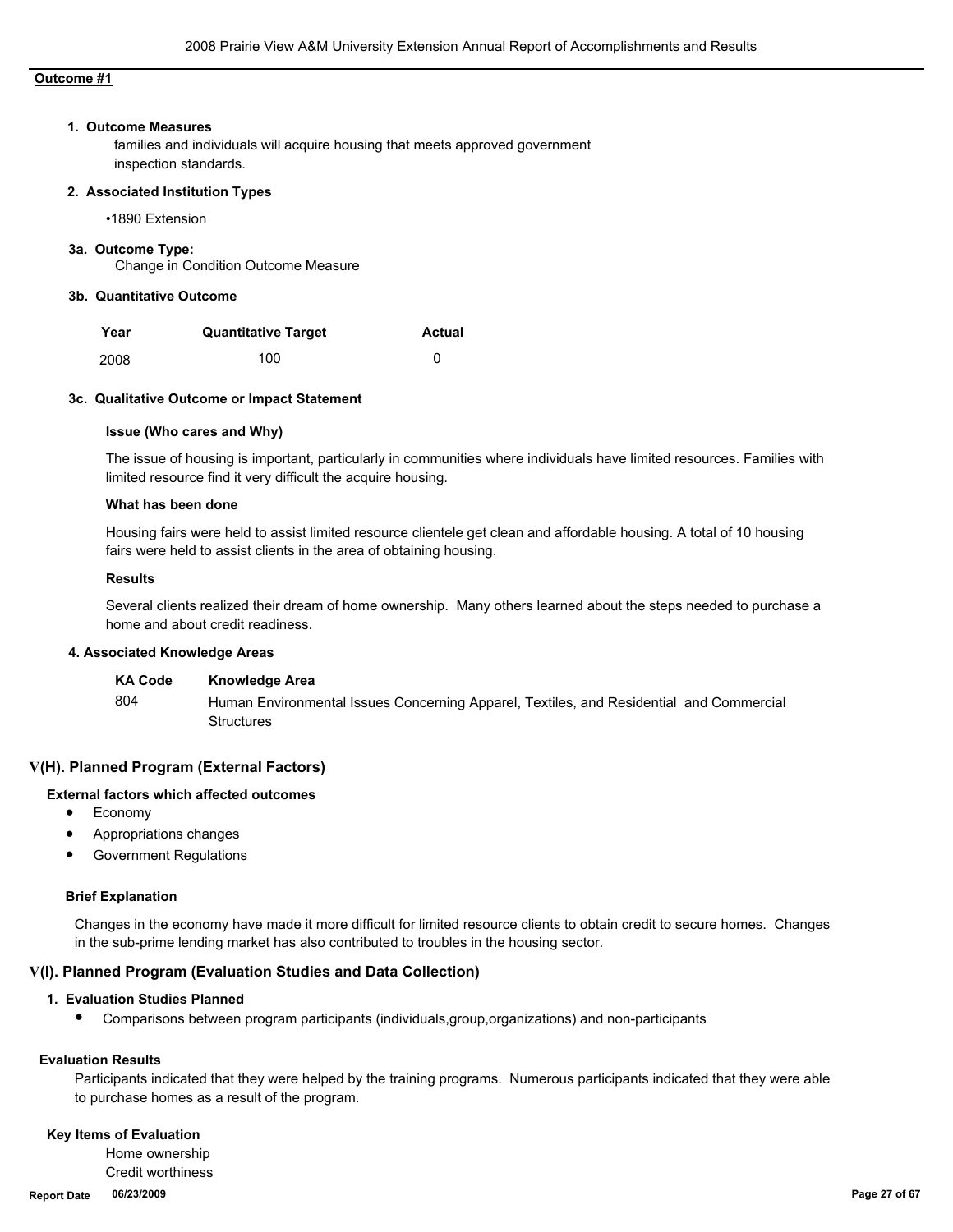**Outcome #1**

**1. Outcome Measures**

families and individuals will acquire housing that meets approved government inspection standards.

**2. Associated Institution Types**

- 1890 Extension

**3a. Outcome Type:**

Change in Condition Outcome Measure

**3b. Quantitative Outcome**

| Year | Quantitative Target | Actual |
|---|---|---|
| 2008 | 100 | 0 |

**3c. Qualitative Outcome or Impact Statement**

**Issue (Who cares and Why)**

The issue of housing is important, particularly in communities where individuals have limited resources. Families with limited resource find it very difficult the acquire housing.

**What has been done**

Housing fairs were held to assist limited resource clientele get clean and affordable housing. A total of 10 housing fairs were held to assist clients in the area of obtaining housing.

**Results**

Several clients realized their dream of home ownership. Many others learned about the steps needed to purchase a home and about credit readiness.

**4. Associated Knowledge Areas**

| KA Code | Knowledge Area |
|---|---|
| 804 | Human Environmental Issues Concerning Apparel, Textiles, and Residential and Commercial Structures |

## V(H). Planned Program (External Factors)

**External factors which affected outcomes**

- Economy
- Appropriations changes
- Government Regulations

**Brief Explanation**

Changes in the economy have made it more difficult for limited resource clients to obtain credit to secure homes. Changes in the sub-prime lending market has also contributed to troubles in the housing sector.

## V(I). Planned Program (Evaluation Studies and Data Collection)

**1. Evaluation Studies Planned**

- Comparisons between program participants (individuals,group,organizations) and non-participants

**Evaluation Results**

Participants indicated that they were helped by the training programs. Numerous participants indicated that they were able to purchase homes as a result of the program.

**Key Items of Evaluation**

Home ownership
Credit worthiness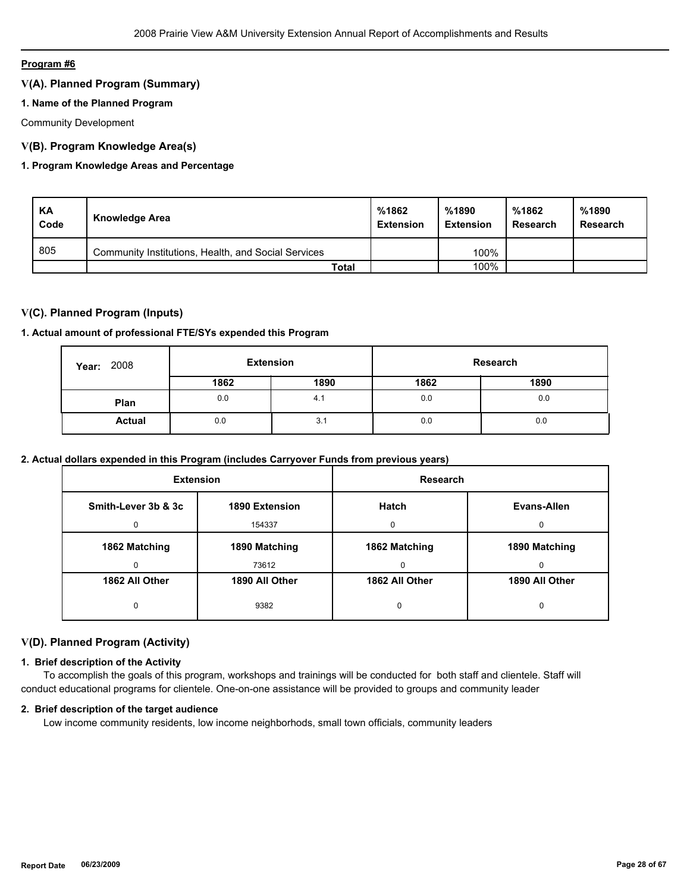**Program #6**

## V(A). Planned Program (Summary)

### 1. Name of the Planned Program

Community Development

## V(B). Program Knowledge Area(s)

### 1. Program Knowledge Areas and Percentage

| KA Code | Knowledge Area | %1862 Extension | %1890 Extension | %1862 Research | %1890 Research |
|---|---|---|---|---|---|
| 805 | Community Institutions, Health, and Social Services | | 100% | | |
| | **Total** | | 100% | | |

## V(C). Planned Program (Inputs)

### 1. Actual amount of professional FTE/SYs expended this Program

| Year: 2008 | Extension | | Research | |
|---|---|---|---|---|
| | 1862 | 1890 | 1862 | 1890 |
| **Plan** | 0.0 | 4.1 | 0.0 | 0.0 |
| **Actual** | 0.0 | 3.1 | 0.0 | 0.0 |

### 2. Actual dollars expended in this Program (includes Carryover Funds from previous years)

| Extension | | Research | |
|---|---|---|---|
| **Smith-Lever 3b & 3c** | **1890 Extension** | **Hatch** | **Evans-Allen** |
| 0 | 154337 | 0 | 0 |
| **1862 Matching** | **1890 Matching** | **1862 Matching** | **1890 Matching** |
| 0 | 73612 | 0 | 0 |
| **1862 All Other** | **1890 All Other** | **1862 All Other** | **1890 All Other** |
| 0 | 9382 | 0 | 0 |

## V(D). Planned Program (Activity)

### 1. Brief description of the Activity

To accomplish the goals of this program, workshops and trainings will be conducted for both staff and clientele. Staff will conduct educational programs for clientele. One-on-one assistance will be provided to groups and community leader

### 2. Brief description of the target audience

Low income community residents, low income neighborhods, small town officials, community leaders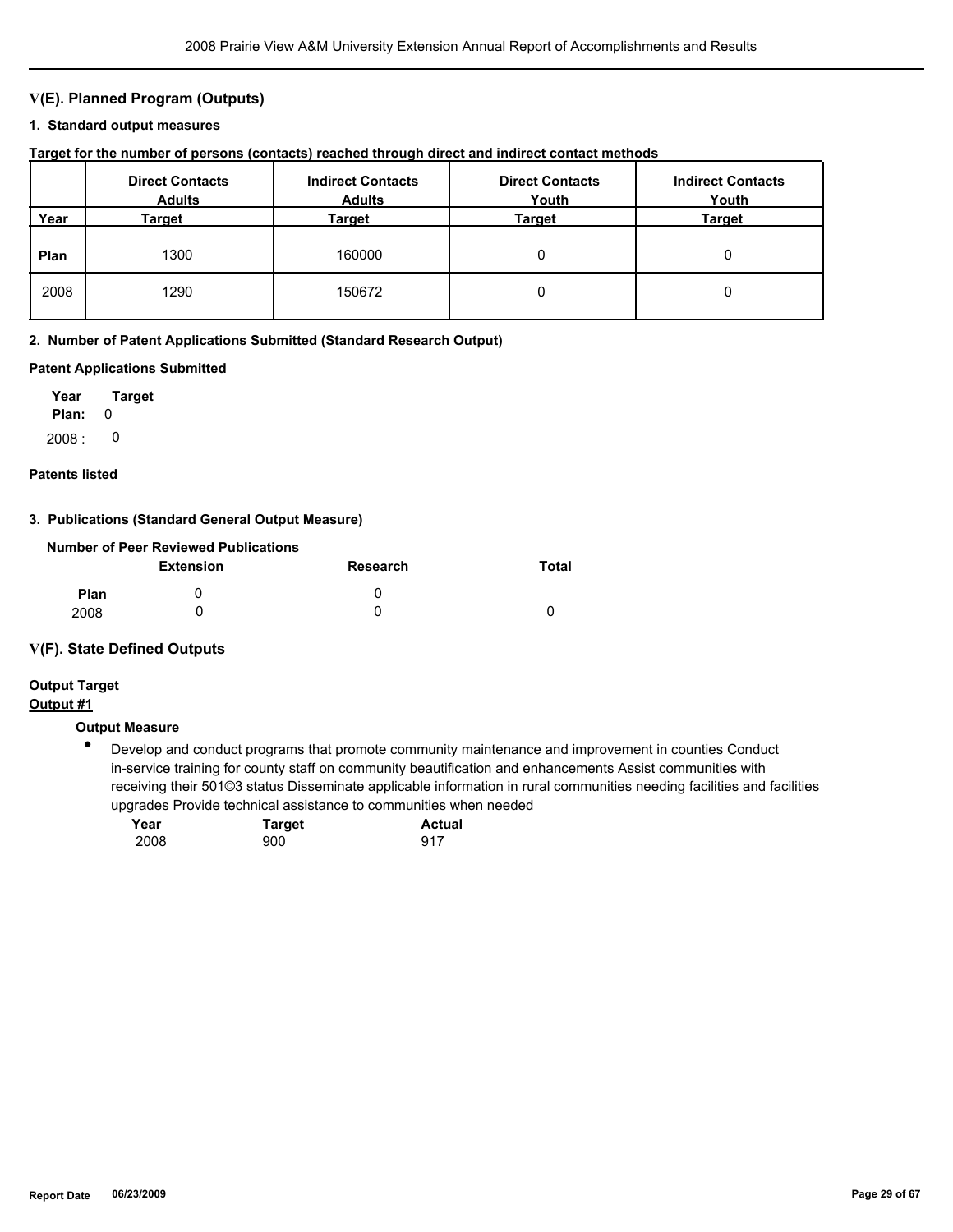## V(E). Planned Program (Outputs)

### 1. Standard output measures

**Target for the number of persons (contacts) reached through direct and indirect contact methods**

| Year | Direct Contacts Adults Target | Indirect Contacts Adults Target | Direct Contacts Youth Target | Indirect Contacts Youth Target |
|---|---|---|---|---|
| **Plan** | 1300 | 160000 | 0 | 0 |
| 2008 | 1290 | 150672 | 0 | 0 |

### 2. Number of Patent Applications Submitted (Standard Research Output)

**Patent Applications Submitted**

| Year | Target |
|---|---|
| **Plan:** | 0 |
| 2008 : | 0 |

**Patents listed**

### 3. Publications (Standard General Output Measure)

**Number of Peer Reviewed Publications**

| | Extension | Research | Total |
|---|---|---|---|
| **Plan** | 0 | 0 | |
| 2008 | 0 | 0 | 0 |

## V(F). State Defined Outputs

**Output Target**

**Output #1**

**Output Measure**

- Develop and conduct programs that promote community maintenance and improvement in counties Conduct in-service training for county staff on community beautification and enhancements Assist communities with receiving their 501©3 status Disseminate applicable information in rural communities needing facilities and facilities upgrades Provide technical assistance to communities when needed

| Year | Target | Actual |
|---|---|---|
| 2008 | 900 | 917 |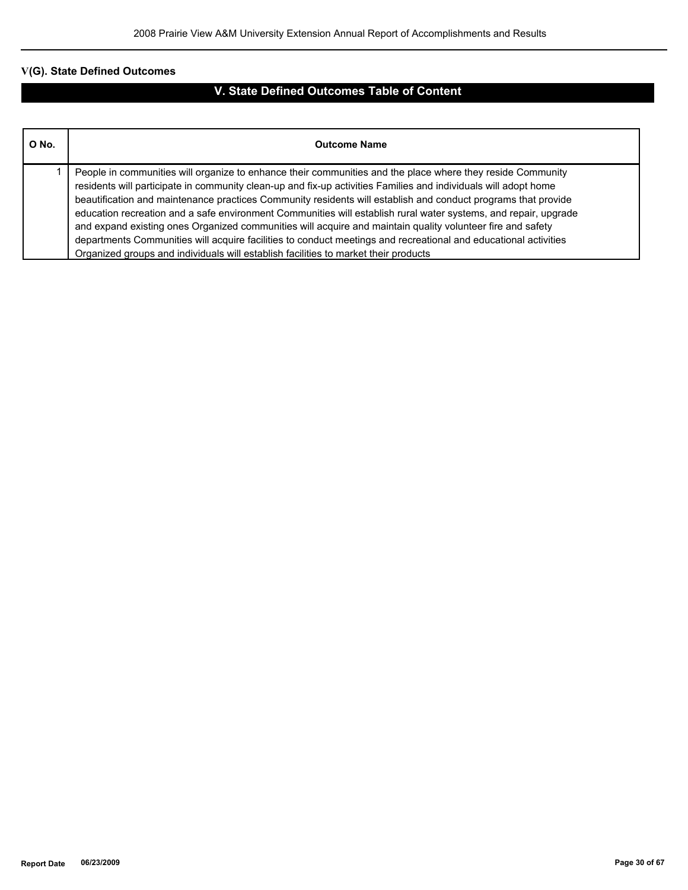## V(G). State Defined Outcomes

# V. State Defined Outcomes Table of Content

| O No. | Outcome Name |
|---|---|
| 1 | People in communities will organize to enhance their communities and the place where they reside Community residents will participate in community clean-up and fix-up activities Families and individuals will adopt home beautification and maintenance practices Community residents will establish and conduct programs that provide education recreation and a safe environment Communities will establish rural water systems, and repair, upgrade and expand existing ones Organized communities will acquire and maintain quality volunteer fire and safety departments Communities will acquire facilities to conduct meetings and recreational and educational activities Organized groups and individuals will establish facilities to market their products |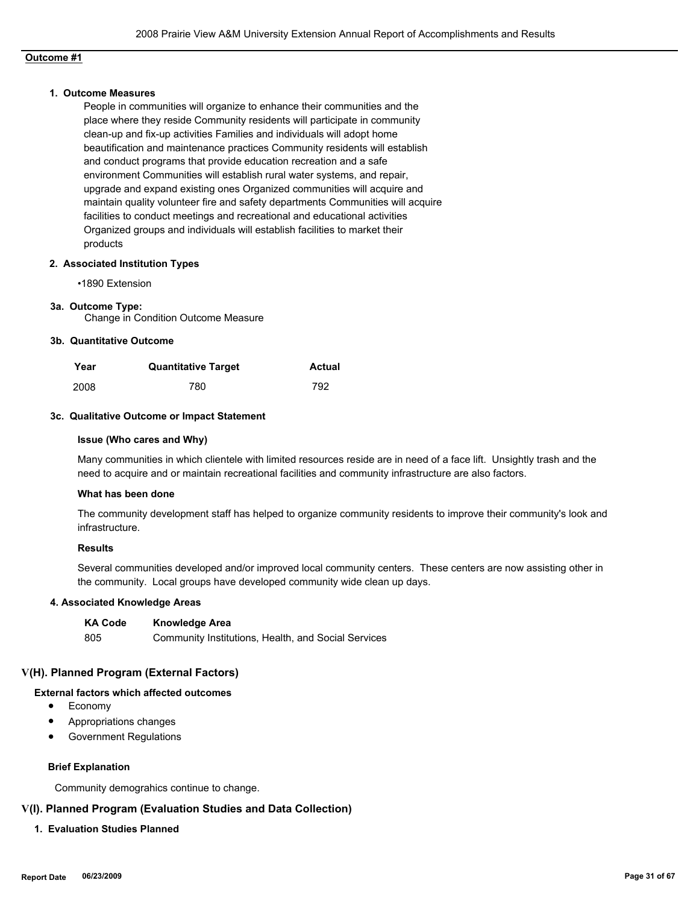**Outcome #1**

**1. Outcome Measures**

People in communities will organize to enhance their communities and the place where they reside Community residents will participate in community clean-up and fix-up activities Families and individuals will adopt home beautification and maintenance practices Community residents will establish and conduct programs that provide education recreation and a safe environment Communities will establish rural water systems, and repair, upgrade and expand existing ones Organized communities will acquire and maintain quality volunteer fire and safety departments Communities will acquire facilities to conduct meetings and recreational and educational activities Organized groups and individuals will establish facilities to market their products

**2. Associated Institution Types**

- 1890 Extension

**3a. Outcome Type:**

Change in Condition Outcome Measure

**3b. Quantitative Outcome**

| Year | Quantitative Target | Actual |
|---|---|---|
| 2008 | 780 | 792 |

**3c. Qualitative Outcome or Impact Statement**

**Issue (Who cares and Why)**

Many communities in which clientele with limited resources reside are in need of a face lift. Unsightly trash and the need to acquire and or maintain recreational facilities and community infrastructure are also factors.

**What has been done**

The community development staff has helped to organize community residents to improve their community's look and infrastructure.

**Results**

Several communities developed and/or improved local community centers. These centers are now assisting other in the community. Local groups have developed community wide clean up days.

**4. Associated Knowledge Areas**

| KA Code | Knowledge Area |
|---|---|
| 805 | Community Institutions, Health, and Social Services |

## V(H). Planned Program (External Factors)

**External factors which affected outcomes**

- Economy
- Appropriations changes
- Government Regulations

**Brief Explanation**

Community demograhics continue to change.

## V(I). Planned Program (Evaluation Studies and Data Collection)

**1. Evaluation Studies Planned**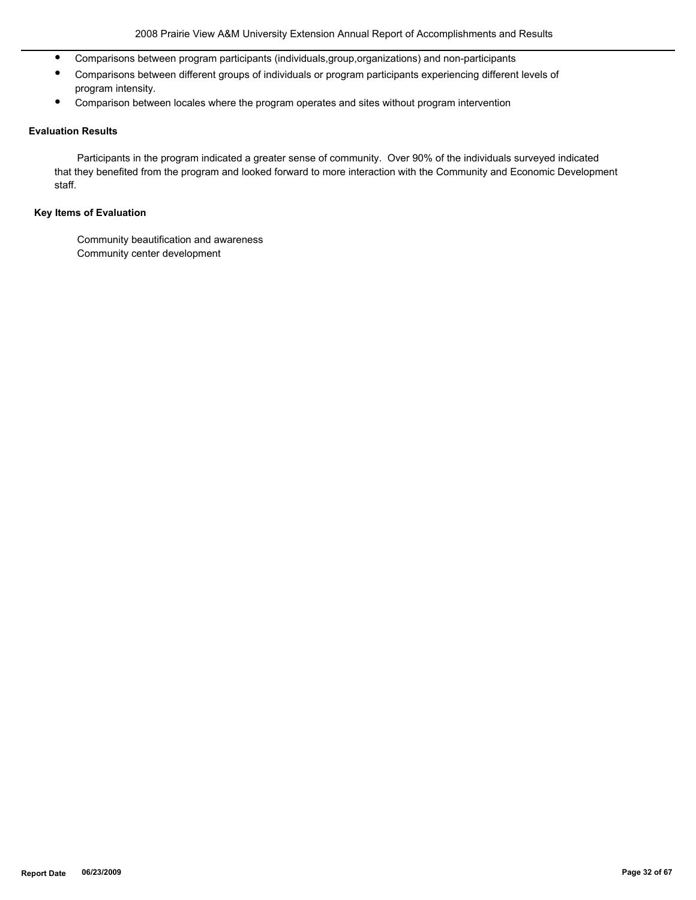- Comparisons between program participants (individuals,group,organizations) and non-participants
- Comparisons between different groups of individuals or program participants experiencing different levels of program intensity.
- Comparison between locales where the program operates and sites without program intervention

**Evaluation Results**

Participants in the program indicated a greater sense of community. Over 90% of the individuals surveyed indicated that they benefited from the program and looked forward to more interaction with the Community and Economic Development staff.

**Key Items of Evaluation**

Community beautification and awareness
Community center development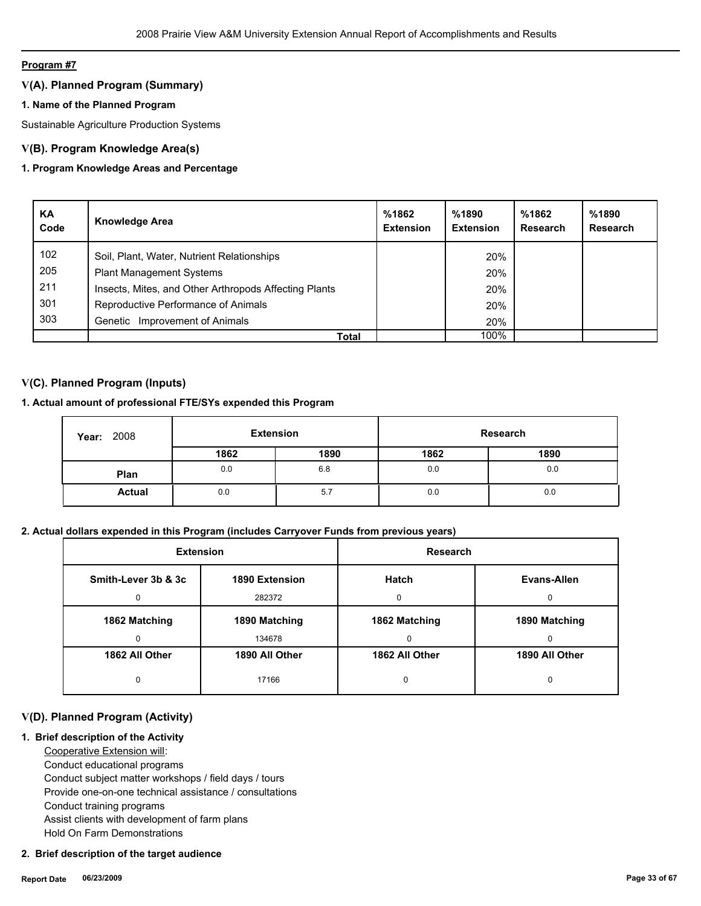**Program #7**

## V(A). Planned Program (Summary)

### 1. Name of the Planned Program

Sustainable Agriculture Production Systems

## V(B). Program Knowledge Area(s)

### 1. Program Knowledge Areas and Percentage

| KA Code | Knowledge Area | %1862 Extension | %1890 Extension | %1862 Research | %1890 Research |
|---|---|---|---|---|---|
| 102 | Soil, Plant, Water, Nutrient Relationships | | 20% | | |
| 205 | Plant Management Systems | | 20% | | |
| 211 | Insects, Mites, and Other Arthropods Affecting Plants | | 20% | | |
| 301 | Reproductive Performance of Animals | | 20% | | |
| 303 | Genetic Improvement of Animals | | 20% | | |
| | **Total** | | 100% | | |

## V(C). Planned Program (Inputs)

### 1. Actual amount of professional FTE/SYs expended this Program

| Year: 2008 | Extension | | Research | |
|---|---|---|---|---|
| | **1862** | **1890** | **1862** | **1890** |
| **Plan** | 0.0 | 6.8 | 0.0 | 0.0 |
| **Actual** | 0.0 | 5.7 | 0.0 | 0.0 |

### 2. Actual dollars expended in this Program (includes Carryover Funds from previous years)

| Extension | | Research | |
|---|---|---|---|
| **Smith-Lever 3b & 3c** | **1890 Extension** | **Hatch** | **Evans-Allen** |
| 0 | 282372 | 0 | 0 |
| **1862 Matching** | **1890 Matching** | **1862 Matching** | **1890 Matching** |
| 0 | 134678 | 0 | 0 |
| **1862 All Other** | **1890 All Other** | **1862 All Other** | **1890 All Other** |
| 0 | 17166 | 0 | 0 |

## V(D). Planned Program (Activity)

### 1. Brief description of the Activity

Cooperative Extension will:
Conduct educational programs
Conduct subject matter workshops / field days / tours
Provide one-on-one technical assistance / consultations
Conduct training programs
Assist clients with development of farm plans
Hold On Farm Demonstrations

### 2. Brief description of the target audience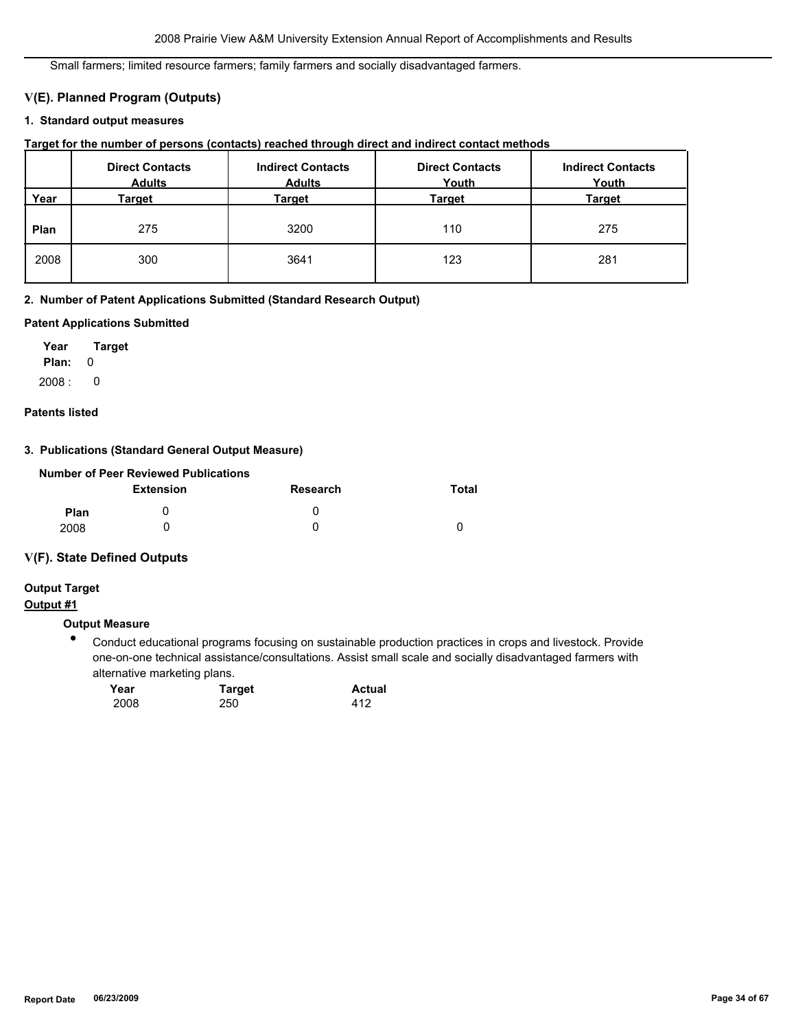Small farmers; limited resource farmers; family farmers and socially disadvantaged farmers.

## V(E). Planned Program (Outputs)

### 1. Standard output measures

**Target for the number of persons (contacts) reached through direct and indirect contact methods**

| Year | Direct Contacts Adults Target | Indirect Contacts Adults Target | Direct Contacts Youth Target | Indirect Contacts Youth Target |
|---|---|---|---|---|
| Plan | 275 | 3200 | 110 | 275 |
| 2008 | 300 | 3641 | 123 | 281 |

### 2. Number of Patent Applications Submitted (Standard Research Output)

**Patent Applications Submitted**

| Year | Target |
|---|---|
| Plan: | 0 |
| 2008 : | 0 |

**Patents listed**

### 3. Publications (Standard General Output Measure)

**Number of Peer Reviewed Publications**

| | Extension | Research | Total |
|---|---|---|---|
| Plan | 0 | 0 | |
| 2008 | 0 | 0 | 0 |

## V(F). State Defined Outputs

**Output Target**

**Output #1**

**Output Measure**

- Conduct educational programs focusing on sustainable production practices in crops and livestock. Provide one-on-one technical assistance/consultations. Assist small scale and socially disadvantaged farmers with alternative marketing plans.

| Year | Target | Actual |
|---|---|---|
| 2008 | 250 | 412 |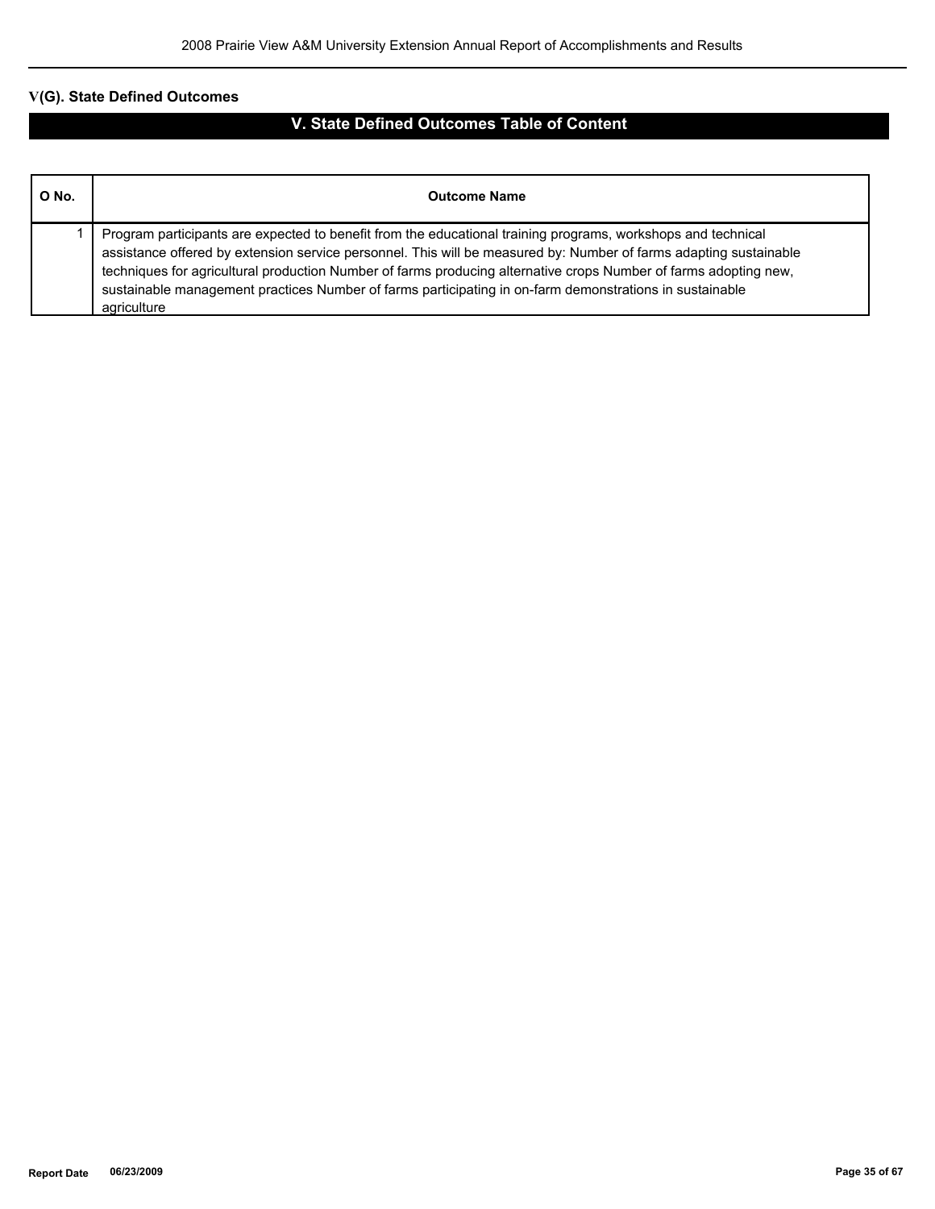**V(G). State Defined Outcomes**

## V. State Defined Outcomes Table of Content

| O No. | Outcome Name |
|---|---|
| 1 | Program participants are expected to benefit from the educational training programs, workshops and technical assistance offered by extension service personnel. This will be measured by: Number of farms adapting sustainable techniques for agricultural production Number of farms producing alternative crops Number of farms adopting new, sustainable management practices Number of farms participating in on-farm demonstrations in sustainable agriculture |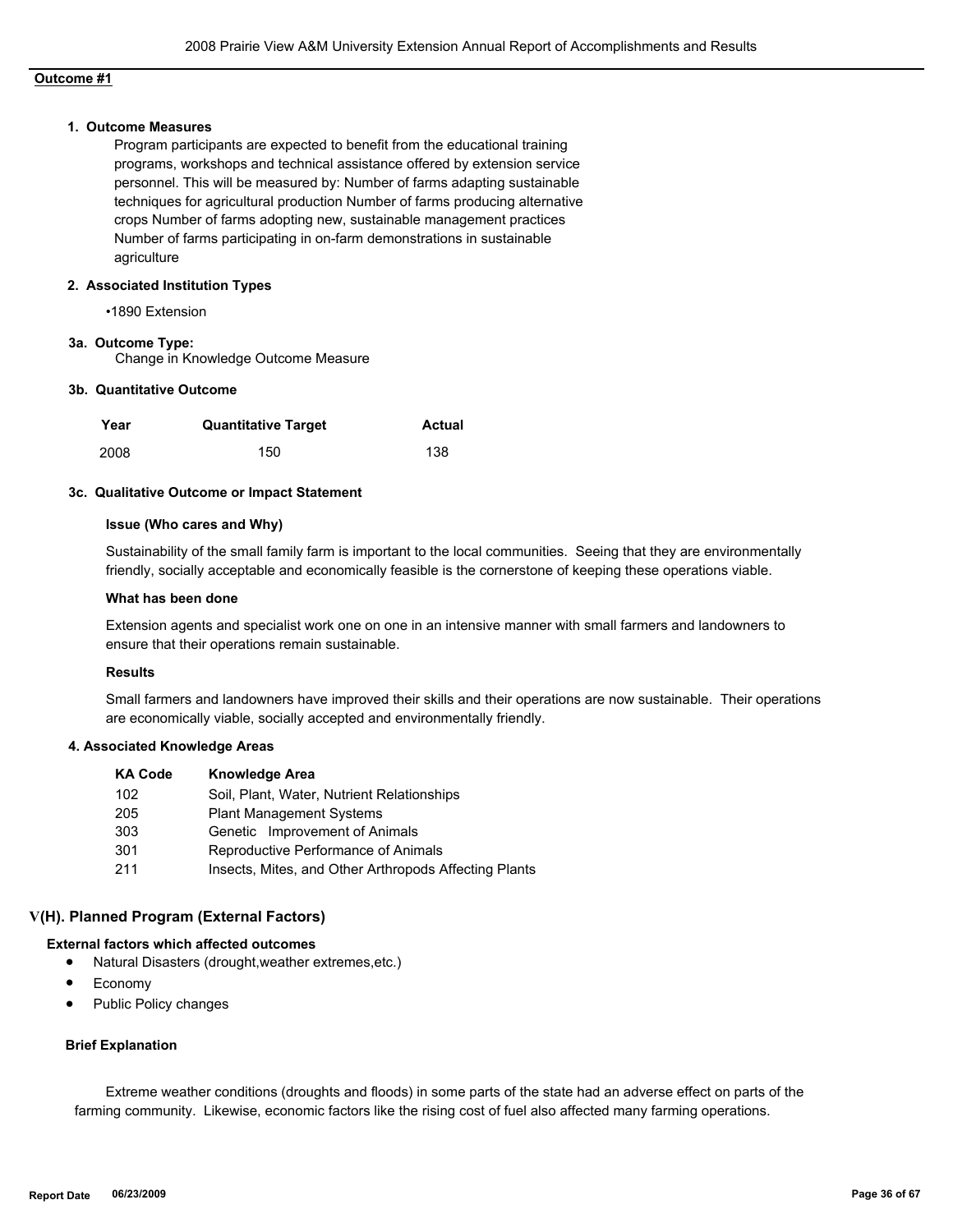**Outcome #1**

**1. Outcome Measures**

Program participants are expected to benefit from the educational training programs, workshops and technical assistance offered by extension service personnel. This will be measured by: Number of farms adapting sustainable techniques for agricultural production Number of farms producing alternative crops Number of farms adopting new, sustainable management practices Number of farms participating in on-farm demonstrations in sustainable agriculture

**2. Associated Institution Types**

•1890 Extension

**3a. Outcome Type:**

Change in Knowledge Outcome Measure

**3b. Quantitative Outcome**

| Year | Quantitative Target | Actual |
|---|---|---|
| 2008 | 150 | 138 |

**3c. Qualitative Outcome or Impact Statement**

**Issue (Who cares and Why)**

Sustainability of the small family farm is important to the local communities. Seeing that they are environmentally friendly, socially acceptable and economically feasible is the cornerstone of keeping these operations viable.

**What has been done**

Extension agents and specialist work one on one in an intensive manner with small farmers and landowners to ensure that their operations remain sustainable.

**Results**

Small farmers and landowners have improved their skills and their operations are now sustainable. Their operations are economically viable, socially accepted and environmentally friendly.

**4. Associated Knowledge Areas**

| KA Code | Knowledge Area |
|---|---|
| 102 | Soil, Plant, Water, Nutrient Relationships |
| 205 | Plant Management Systems |
| 303 | Genetic Improvement of Animals |
| 301 | Reproductive Performance of Animals |
| 211 | Insects, Mites, and Other Arthropods Affecting Plants |

## V(H). Planned Program (External Factors)

**External factors which affected outcomes**

- Natural Disasters (drought,weather extremes,etc.)
- Economy
- Public Policy changes

**Brief Explanation**

Extreme weather conditions (droughts and floods) in some parts of the state had an adverse effect on parts of the farming community. Likewise, economic factors like the rising cost of fuel also affected many farming operations.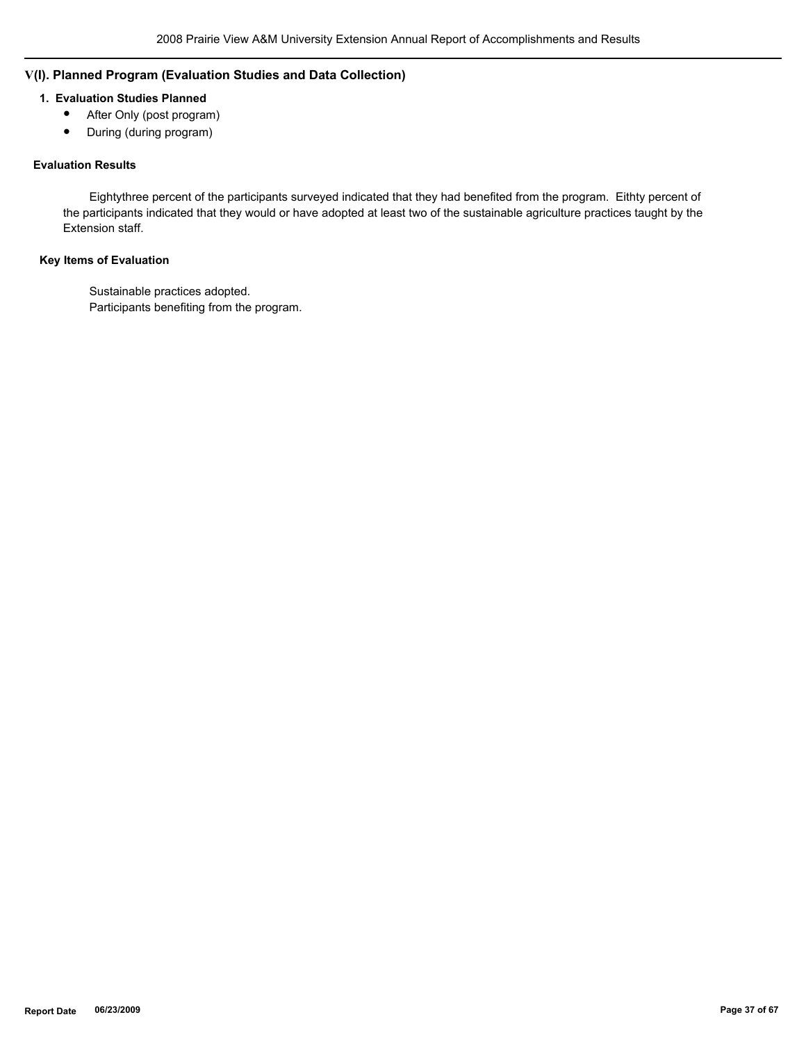## V(I). Planned Program (Evaluation Studies and Data Collection)

### 1. Evaluation Studies Planned

- After Only (post program)
- During (during program)

### Evaluation Results

Eightythree percent of the participants surveyed indicated that they had benefited from the program. Eithty percent of the participants indicated that they would or have adopted at least two of the sustainable agriculture practices taught by the Extension staff.

### Key Items of Evaluation

Sustainable practices adopted.
Participants benefiting from the program.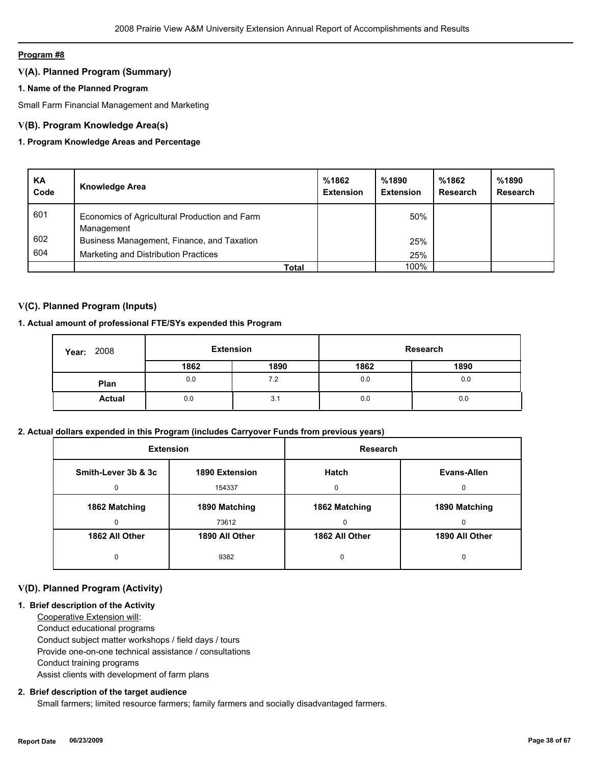**Program #8**

## V(A). Planned Program (Summary)

### 1. Name of the Planned Program

Small Farm Financial Management and Marketing

## V(B). Program Knowledge Area(s)

### 1. Program Knowledge Areas and Percentage

| KA Code | Knowledge Area | %1862 Extension | %1890 Extension | %1862 Research | %1890 Research |
|---|---|---|---|---|---|
| 601 | Economics of Agricultural Production and Farm Management | | 50% | | |
| 602 | Business Management, Finance, and Taxation | | 25% | | |
| 604 | Marketing and Distribution Practices | | 25% | | |
| | **Total** | | 100% | | |

## V(C). Planned Program (Inputs)

### 1. Actual amount of professional FTE/SYs expended this Program

| Year: 2008 | Extension | | Research | |
|---|---|---|---|---|
| | 1862 | 1890 | 1862 | 1890 |
| **Plan** | 0.0 | 7.2 | 0.0 | 0.0 |
| **Actual** | 0.0 | 3.1 | 0.0 | 0.0 |

### 2. Actual dollars expended in this Program (includes Carryover Funds from previous years)

| Extension | | Research | |
|---|---|---|---|
| **Smith-Lever 3b & 3c** | **1890 Extension** | **Hatch** | **Evans-Allen** |
| 0 | 154337 | 0 | 0 |
| **1862 Matching** | **1890 Matching** | **1862 Matching** | **1890 Matching** |
| 0 | 73612 | 0 | 0 |
| **1862 All Other** | **1890 All Other** | **1862 All Other** | **1890 All Other** |
| 0 | 9382 | 0 | 0 |

## V(D). Planned Program (Activity)

### 1. Brief description of the Activity

Cooperative Extension will:
Conduct educational programs
Conduct subject matter workshops / field days / tours
Provide one-on-one technical assistance / consultations
Conduct training programs
Assist clients with development of farm plans

### 2. Brief description of the target audience

Small farmers; limited resource farmers; family farmers and socially disadvantaged farmers.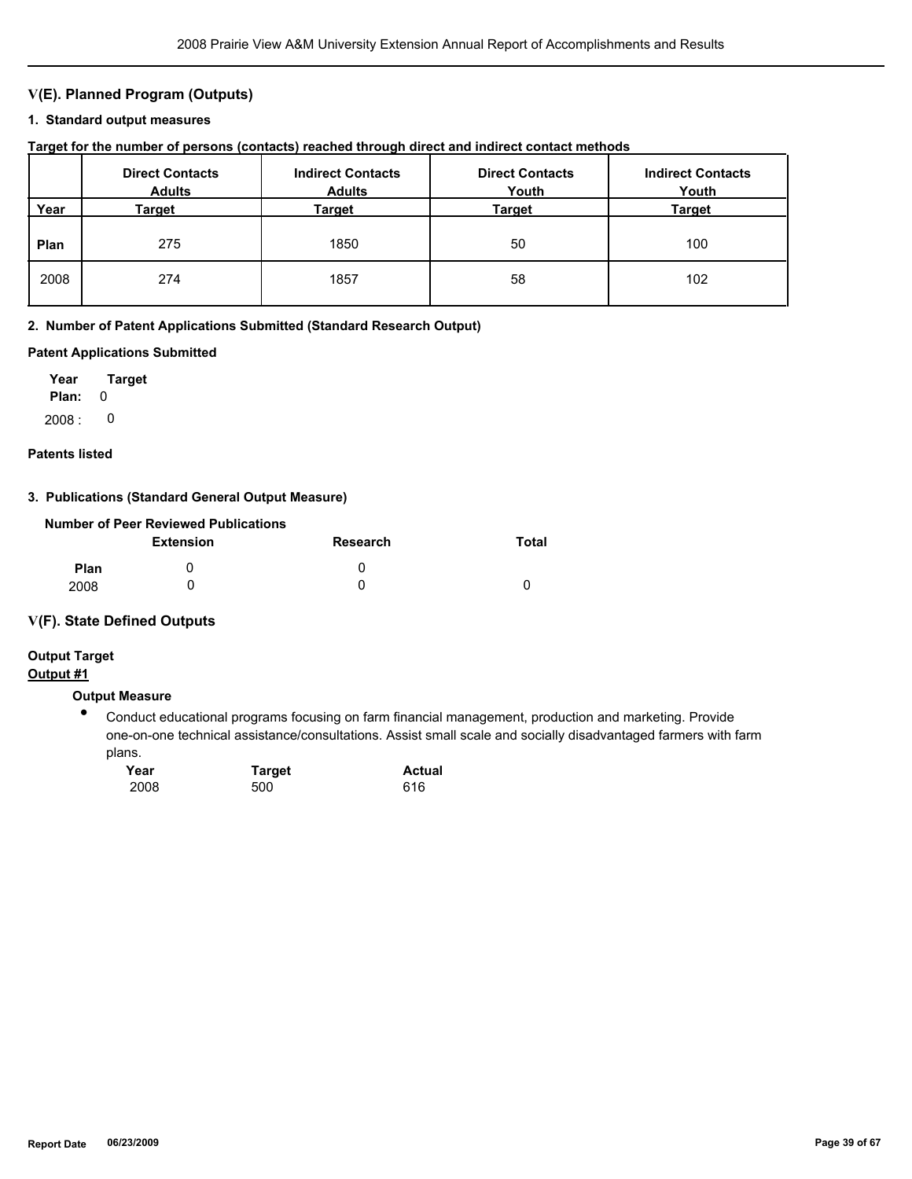## V(E). Planned Program (Outputs)

### 1. Standard output measures

**Target for the number of persons (contacts) reached through direct and indirect contact methods**

| Year | Direct Contacts Adults Target | Indirect Contacts Adults Target | Direct Contacts Youth Target | Indirect Contacts Youth Target |
|---|---|---|---|---|
| Plan | 275 | 1850 | 50 | 100 |
| 2008 | 274 | 1857 | 58 | 102 |

### 2. Number of Patent Applications Submitted (Standard Research Output)

**Patent Applications Submitted**

| Year | Target |
|---|---|
| Plan: | 0 |
| 2008 : | 0 |

**Patents listed**

### 3. Publications (Standard General Output Measure)

**Number of Peer Reviewed Publications**

| | Extension | Research | Total |
|---|---|---|---|
| Plan | 0 | 0 | |
| 2008 | 0 | 0 | 0 |

## V(F). State Defined Outputs

**Output Target**

**Output #1**

**Output Measure**

- Conduct educational programs focusing on farm financial management, production and marketing. Provide one-on-one technical assistance/consultations. Assist small scale and socially disadvantaged farmers with farm plans.

| Year | Target | Actual |
|---|---|---|
| 2008 | 500 | 616 |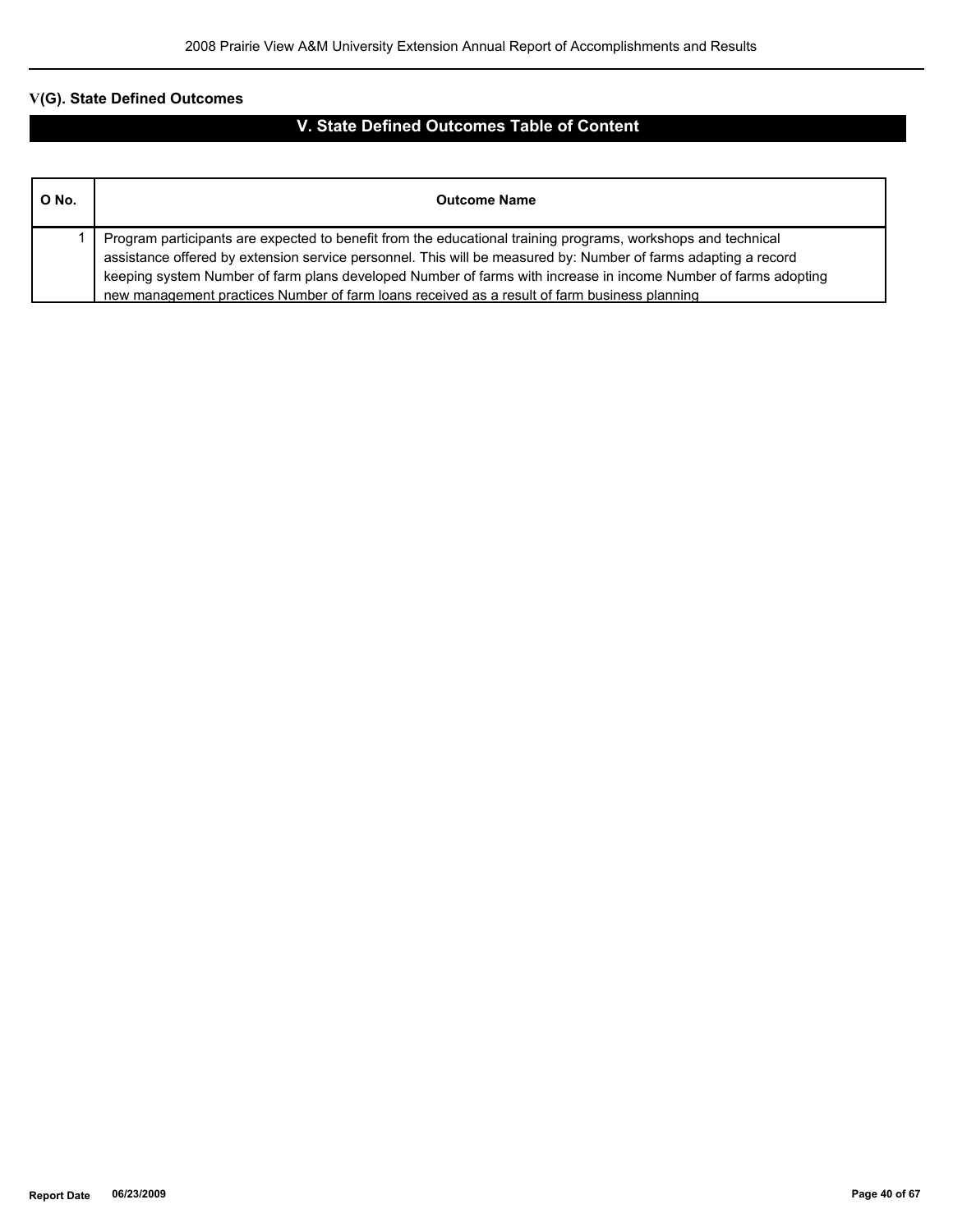## V(G). State Defined Outcomes

# V. State Defined Outcomes Table of Content

| O No. | Outcome Name |
|---|---|
| 1 | Program participants are expected to benefit from the educational training programs, workshops and technical assistance offered by extension service personnel. This will be measured by: Number of farms adapting a record keeping system Number of farm plans developed Number of farms with increase in income Number of farms adopting new management practices Number of farm loans received as a result of farm business planning |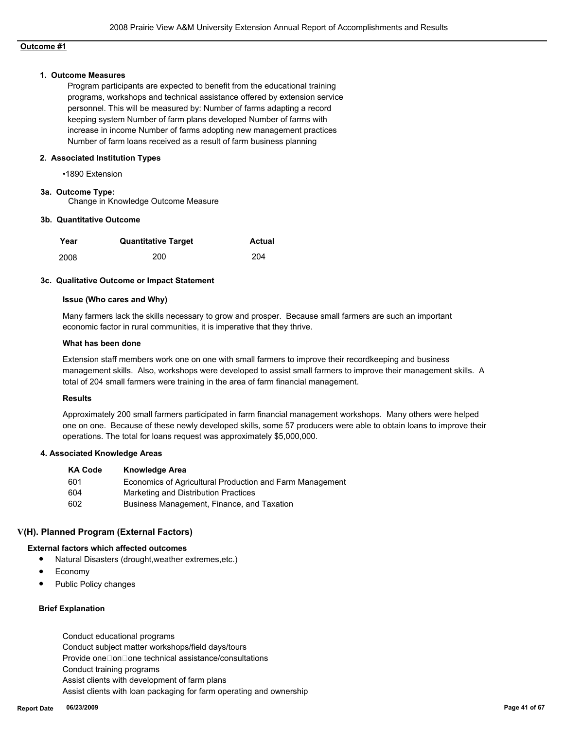**Outcome #1**

### 1. Outcome Measures

Program participants are expected to benefit from the educational training programs, workshops and technical assistance offered by extension service personnel. This will be measured by: Number of farms adapting a record keeping system Number of farm plans developed Number of farms with increase in income Number of farms adopting new management practices Number of farm loans received as a result of farm business planning

### 2. Associated Institution Types

•1890 Extension

### 3a. Outcome Type:

Change in Knowledge Outcome Measure

### 3b. Quantitative Outcome

| Year | Quantitative Target | Actual |
|---|---|---|
| 2008 | 200 | 204 |

### 3c. Qualitative Outcome or Impact Statement

**Issue (Who cares and Why)**

Many farmers lack the skills necessary to grow and prosper. Because small farmers are such an important economic factor in rural communities, it is imperative that they thrive.

**What has been done**

Extension staff members work one on one with small farmers to improve their recordkeeping and business management skills. Also, workshops were developed to assist small farmers to improve their management skills. A total of 204 small farmers were training in the area of farm financial management.

**Results**

Approximately 200 small farmers participated in farm financial management workshops. Many others were helped one on one. Because of these newly developed skills, some 57 producers were able to obtain loans to improve their operations. The total for loans request was approximately $5,000,000.

### 4. Associated Knowledge Areas

| KA Code | Knowledge Area |
|---|---|
| 601 | Economics of Agricultural Production and Farm Management |
| 604 | Marketing and Distribution Practices |
| 602 | Business Management, Finance, and Taxation |

## V(H). Planned Program (External Factors)

**External factors which affected outcomes**

- Natural Disasters (drought,weather extremes,etc.)
- Economy
- Public Policy changes

**Brief Explanation**

Conduct educational programs
Conduct subject matter workshops/field days/tours
Provide one on one technical assistance/consultations
Conduct training programs
Assist clients with development of farm plans
Assist clients with loan packaging for farm operating and ownership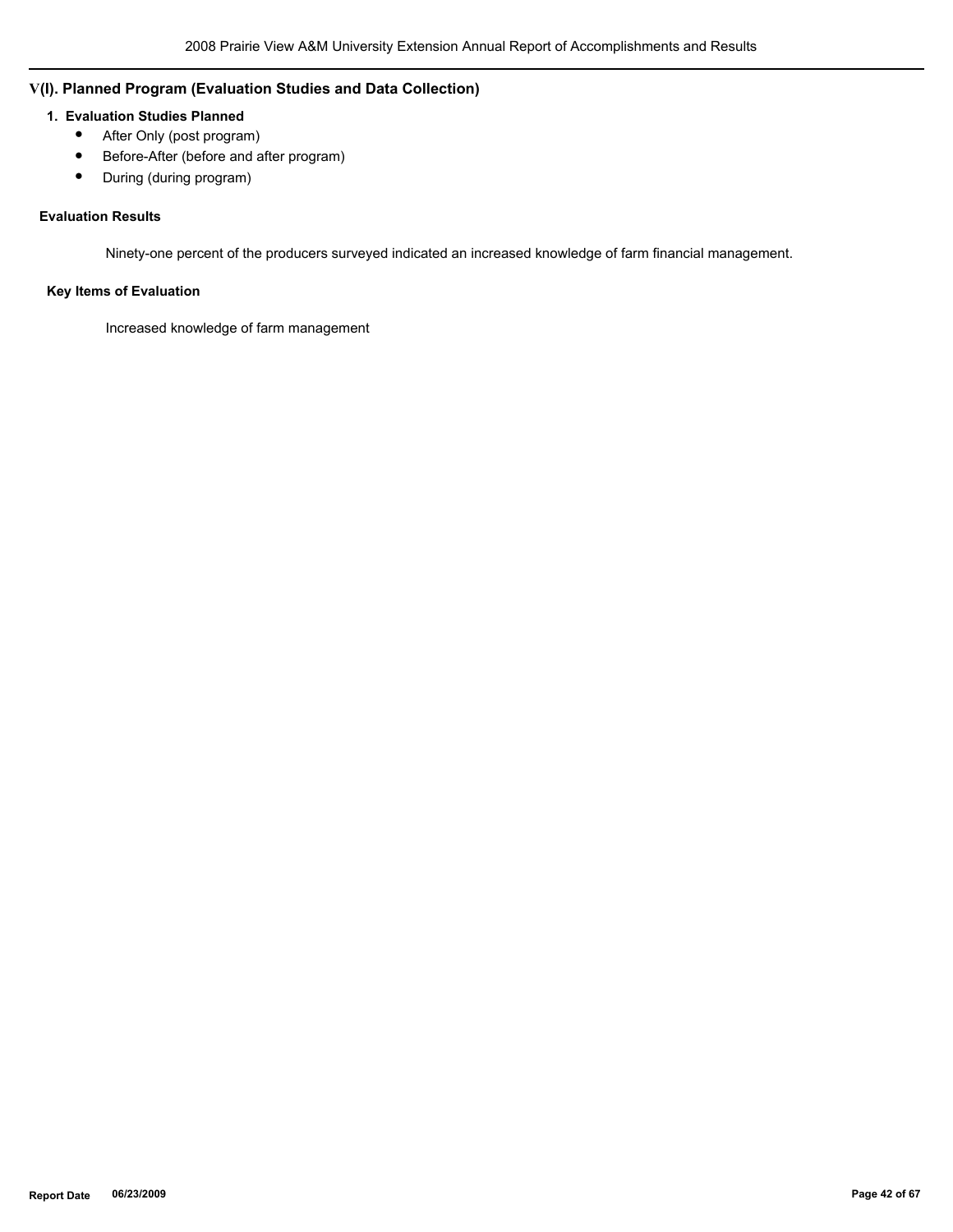## V(I). Planned Program (Evaluation Studies and Data Collection)

### 1. Evaluation Studies Planned

- After Only (post program)
- Before-After (before and after program)
- During (during program)

**Evaluation Results**

Ninety-one percent of the producers surveyed indicated an increased knowledge of farm financial management.

**Key Items of Evaluation**

Increased knowledge of farm management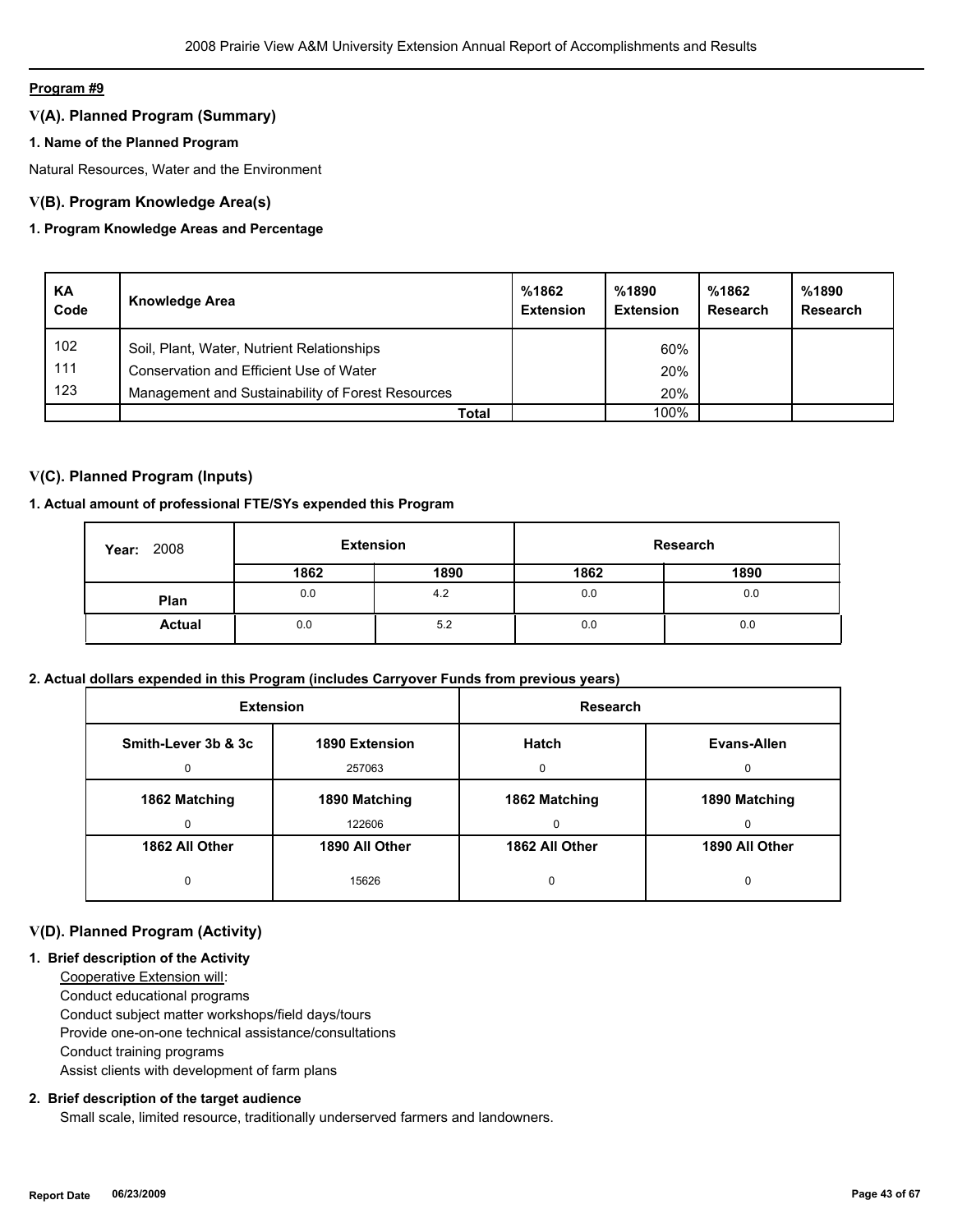**Program #9**

## V(A). Planned Program (Summary)

**1. Name of the Planned Program**

Natural Resources, Water and the Environment

## V(B). Program Knowledge Area(s)

**1. Program Knowledge Areas and Percentage**

| KA Code | Knowledge Area | %1862 Extension | %1890 Extension | %1862 Research | %1890 Research |
|---|---|---|---|---|---|
| 102 | Soil, Plant, Water, Nutrient Relationships | | 60% | | |
| 111 | Conservation and Efficient Use of Water | | 20% | | |
| 123 | Management and Sustainability of Forest Resources | | 20% | | |
| | **Total** | | 100% | | |

## V(C). Planned Program (Inputs)

**1. Actual amount of professional FTE/SYs expended this Program**

| Year: 2008 | Extension | | Research | |
|---|---|---|---|---|
| | **1862** | **1890** | **1862** | **1890** |
| **Plan** | 0.0 | 4.2 | 0.0 | 0.0 |
| **Actual** | 0.0 | 5.2 | 0.0 | 0.0 |

**2. Actual dollars expended in this Program (includes Carryover Funds from previous years)**

| Extension | | Research | |
|---|---|---|---|
| **Smith-Lever 3b & 3c** | **1890 Extension** | **Hatch** | **Evans-Allen** |
| 0 | 257063 | 0 | 0 |
| **1862 Matching** | **1890 Matching** | **1862 Matching** | **1890 Matching** |
| 0 | 122606 | 0 | 0 |
| **1862 All Other** | **1890 All Other** | **1862 All Other** | **1890 All Other** |
| 0 | 15626 | 0 | 0 |

## V(D). Planned Program (Activity)

**1. Brief description of the Activity**

Cooperative Extension will:
Conduct educational programs
Conduct subject matter workshops/field days/tours
Provide one-on-one technical assistance/consultations
Conduct training programs
Assist clients with development of farm plans

**2. Brief description of the target audience**

Small scale, limited resource, traditionally underserved farmers and landowners.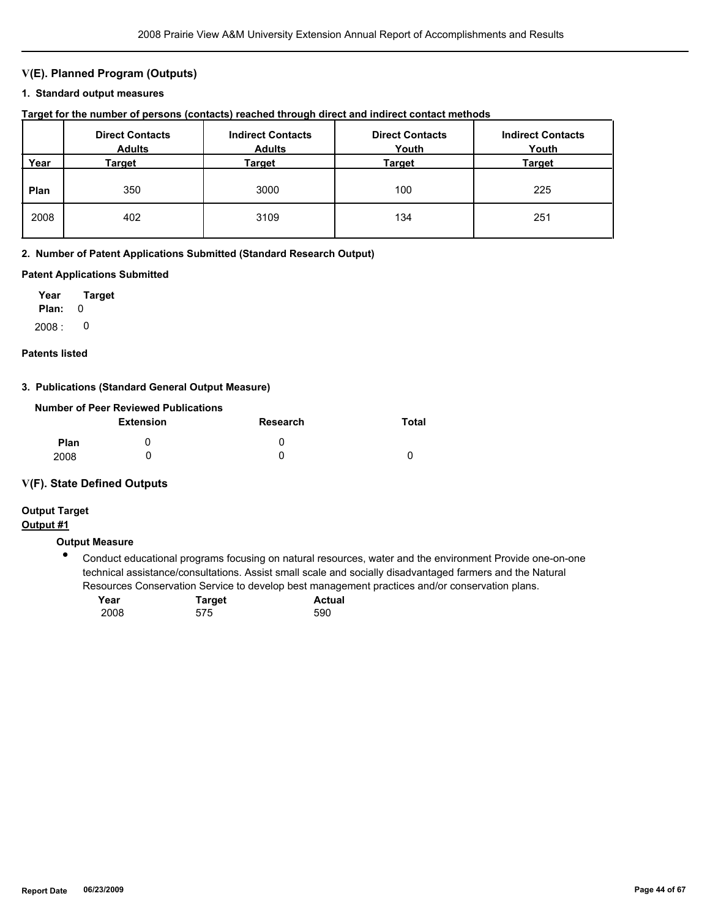## V(E). Planned Program (Outputs)

### 1. Standard output measures

**Target for the number of persons (contacts) reached through direct and indirect contact methods**

| Year | Direct Contacts Adults Target | Indirect Contacts Adults Target | Direct Contacts Youth Target | Indirect Contacts Youth Target |
|---|---|---|---|---|
| **Plan** | 350 | 3000 | 100 | 225 |
| 2008 | 402 | 3109 | 134 | 251 |

### 2. Number of Patent Applications Submitted (Standard Research Output)

**Patent Applications Submitted**

| Year | Target |
|---|---|
| **Plan:** | 0 |
| 2008 : | 0 |

**Patents listed**

### 3. Publications (Standard General Output Measure)

**Number of Peer Reviewed Publications**

| | Extension | Research | Total |
|---|---|---|---|
| **Plan** | 0 | 0 | |
| 2008 | 0 | 0 | 0 |

## V(F). State Defined Outputs

**Output Target**

**Output #1**

**Output Measure**

- Conduct educational programs focusing on natural resources, water and the environment Provide one-on-one technical assistance/consultations. Assist small scale and socially disadvantaged farmers and the Natural Resources Conservation Service to develop best management practices and/or conservation plans.

| Year | Target | Actual |
|---|---|---|
| 2008 | 575 | 590 |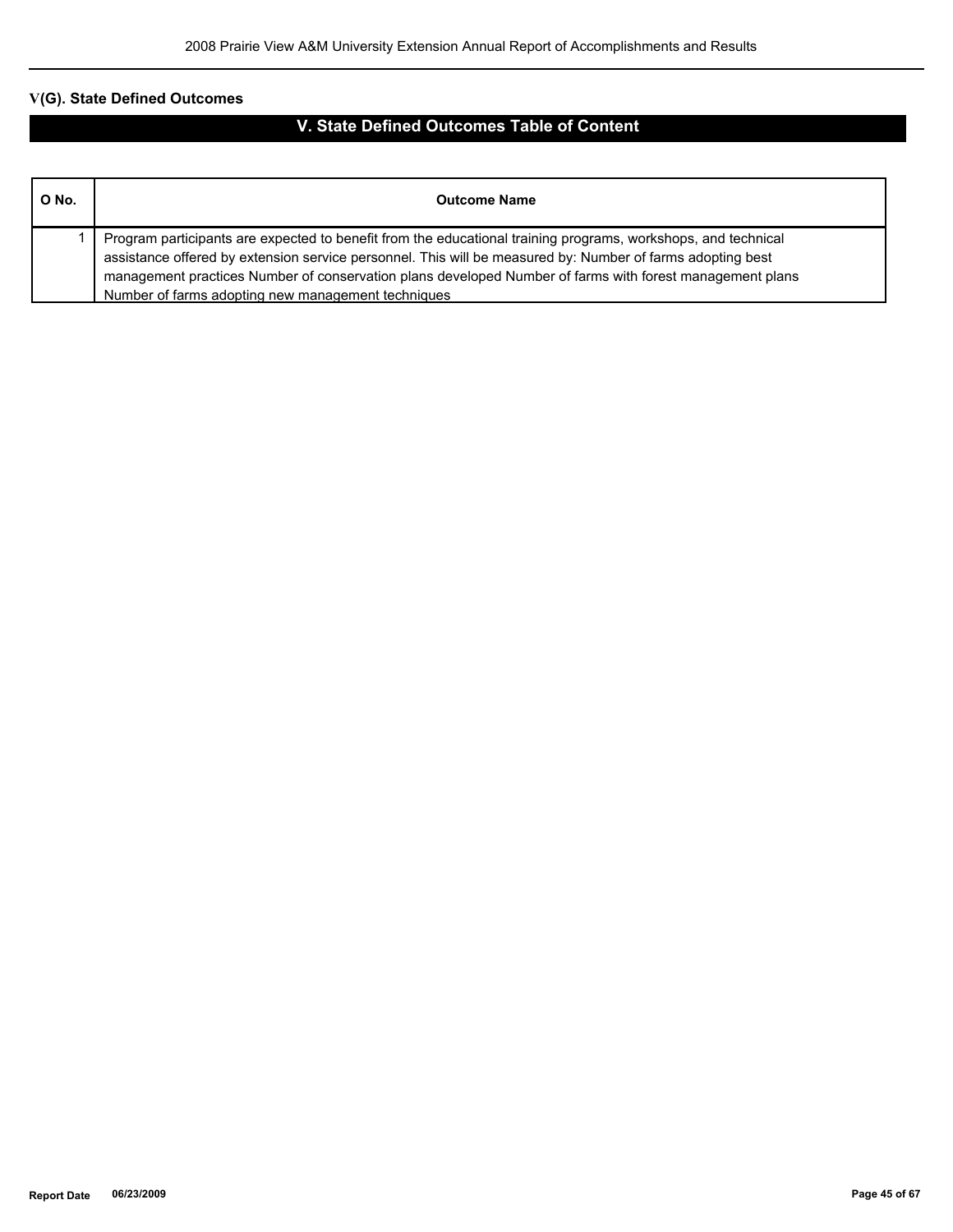## V(G). State Defined Outcomes

# V. State Defined Outcomes Table of Content

| O No. | Outcome Name |
|---|---|
| 1 | Program participants are expected to benefit from the educational training programs, workshops, and technical assistance offered by extension service personnel. This will be measured by: Number of farms adopting best management practices Number of conservation plans developed Number of farms with forest management plans Number of farms adopting new management techniques |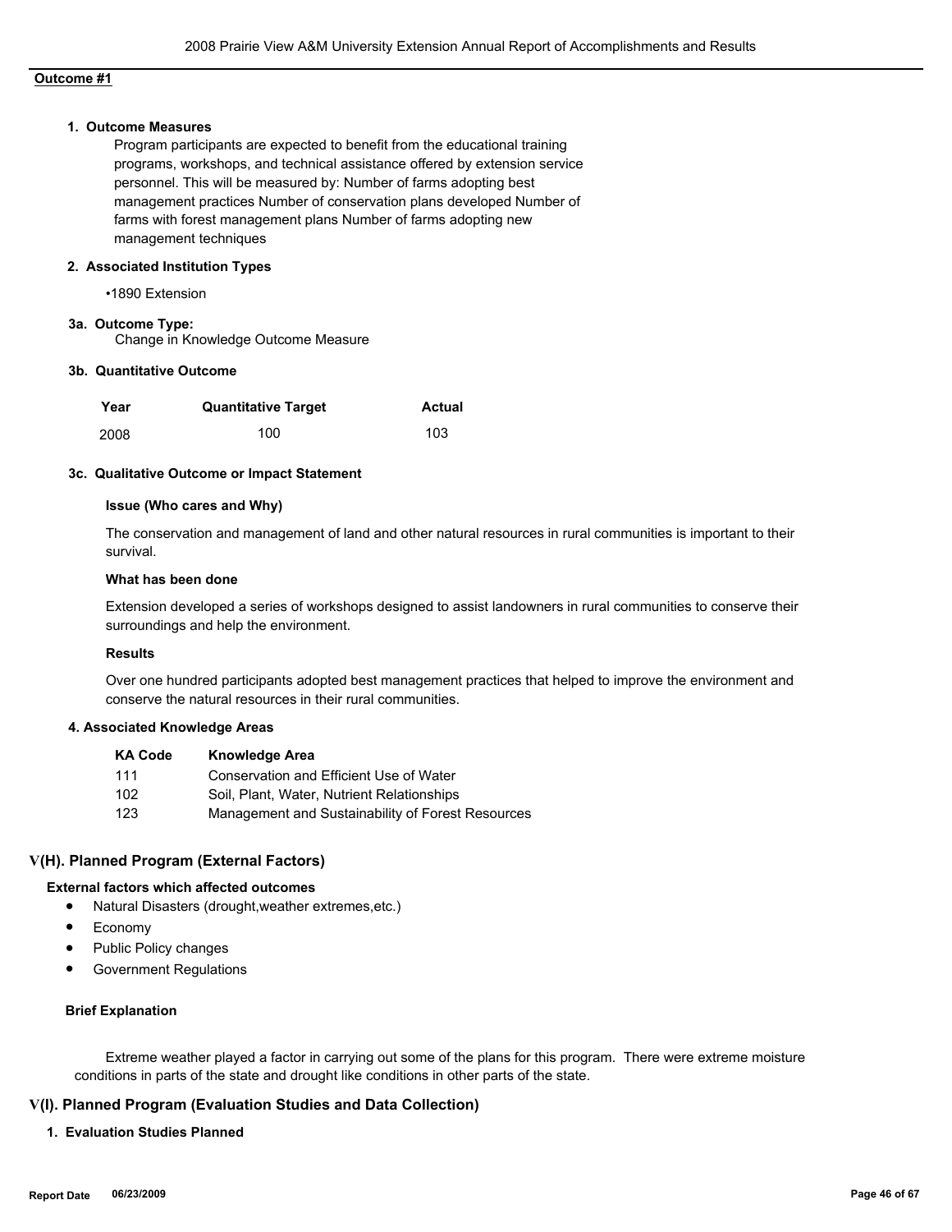**Outcome #1**

### 1. Outcome Measures

Program participants are expected to benefit from the educational training programs, workshops, and technical assistance offered by extension service personnel. This will be measured by: Number of farms adopting best management practices Number of conservation plans developed Number of farms with forest management plans Number of farms adopting new management techniques

### 2. Associated Institution Types

•1890 Extension

### 3a. Outcome Type:

Change in Knowledge Outcome Measure

### 3b. Quantitative Outcome

| Year | Quantitative Target | Actual |
|---|---|---|
| 2008 | 100 | 103 |

### 3c. Qualitative Outcome or Impact Statement

**Issue (Who cares and Why)**

The conservation and management of land and other natural resources in rural communities is important to their survival.

**What has been done**

Extension developed a series of workshops designed to assist landowners in rural communities to conserve their surroundings and help the environment.

**Results**

Over one hundred participants adopted best management practices that helped to improve the environment and conserve the natural resources in their rural communities.

### 4. Associated Knowledge Areas

| KA Code | Knowledge Area |
|---|---|
| 111 | Conservation and Efficient Use of Water |
| 102 | Soil, Plant, Water, Nutrient Relationships |
| 123 | Management and Sustainability of Forest Resources |

## V(H). Planned Program (External Factors)

**External factors which affected outcomes**

- Natural Disasters (drought,weather extremes,etc.)
- Economy
- Public Policy changes
- Government Regulations

**Brief Explanation**

Extreme weather played a factor in carrying out some of the plans for this program. There were extreme moisture conditions in parts of the state and drought like conditions in other parts of the state.

## V(I). Planned Program (Evaluation Studies and Data Collection)

### 1. Evaluation Studies Planned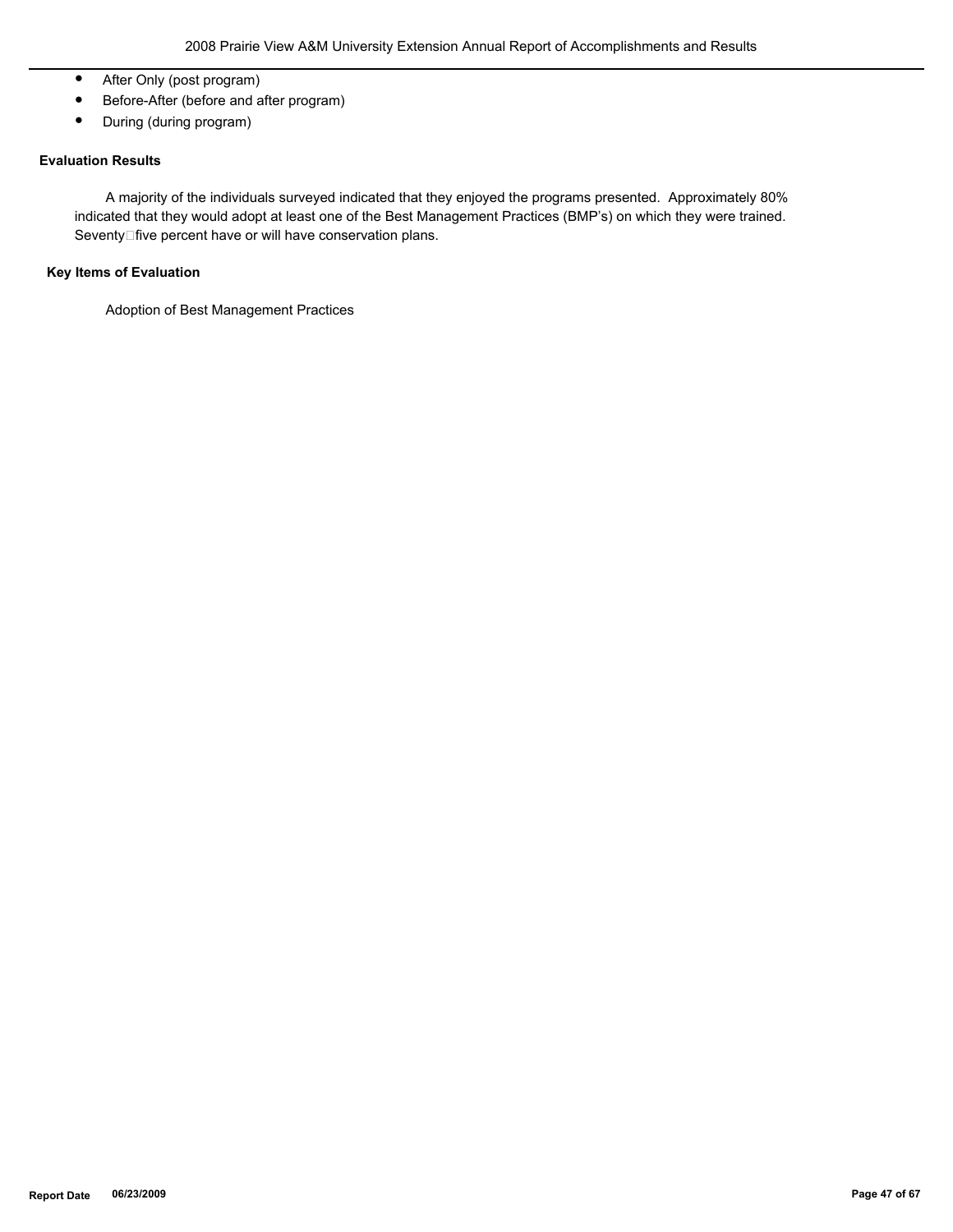- After Only (post program)
- Before-After (before and after program)
- During (during program)

**Evaluation Results**

A majority of the individuals surveyed indicated that they enjoyed the programs presented. Approximately 80% indicated that they would adopt at least one of the Best Management Practices (BMP's) on which they were trained. Seventy-five percent have or will have conservation plans.

**Key Items of Evaluation**

Adoption of Best Management Practices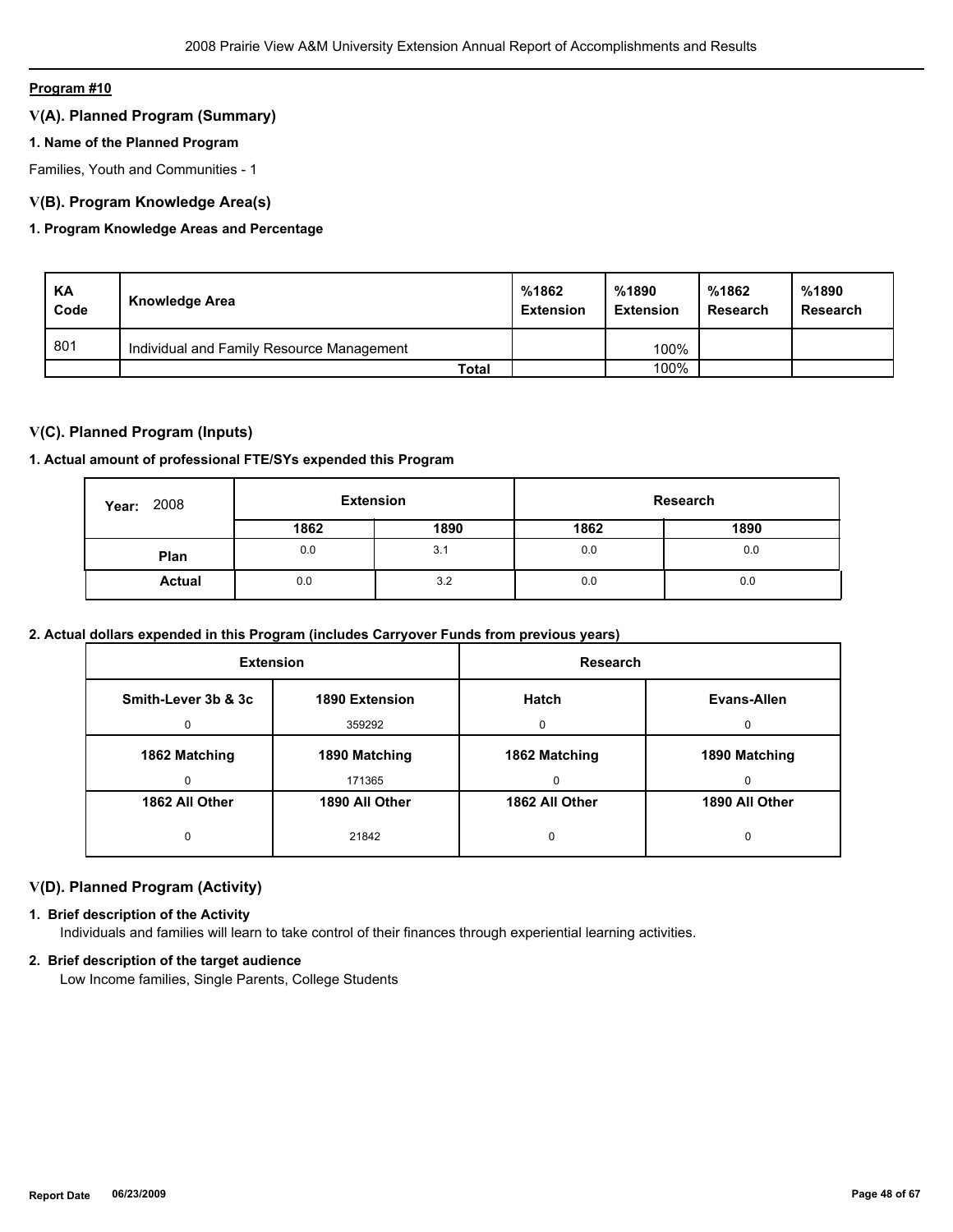**Program #10**

## V(A). Planned Program (Summary)

### 1. Name of the Planned Program

Families, Youth and Communities - 1

## V(B). Program Knowledge Area(s)

### 1. Program Knowledge Areas and Percentage

| KA Code | Knowledge Area | %1862 Extension | %1890 Extension | %1862 Research | %1890 Research |
|---|---|---|---|---|---|
| 801 | Individual and Family Resource Management | | 100% | | |
| | Total | | 100% | | |

## V(C). Planned Program (Inputs)

### 1. Actual amount of professional FTE/SYs expended this Program

| Year: 2008 | Extension | | Research | |
|---|---|---|---|---|
| | 1862 | 1890 | 1862 | 1890 |
| Plan | 0.0 | 3.1 | 0.0 | 0.0 |
| Actual | 0.0 | 3.2 | 0.0 | 0.0 |

### 2. Actual dollars expended in this Program (includes Carryover Funds from previous years)

| Extension | | Research | |
|---|---|---|---|
| Smith-Lever 3b & 3c | 1890 Extension | Hatch | Evans-Allen |
| 0 | 359292 | 0 | 0 |
| 1862 Matching | 1890 Matching | 1862 Matching | 1890 Matching |
| 0 | 171365 | 0 | 0 |
| 1862 All Other | 1890 All Other | 1862 All Other | 1890 All Other |
| 0 | 21842 | 0 | 0 |

## V(D). Planned Program (Activity)

### 1. Brief description of the Activity

Individuals and families will learn to take control of their finances through experiential learning activities.

### 2. Brief description of the target audience

Low Income families, Single Parents, College Students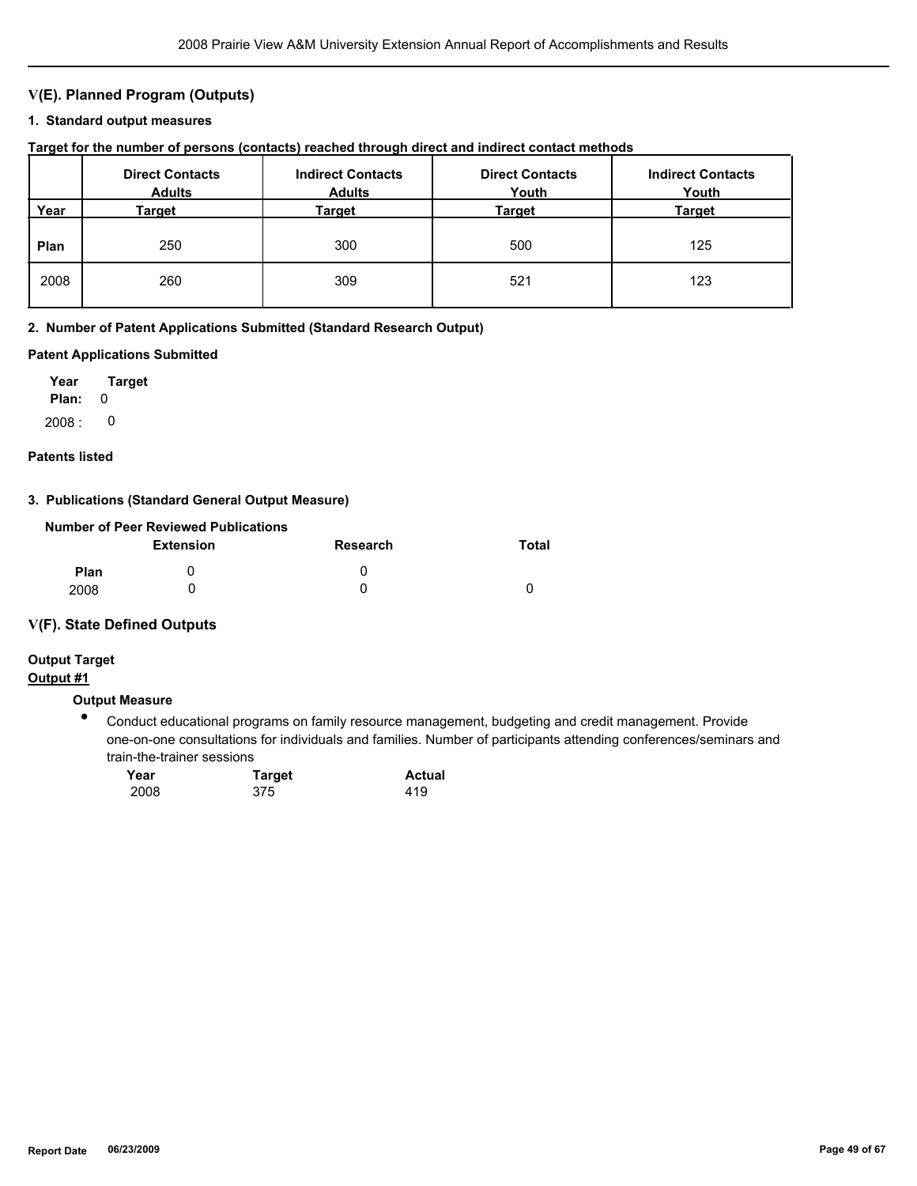## V(E). Planned Program (Outputs)

### 1. Standard output measures

**Target for the number of persons (contacts) reached through direct and indirect contact methods**

| Year | Direct Contacts Adults Target | Indirect Contacts Adults Target | Direct Contacts Youth Target | Indirect Contacts Youth Target |
|---|---|---|---|---|
| **Plan** | 250 | 300 | 500 | 125 |
| 2008 | 260 | 309 | 521 | 123 |

### 2. Number of Patent Applications Submitted (Standard Research Output)

**Patent Applications Submitted**

| Year | Target |
|---|---|
| **Plan:** | 0 |
| 2008 : | 0 |

**Patents listed**

### 3. Publications (Standard General Output Measure)

**Number of Peer Reviewed Publications**

| | Extension | Research | Total |
|---|---|---|---|
| **Plan** | 0 | 0 | |
| 2008 | 0 | 0 | 0 |

## V(F). State Defined Outputs

**Output Target**

**Output #1**

**Output Measure**

- Conduct educational programs on family resource management, budgeting and credit management. Provide one-on-one consultations for individuals and families. Number of participants attending conferences/seminars and train-the-trainer sessions

| Year | Target | Actual |
|---|---|---|
| 2008 | 375 | 419 |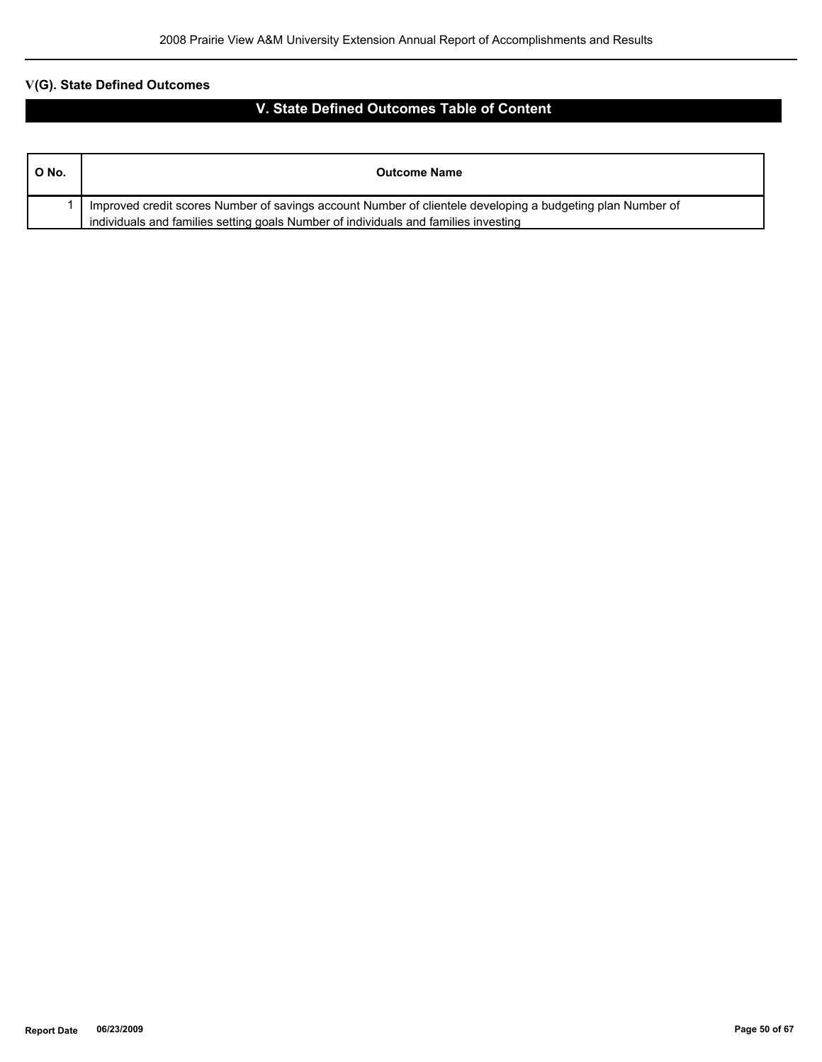## V(G). State Defined Outcomes

# V. State Defined Outcomes Table of Content

| O No. | Outcome Name |
|---|---|
| 1 | Improved credit scores Number of savings account Number of clientele developing a budgeting plan Number of individuals and families setting goals Number of individuals and families investing |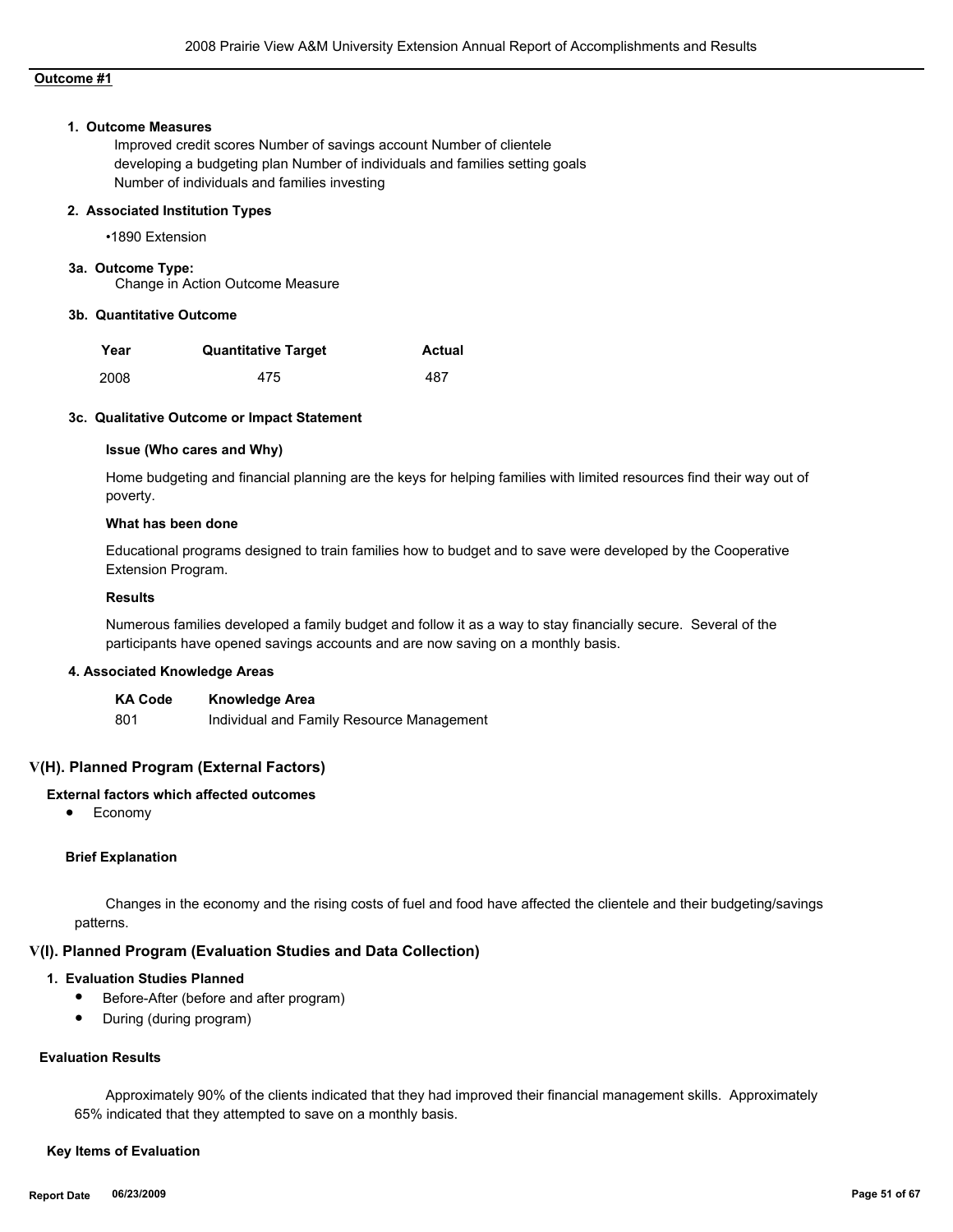**Outcome #1**

**1. Outcome Measures**

Improved credit scores Number of savings account Number of clientele developing a budgeting plan Number of individuals and families setting goals Number of individuals and families investing

**2. Associated Institution Types**

- 1890 Extension

**3a. Outcome Type:**

Change in Action Outcome Measure

**3b. Quantitative Outcome**

| Year | Quantitative Target | Actual |
|---|---|---|
| 2008 | 475 | 487 |

**3c. Qualitative Outcome or Impact Statement**

**Issue (Who cares and Why)**

Home budgeting and financial planning are the keys for helping families with limited resources find their way out of poverty.

**What has been done**

Educational programs designed to train families how to budget and to save were developed by the Cooperative Extension Program.

**Results**

Numerous families developed a family budget and follow it as a way to stay financially secure. Several of the participants have opened savings accounts and are now saving on a monthly basis.

**4. Associated Knowledge Areas**

| KA Code | Knowledge Area |
|---|---|
| 801 | Individual and Family Resource Management |

## V(H). Planned Program (External Factors)

**External factors which affected outcomes**

- Economy

**Brief Explanation**

Changes in the economy and the rising costs of fuel and food have affected the clientele and their budgeting/savings patterns.

## V(I). Planned Program (Evaluation Studies and Data Collection)

**1. Evaluation Studies Planned**

- Before-After (before and after program)
- During (during program)

**Evaluation Results**

Approximately 90% of the clients indicated that they had improved their financial management skills. Approximately 65% indicated that they attempted to save on a monthly basis.

**Key Items of Evaluation**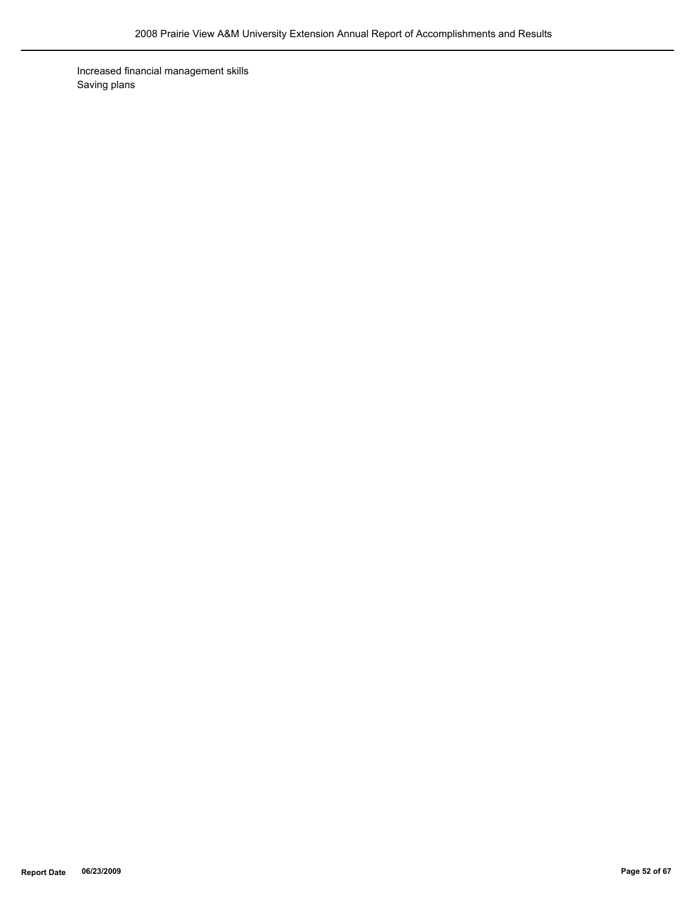Increased financial management skills
Saving plans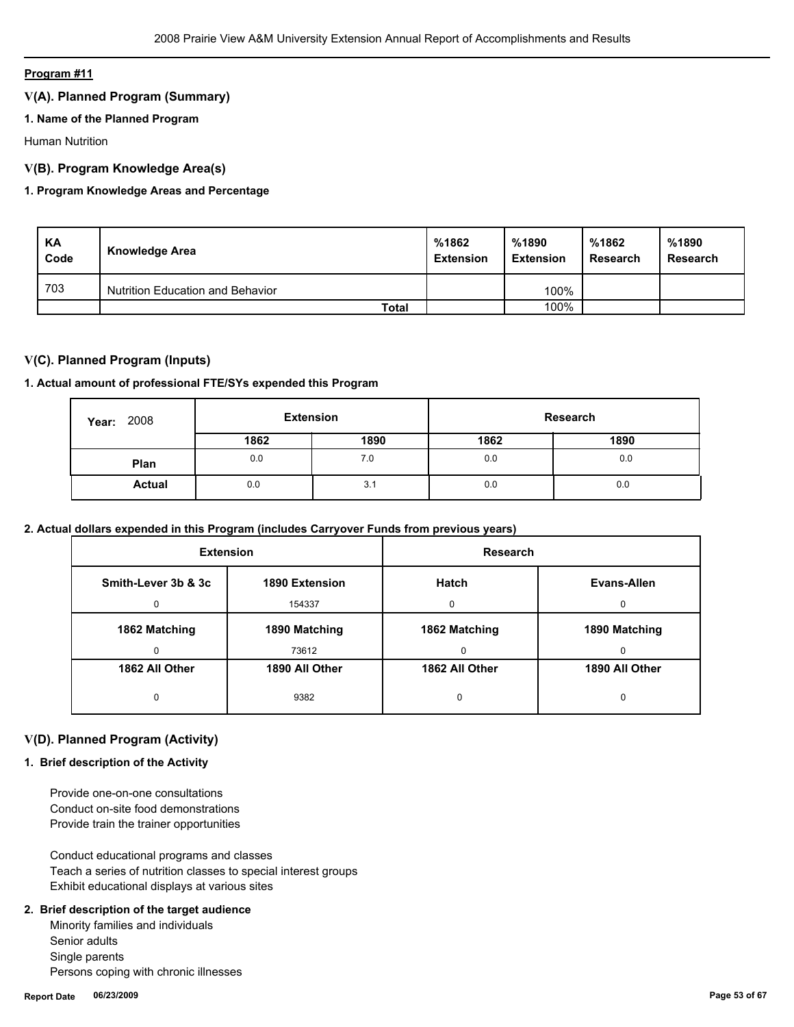**Program #11**

## V(A). Planned Program (Summary)

### 1. Name of the Planned Program

Human Nutrition

## V(B). Program Knowledge Area(s)

### 1. Program Knowledge Areas and Percentage

| KA Code | Knowledge Area | %1862 Extension | %1890 Extension | %1862 Research | %1890 Research |
|---|---|---|---|---|---|
| 703 | Nutrition Education and Behavior | | 100% | | |
| | **Total** | | 100% | | |

## V(C). Planned Program (Inputs)

### 1. Actual amount of professional FTE/SYs expended this Program

| Year: 2008 | Extension | | Research | |
|---|---|---|---|---|
| | 1862 | 1890 | 1862 | 1890 |
| **Plan** | 0.0 | 7.0 | 0.0 | 0.0 |
| **Actual** | 0.0 | 3.1 | 0.0 | 0.0 |

### 2. Actual dollars expended in this Program (includes Carryover Funds from previous years)

| Extension | | Research | |
|---|---|---|---|
| **Smith-Lever 3b & 3c** | **1890 Extension** | **Hatch** | **Evans-Allen** |
| 0 | 154337 | 0 | 0 |
| **1862 Matching** | **1890 Matching** | **1862 Matching** | **1890 Matching** |
| 0 | 73612 | 0 | 0 |
| **1862 All Other** | **1890 All Other** | **1862 All Other** | **1890 All Other** |
| 0 | 9382 | 0 | 0 |

## V(D). Planned Program (Activity)

### 1. Brief description of the Activity

Provide one-on-one consultations
Conduct on-site food demonstrations
Provide train the trainer opportunities

Conduct educational programs and classes
Teach a series of nutrition classes to special interest groups
Exhibit educational displays at various sites

### 2. Brief description of the target audience

Minority families and individuals
Senior adults
Single parents
Persons coping with chronic illnesses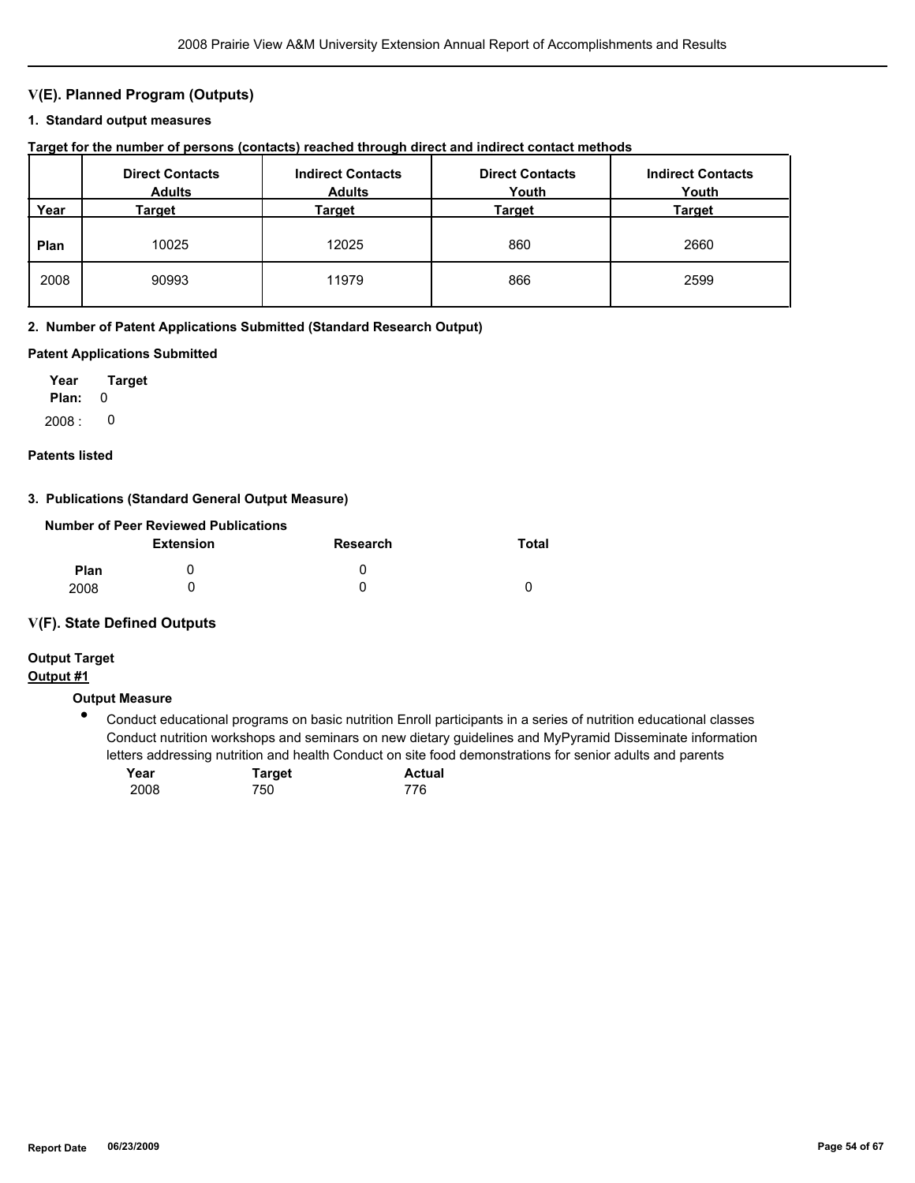## V(E). Planned Program (Outputs)

### 1. Standard output measures

**Target for the number of persons (contacts) reached through direct and indirect contact methods**

| Year | Direct Contacts Adults Target | Indirect Contacts Adults Target | Direct Contacts Youth Target | Indirect Contacts Youth Target |
|---|---|---|---|---|
| **Plan** | 10025 | 12025 | 860 | 2660 |
| 2008 | 90993 | 11979 | 866 | 2599 |

### 2. Number of Patent Applications Submitted (Standard Research Output)

**Patent Applications Submitted**

| Year | Target |
|---|---|
| **Plan:** | 0 |
| 2008 : | 0 |

**Patents listed**

### 3. Publications (Standard General Output Measure)

**Number of Peer Reviewed Publications**

| | Extension | Research | Total |
|---|---|---|---|
| **Plan** | 0 | 0 | |
| 2008 | 0 | 0 | 0 |

## V(F). State Defined Outputs

**Output Target**

**Output #1**

**Output Measure**

- Conduct educational programs on basic nutrition Enroll participants in a series of nutrition educational classes Conduct nutrition workshops and seminars on new dietary guidelines and MyPyramid Disseminate information letters addressing nutrition and health Conduct on site food demonstrations for senior adults and parents

| Year | Target | Actual |
|---|---|---|
| 2008 | 750 | 776 |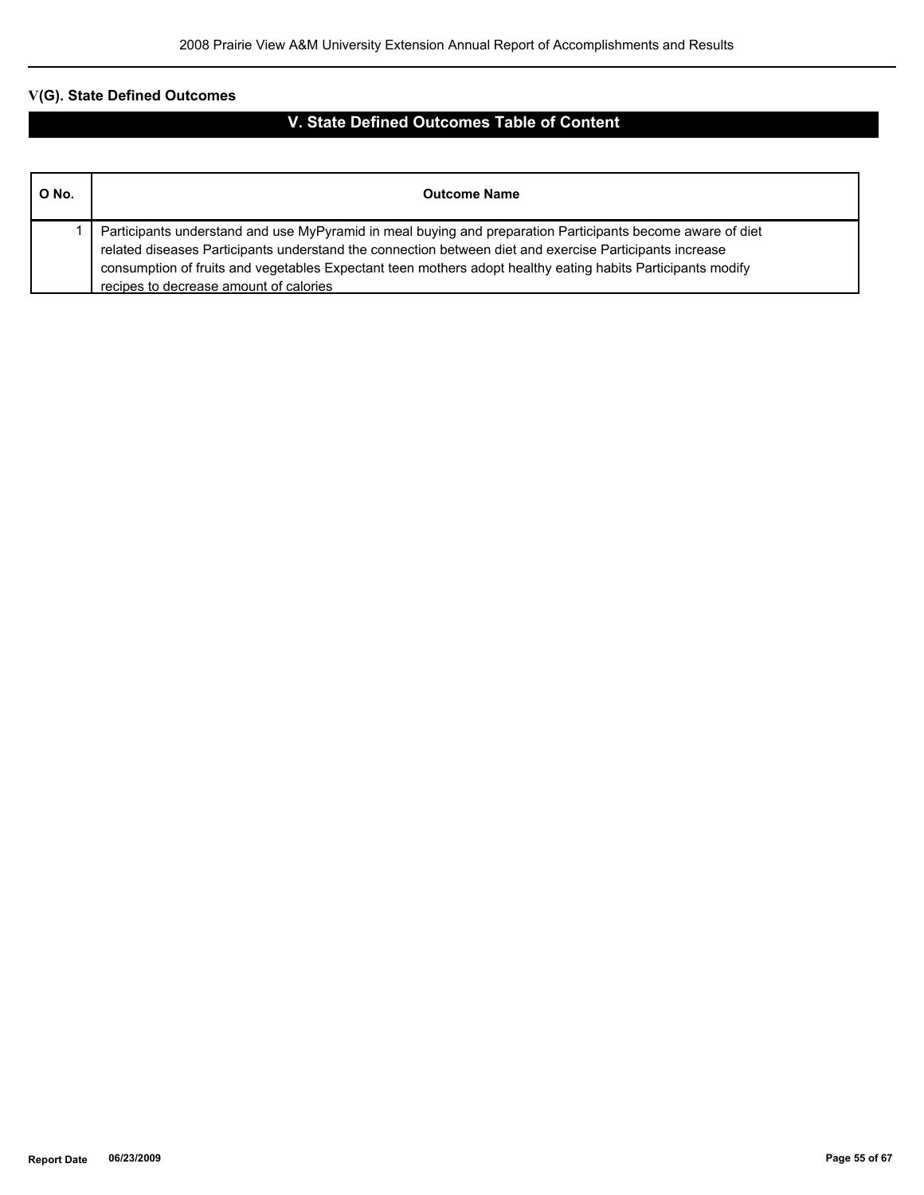## V(G). State Defined Outcomes

### V. State Defined Outcomes Table of Content

| O No. | Outcome Name |
|---|---|
| 1 | Participants understand and use MyPyramid in meal buying and preparation Participants become aware of diet related diseases Participants understand the connection between diet and exercise Participants increase consumption of fruits and vegetables Expectant teen mothers adopt healthy eating habits Participants modify recipes to decrease amount of calories |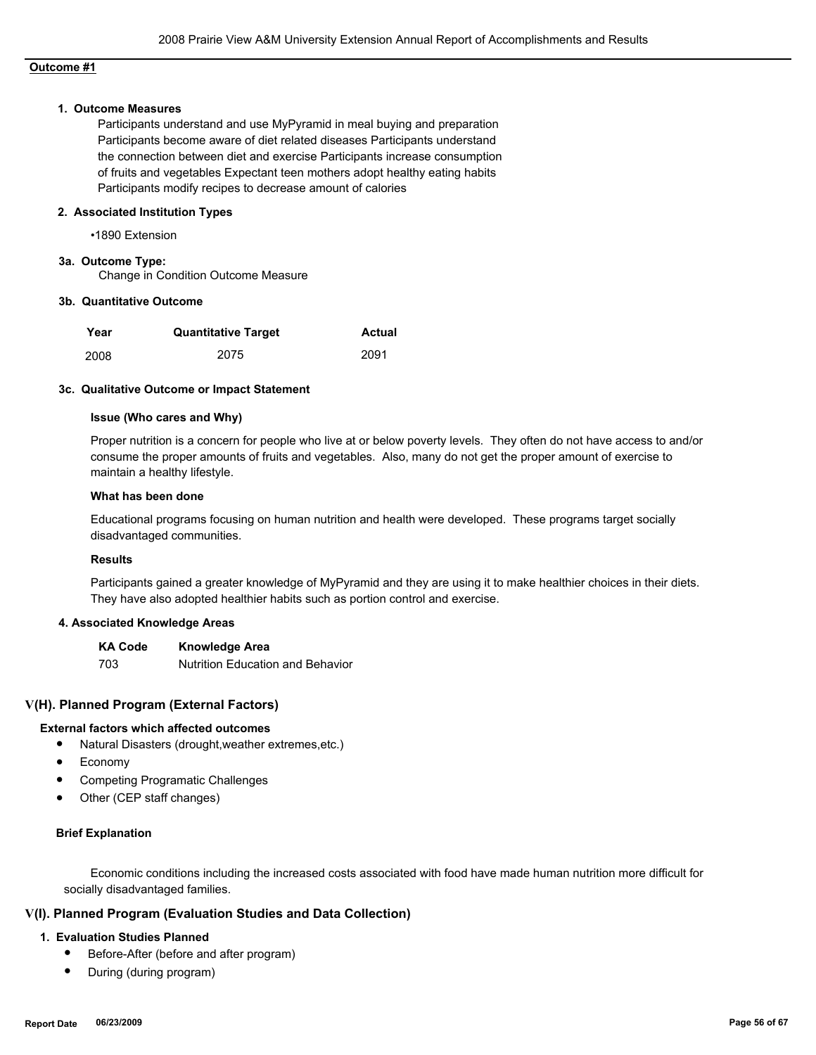**Outcome #1**

### 1. Outcome Measures

Participants understand and use MyPyramid in meal buying and preparation Participants become aware of diet related diseases Participants understand the connection between diet and exercise Participants increase consumption of fruits and vegetables Expectant teen mothers adopt healthy eating habits Participants modify recipes to decrease amount of calories

### 2. Associated Institution Types

- 1890 Extension

### 3a. Outcome Type:

Change in Condition Outcome Measure

### 3b. Quantitative Outcome

| Year | Quantitative Target | Actual |
|---|---|---|
| 2008 | 2075 | 2091 |

### 3c. Qualitative Outcome or Impact Statement

**Issue (Who cares and Why)**

Proper nutrition is a concern for people who live at or below poverty levels. They often do not have access to and/or consume the proper amounts of fruits and vegetables. Also, many do not get the proper amount of exercise to maintain a healthy lifestyle.

**What has been done**

Educational programs focusing on human nutrition and health were developed. These programs target socially disadvantaged communities.

**Results**

Participants gained a greater knowledge of MyPyramid and they are using it to make healthier choices in their diets. They have also adopted healthier habits such as portion control and exercise.

### 4. Associated Knowledge Areas

| KA Code | Knowledge Area |
|---|---|
| 703 | Nutrition Education and Behavior |

## V(H). Planned Program (External Factors)

**External factors which affected outcomes**

- Natural Disasters (drought,weather extremes,etc.)
- Economy
- Competing Programatic Challenges
- Other (CEP staff changes)

**Brief Explanation**

Economic conditions including the increased costs associated with food have made human nutrition more difficult for socially disadvantaged families.

## V(I). Planned Program (Evaluation Studies and Data Collection)

### 1. Evaluation Studies Planned

- Before-After (before and after program)
- During (during program)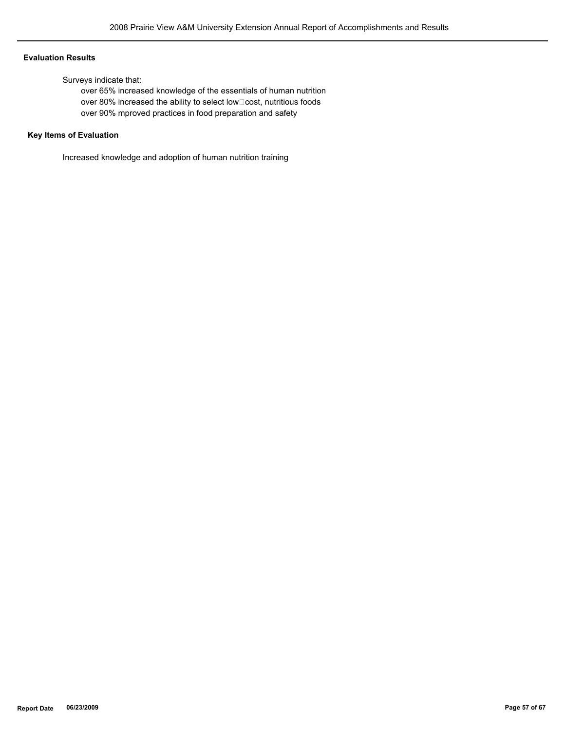**Evaluation Results**

Surveys indicate that:

over 65% increased knowledge of the essentials of human nutrition
over 80% increased the ability to select low‑cost, nutritious foods
over 90% mproved practices in food preparation and safety

**Key Items of Evaluation**

Increased knowledge and adoption of human nutrition training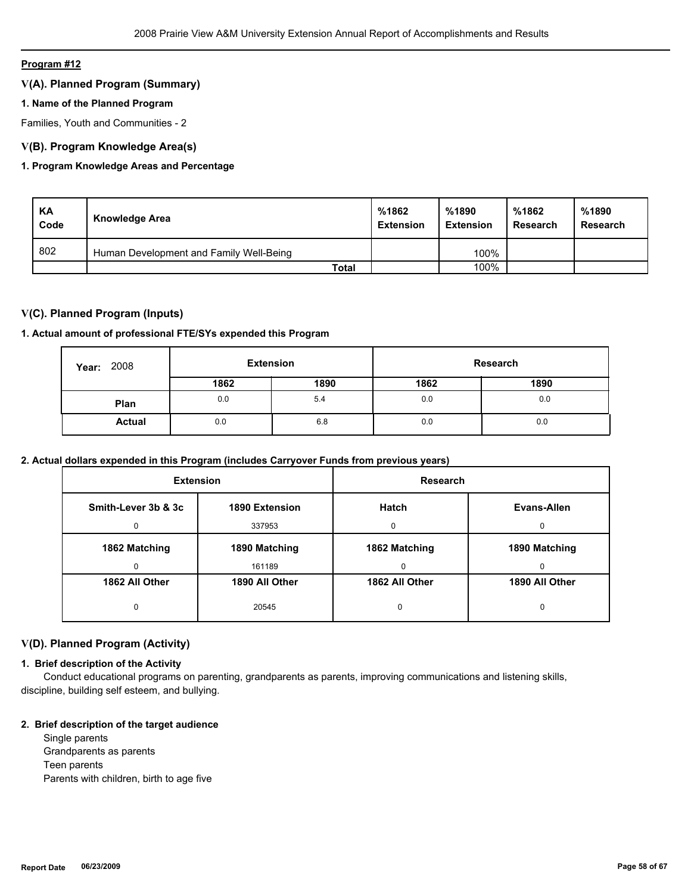**Program #12**

## V(A). Planned Program (Summary)

### 1. Name of the Planned Program

Families, Youth and Communities - 2

## V(B). Program Knowledge Area(s)

### 1. Program Knowledge Areas and Percentage

| KA Code | Knowledge Area | %1862 Extension | %1890 Extension | %1862 Research | %1890 Research |
|---|---|---|---|---|---|
| 802 | Human Development and Family Well-Being | | 100% | | |
| | **Total** | | 100% | | |

## V(C). Planned Program (Inputs)

### 1. Actual amount of professional FTE/SYs expended this Program

| Year: 2008 | Extension | | Research | |
|---|---|---|---|---|
| | **1862** | **1890** | **1862** | **1890** |
| **Plan** | 0.0 | 5.4 | 0.0 | 0.0 |
| **Actual** | 0.0 | 6.8 | 0.0 | 0.0 |

### 2. Actual dollars expended in this Program (includes Carryover Funds from previous years)

| Extension | | Research | |
|---|---|---|---|
| **Smith-Lever 3b & 3c** | **1890 Extension** | **Hatch** | **Evans-Allen** |
| 0 | 337953 | 0 | 0 |
| **1862 Matching** | **1890 Matching** | **1862 Matching** | **1890 Matching** |
| 0 | 161189 | 0 | 0 |
| **1862 All Other** | **1890 All Other** | **1862 All Other** | **1890 All Other** |
| 0 | 20545 | 0 | 0 |

## V(D). Planned Program (Activity)

### 1. Brief description of the Activity

Conduct educational programs on parenting, grandparents as parents, improving communications and listening skills, discipline, building self esteem, and bullying.

### 2. Brief description of the target audience

Single parents
Grandparents as parents
Teen parents
Parents with children, birth to age five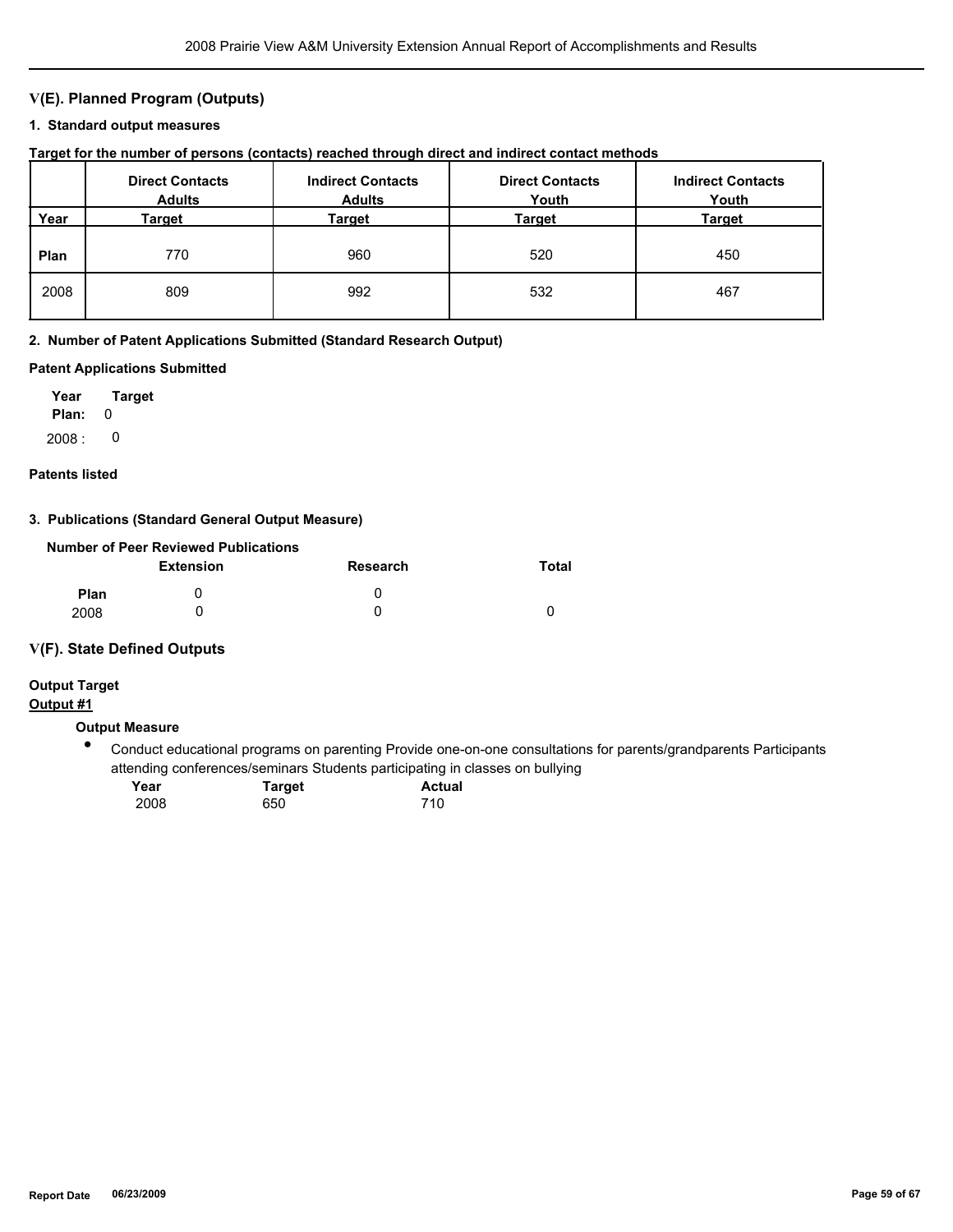## V(E). Planned Program (Outputs)

### 1. Standard output measures

**Target for the number of persons (contacts) reached through direct and indirect contact methods**

| Year | Direct Contacts Adults Target | Indirect Contacts Adults Target | Direct Contacts Youth Target | Indirect Contacts Youth Target |
|---|---|---|---|---|
| **Plan** | 770 | 960 | 520 | 450 |
| 2008 | 809 | 992 | 532 | 467 |

### 2. Number of Patent Applications Submitted (Standard Research Output)

**Patent Applications Submitted**

| Year | Target |
|---|---|
| **Plan:** | 0 |
| 2008 : | 0 |

**Patents listed**

### 3. Publications (Standard General Output Measure)

**Number of Peer Reviewed Publications**

| | Extension | Research | Total |
|---|---|---|---|
| **Plan** | 0 | 0 | |
| 2008 | 0 | 0 | 0 |

## V(F). State Defined Outputs

**Output Target**

**Output #1**

**Output Measure**

- Conduct educational programs on parenting Provide one-on-one consultations for parents/grandparents Participants attending conferences/seminars Students participating in classes on bullying

| Year | Target | Actual |
|---|---|---|
| 2008 | 650 | 710 |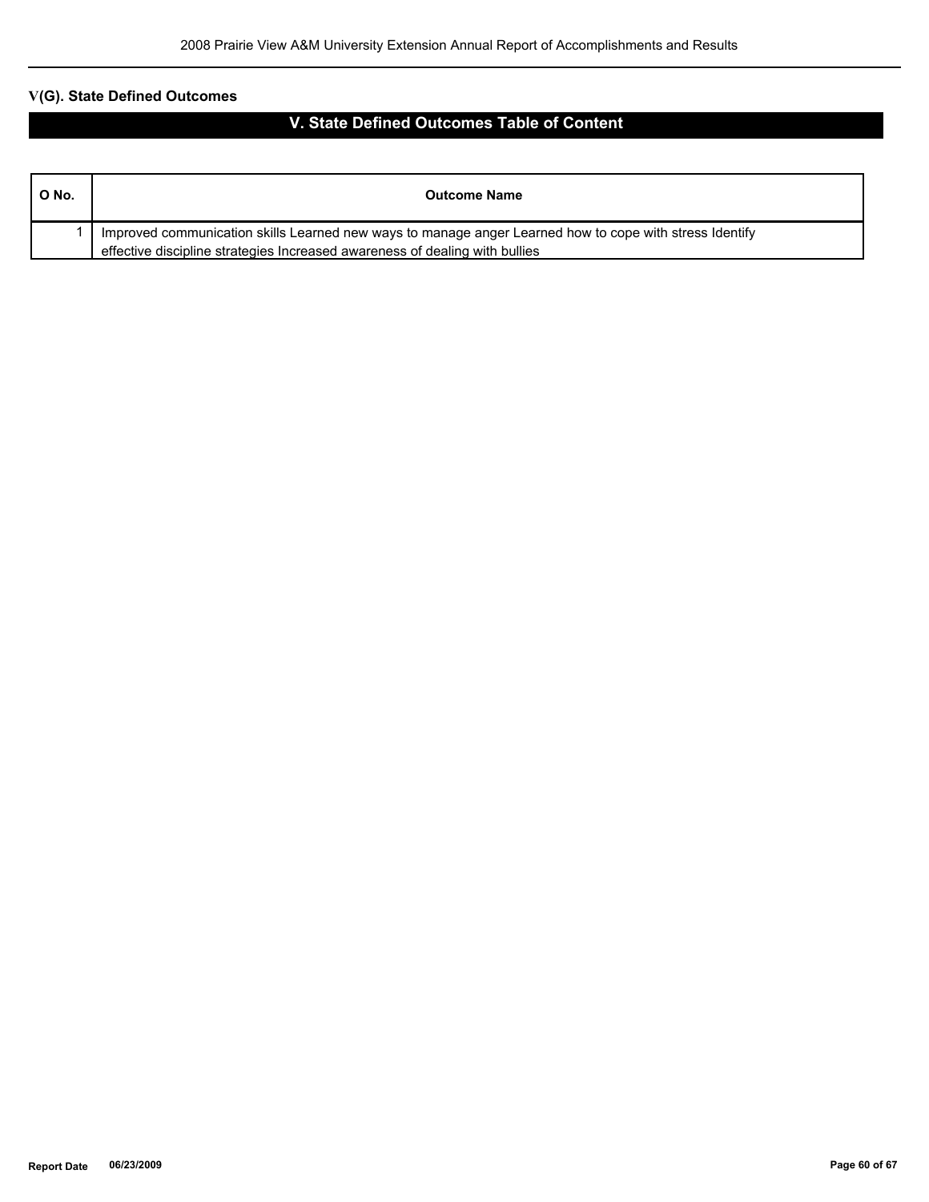## V(G). State Defined Outcomes

## V. State Defined Outcomes Table of Content

| O No. | Outcome Name |
|---|---|
| 1 | Improved communication skills Learned new ways to manage anger Learned how to cope with stress Identify effective discipline strategies Increased awareness of dealing with bullies |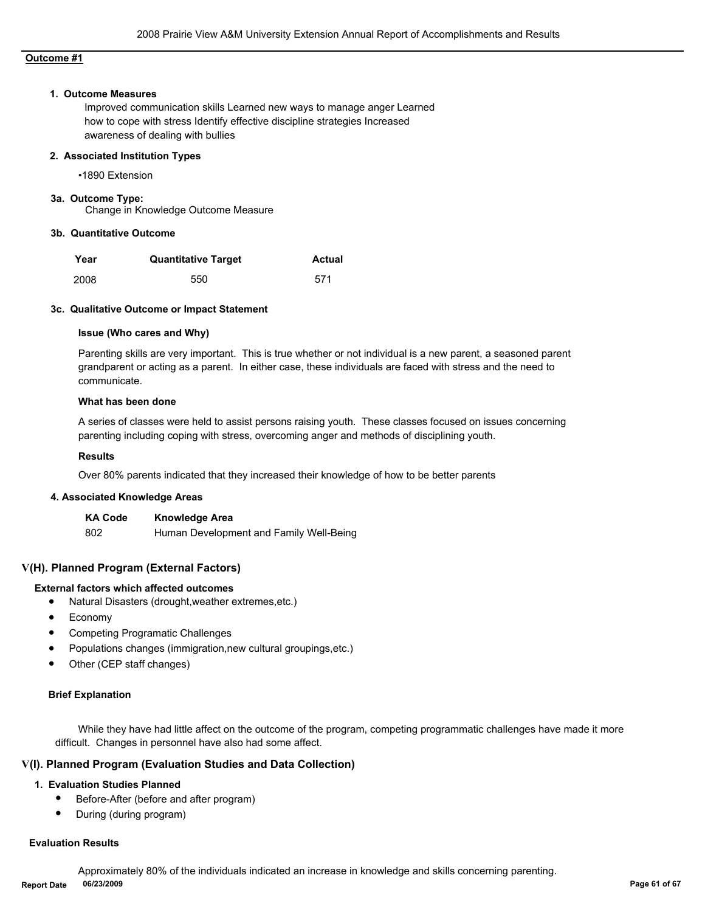**Outcome #1**

**1. Outcome Measures**

Improved communication skills Learned new ways to manage anger Learned how to cope with stress Identify effective discipline strategies Increased awareness of dealing with bullies

**2. Associated Institution Types**

•1890 Extension

**3a. Outcome Type:**

Change in Knowledge Outcome Measure

**3b. Quantitative Outcome**

| Year | Quantitative Target | Actual |
|---|---|---|
| 2008 | 550 | 571 |

**3c. Qualitative Outcome or Impact Statement**

**Issue (Who cares and Why)**

Parenting skills are very important. This is true whether or not individual is a new parent, a seasoned parent grandparent or acting as a parent. In either case, these individuals are faced with stress and the need to communicate.

**What has been done**

A series of classes were held to assist persons raising youth. These classes focused on issues concerning parenting including coping with stress, overcoming anger and methods of disciplining youth.

**Results**

Over 80% parents indicated that they increased their knowledge of how to be better parents

**4. Associated Knowledge Areas**

| KA Code | Knowledge Area |
|---|---|
| 802 | Human Development and Family Well-Being |

## V(H). Planned Program (External Factors)

**External factors which affected outcomes**

- Natural Disasters (drought,weather extremes,etc.)
- Economy
- Competing Programatic Challenges
- Populations changes (immigration,new cultural groupings,etc.)
- Other (CEP staff changes)

**Brief Explanation**

While they have had little affect on the outcome of the program, competing programmatic challenges have made it more difficult. Changes in personnel have also had some affect.

## V(I). Planned Program (Evaluation Studies and Data Collection)

**1. Evaluation Studies Planned**

- Before-After (before and after program)
- During (during program)

**Evaluation Results**

Approximately 80% of the individuals indicated an increase in knowledge and skills concerning parenting.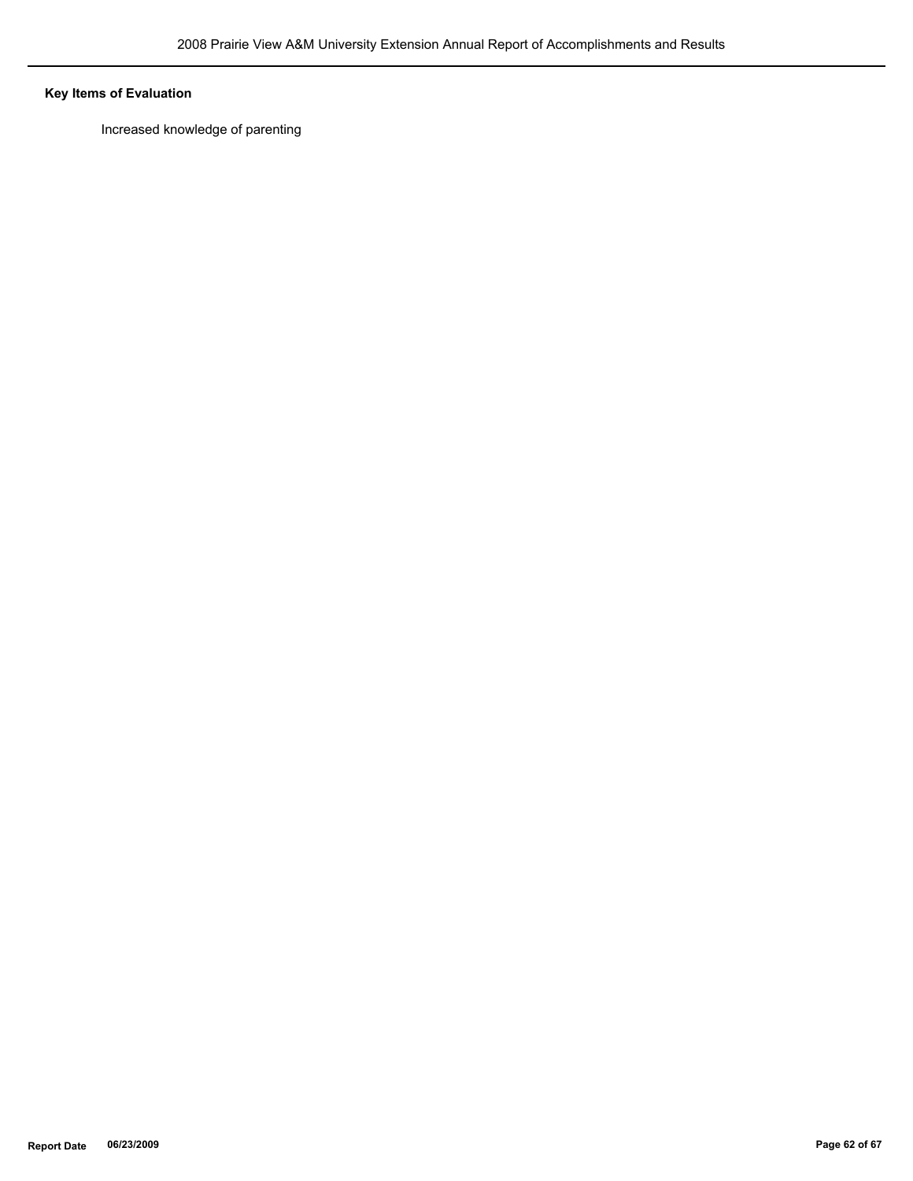**Key Items of Evaluation**

Increased knowledge of parenting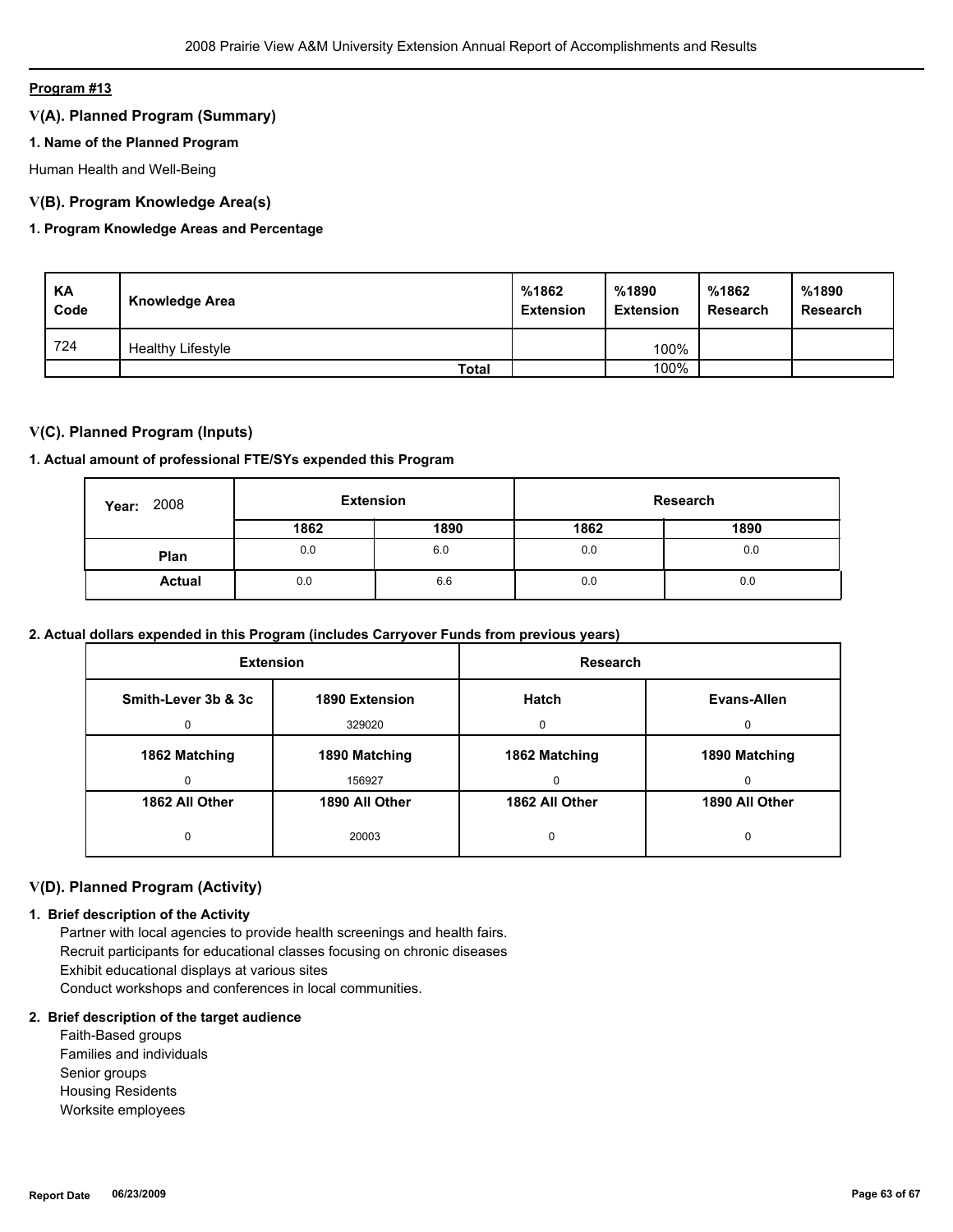**Program #13**

## V(A). Planned Program (Summary)

### 1. Name of the Planned Program

Human Health and Well-Being

## V(B). Program Knowledge Area(s)

### 1. Program Knowledge Areas and Percentage

| KA Code | Knowledge Area | %1862 Extension | %1890 Extension | %1862 Research | %1890 Research |
|---|---|---|---|---|---|
| 724 | Healthy Lifestyle | | 100% | | |
| | **Total** | | 100% | | |

## V(C). Planned Program (Inputs)

### 1. Actual amount of professional FTE/SYs expended this Program

| Year: 2008 | Extension | | Research | |
|---|---|---|---|---|
| | 1862 | 1890 | 1862 | 1890 |
| **Plan** | 0.0 | 6.0 | 0.0 | 0.0 |
| **Actual** | 0.0 | 6.6 | 0.0 | 0.0 |

### 2. Actual dollars expended in this Program (includes Carryover Funds from previous years)

| Extension | | Research | |
|---|---|---|---|
| **Smith-Lever 3b & 3c** | **1890 Extension** | **Hatch** | **Evans-Allen** |
| 0 | 329020 | 0 | 0 |
| **1862 Matching** | **1890 Matching** | **1862 Matching** | **1890 Matching** |
| 0 | 156927 | 0 | 0 |
| **1862 All Other** | **1890 All Other** | **1862 All Other** | **1890 All Other** |
| 0 | 20003 | 0 | 0 |

## V(D). Planned Program (Activity)

### 1. Brief description of the Activity

Partner with local agencies to provide health screenings and health fairs.
Recruit participants for educational classes focusing on chronic diseases
Exhibit educational displays at various sites
Conduct workshops and conferences in local communities.

### 2. Brief description of the target audience

Faith-Based groups
Families and individuals
Senior groups
Housing Residents
Worksite employees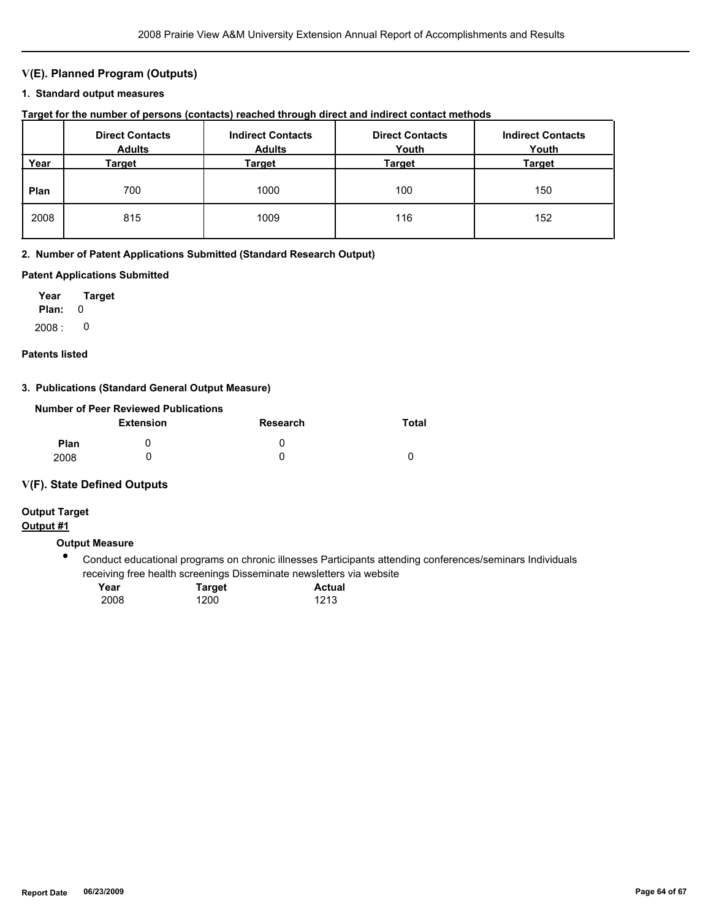## V(E). Planned Program (Outputs)

### 1. Standard output measures

**Target for the number of persons (contacts) reached through direct and indirect contact methods**

| Year | Direct Contacts Adults Target | Indirect Contacts Adults Target | Direct Contacts Youth Target | Indirect Contacts Youth Target |
|---|---|---|---|---|
| **Plan** | 700 | 1000 | 100 | 150 |
| 2008 | 815 | 1009 | 116 | 152 |

### 2. Number of Patent Applications Submitted (Standard Research Output)

**Patent Applications Submitted**

| Year | Target |
|---|---|
| **Plan:** | 0 |
| 2008 : | 0 |

**Patents listed**

### 3. Publications (Standard General Output Measure)

**Number of Peer Reviewed Publications**

| | Extension | Research | Total |
|---|---|---|---|
| **Plan** | 0 | 0 | |
| 2008 | 0 | 0 | 0 |

## V(F). State Defined Outputs

**Output Target**

**Output #1**

**Output Measure**

- Conduct educational programs on chronic illnesses Participants attending conferences/seminars Individuals receiving free health screenings Disseminate newsletters via website

| Year | Target | Actual |
|---|---|---|
| 2008 | 1200 | 1213 |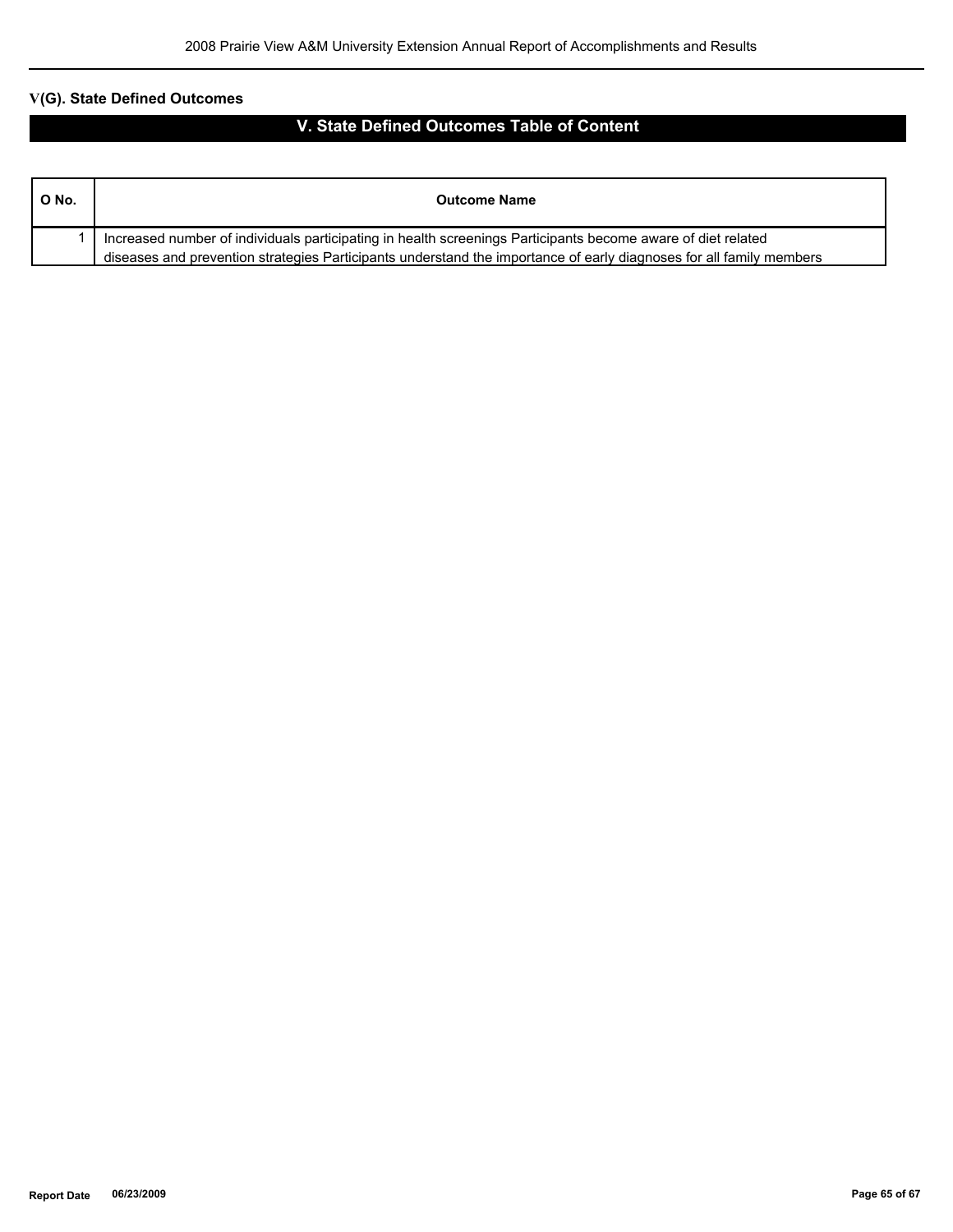## V(G). State Defined Outcomes

### V. State Defined Outcomes Table of Content

| O No. | Outcome Name |
|---|---|
| 1 | Increased number of individuals participating in health screenings Participants become aware of diet related diseases and prevention strategies Participants understand the importance of early diagnoses for all family members |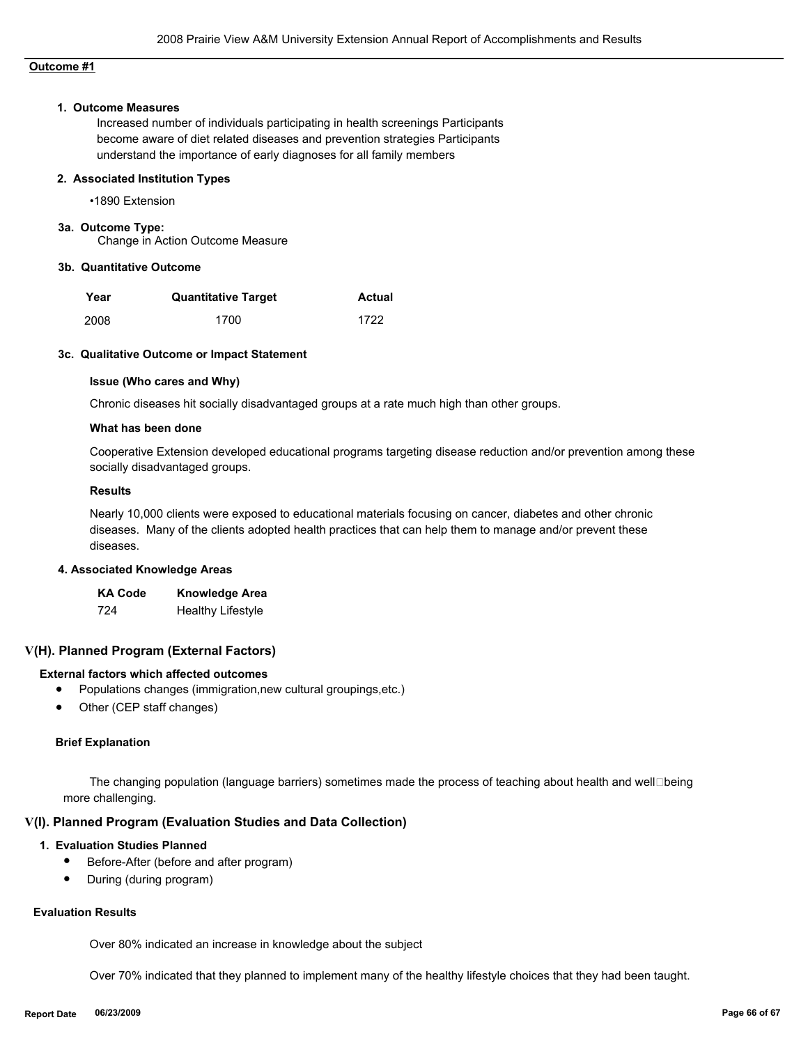**Outcome #1**

**1. Outcome Measures**

Increased number of individuals participating in health screenings Participants become aware of diet related diseases and prevention strategies Participants understand the importance of early diagnoses for all family members

**2. Associated Institution Types**

•1890 Extension

**3a. Outcome Type:**

Change in Action Outcome Measure

**3b. Quantitative Outcome**

| Year | Quantitative Target | Actual |
|---|---|---|
| 2008 | 1700 | 1722 |

**3c. Qualitative Outcome or Impact Statement**

**Issue (Who cares and Why)**

Chronic diseases hit socially disadvantaged groups at a rate much high than other groups.

**What has been done**

Cooperative Extension developed educational programs targeting disease reduction and/or prevention among these socially disadvantaged groups.

**Results**

Nearly 10,000 clients were exposed to educational materials focusing on cancer, diabetes and other chronic diseases. Many of the clients adopted health practices that can help them to manage and/or prevent these diseases.

**4. Associated Knowledge Areas**

| KA Code | Knowledge Area |
|---|---|
| 724 | Healthy Lifestyle |

## V(H). Planned Program (External Factors)

**External factors which affected outcomes**

- Populations changes (immigration,new cultural groupings,etc.)
- Other (CEP staff changes)

**Brief Explanation**

The changing population (language barriers) sometimes made the process of teaching about health and well being more challenging.

## V(I). Planned Program (Evaluation Studies and Data Collection)

**1. Evaluation Studies Planned**

- Before-After (before and after program)
- During (during program)

**Evaluation Results**

Over 80% indicated an increase in knowledge about the subject

Over 70% indicated that they planned to implement many of the healthy lifestyle choices that they had been taught.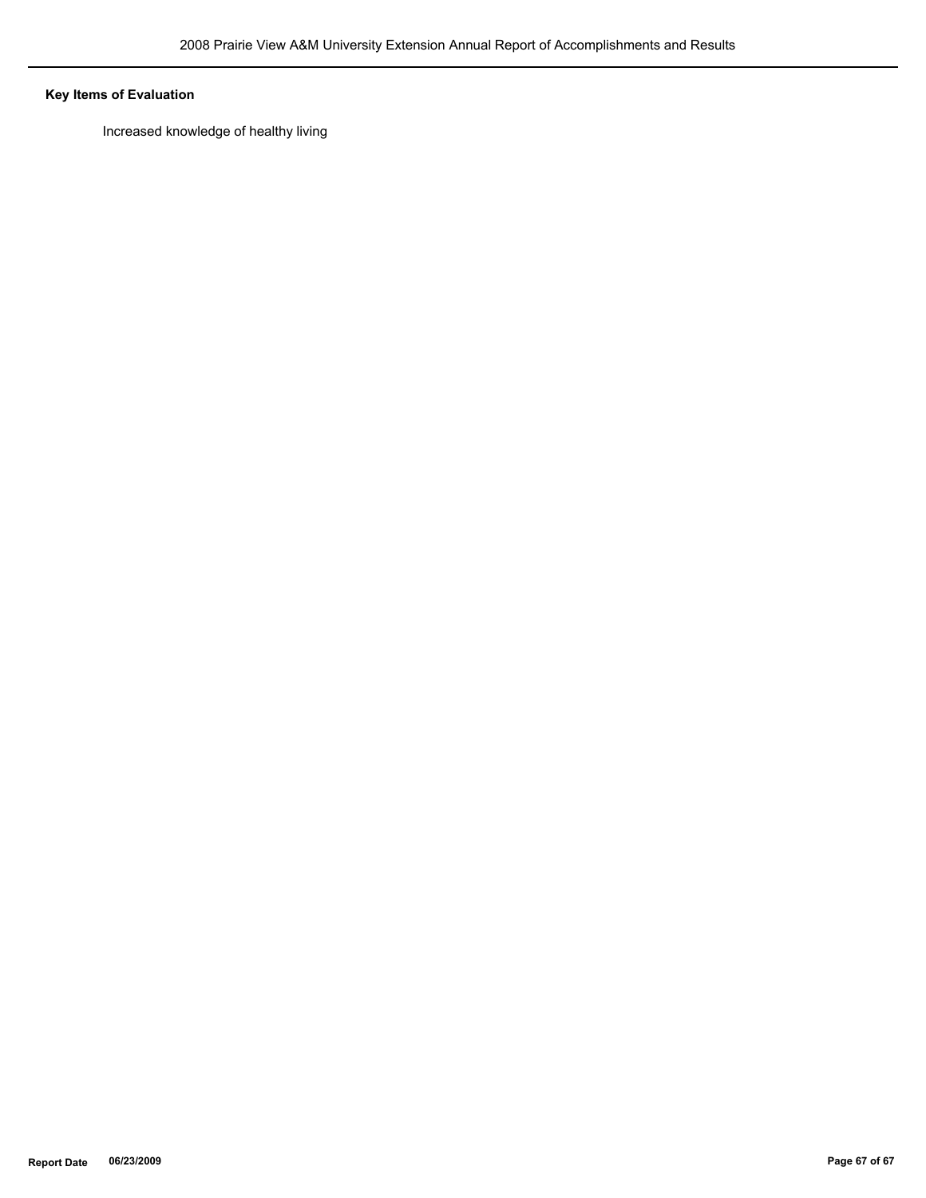**Key Items of Evaluation**

Increased knowledge of healthy living